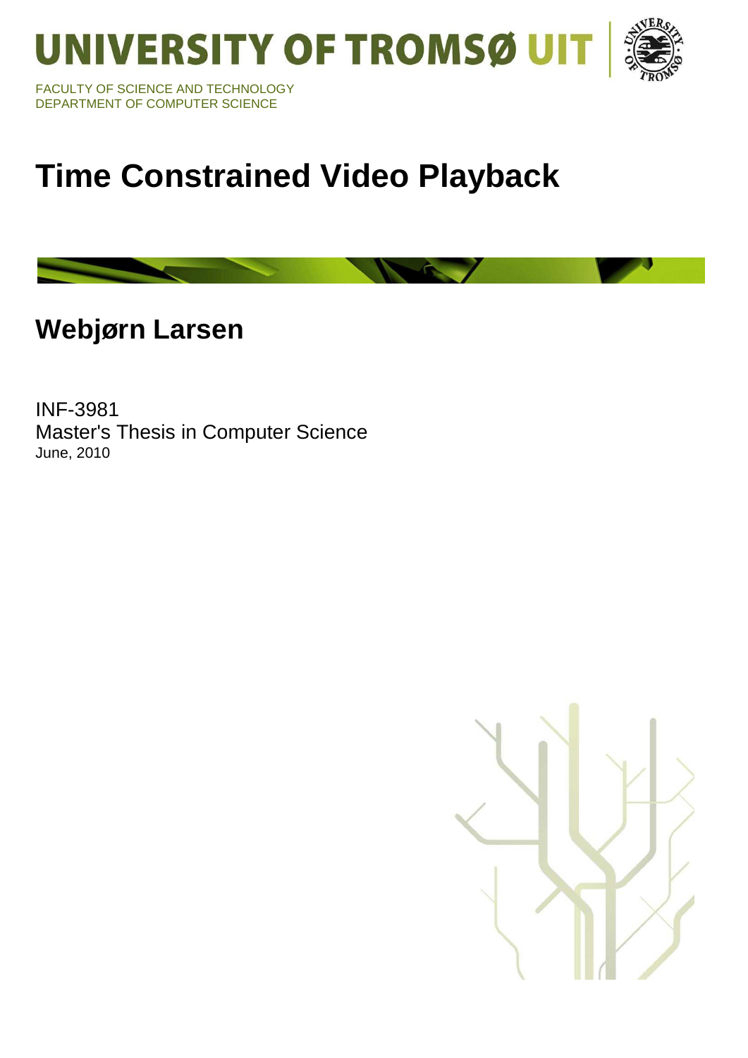UNIVERSITY OF TROMSØ UIT

FACULTY OF SCIENCE AND TECHNOLOGY
DEPARTMENT OF COMPUTER SCIENCE

# Time Constrained Video Playback

## Webjørn Larsen

INF-3981
Master's Thesis in Computer Science
June, 2010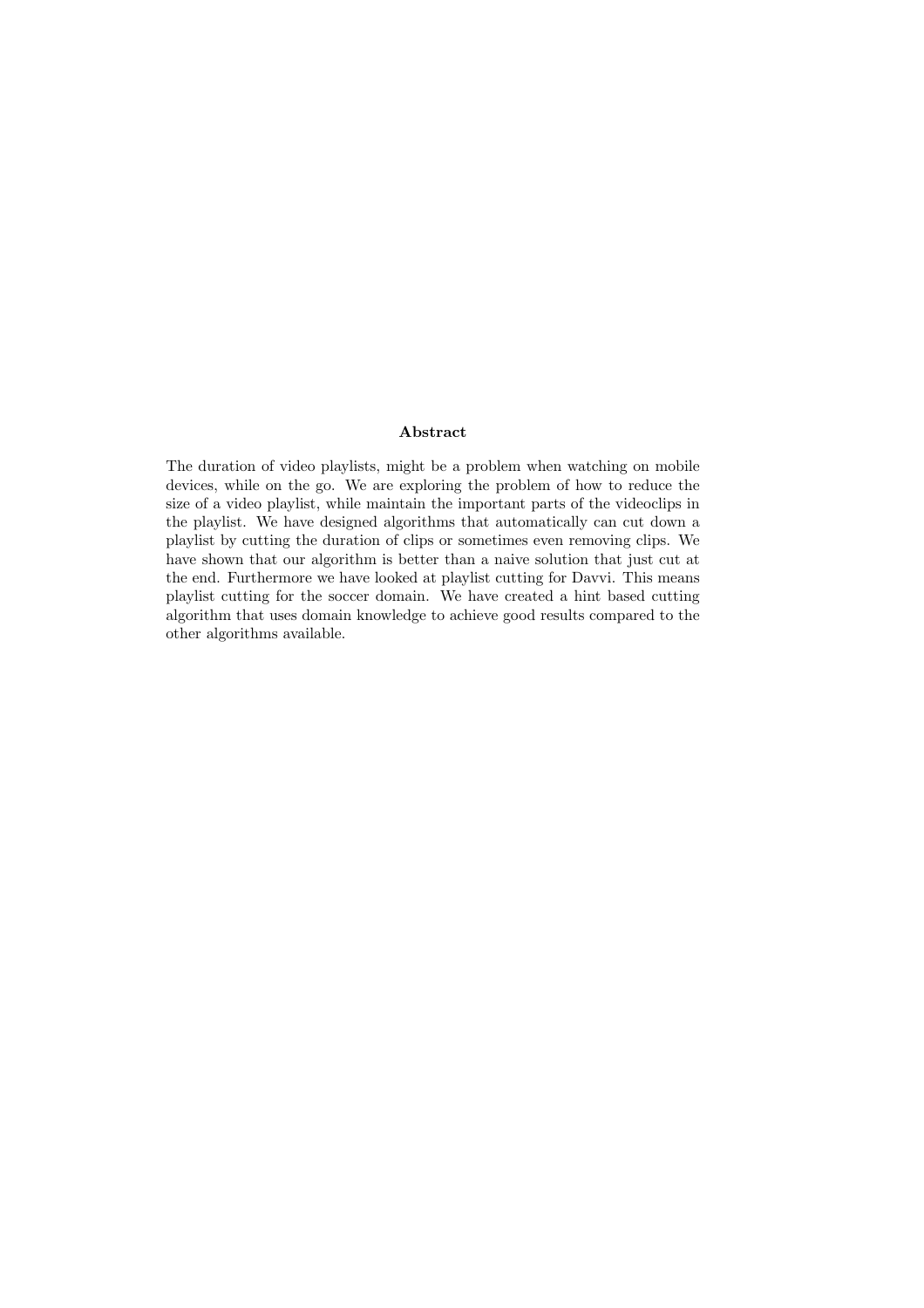## Abstract

The duration of video playlists, might be a problem when watching on mobile devices, while on the go. We are exploring the problem of how to reduce the size of a video playlist, while maintain the important parts of the videoclips in the playlist. We have designed algorithms that automatically can cut down a playlist by cutting the duration of clips or sometimes even removing clips. We have shown that our algorithm is better than a naive solution that just cut at the end. Furthermore we have looked at playlist cutting for Davvi. This means playlist cutting for the soccer domain. We have created a hint based cutting algorithm that uses domain knowledge to achieve good results compared to the other algorithms available.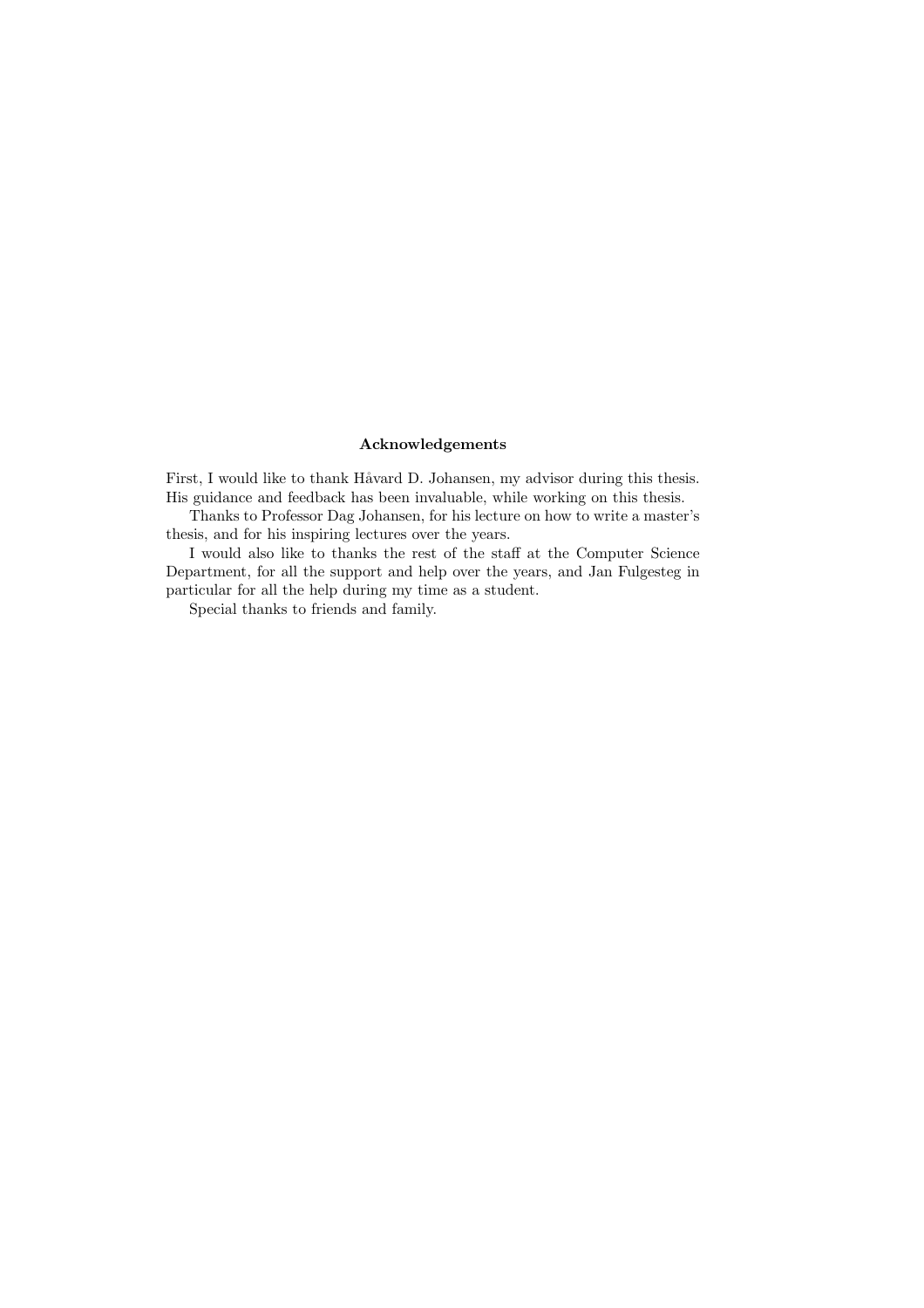## Acknowledgements

First, I would like to thank Håvard D. Johansen, my advisor during this thesis. His guidance and feedback has been invaluable, while working on this thesis.

Thanks to Professor Dag Johansen, for his lecture on how to write a master's thesis, and for his inspiring lectures over the years.

I would also like to thanks the rest of the staff at the Computer Science Department, for all the support and help over the years, and Jan Fulgesteg in particular for all the help during my time as a student.

Special thanks to friends and family.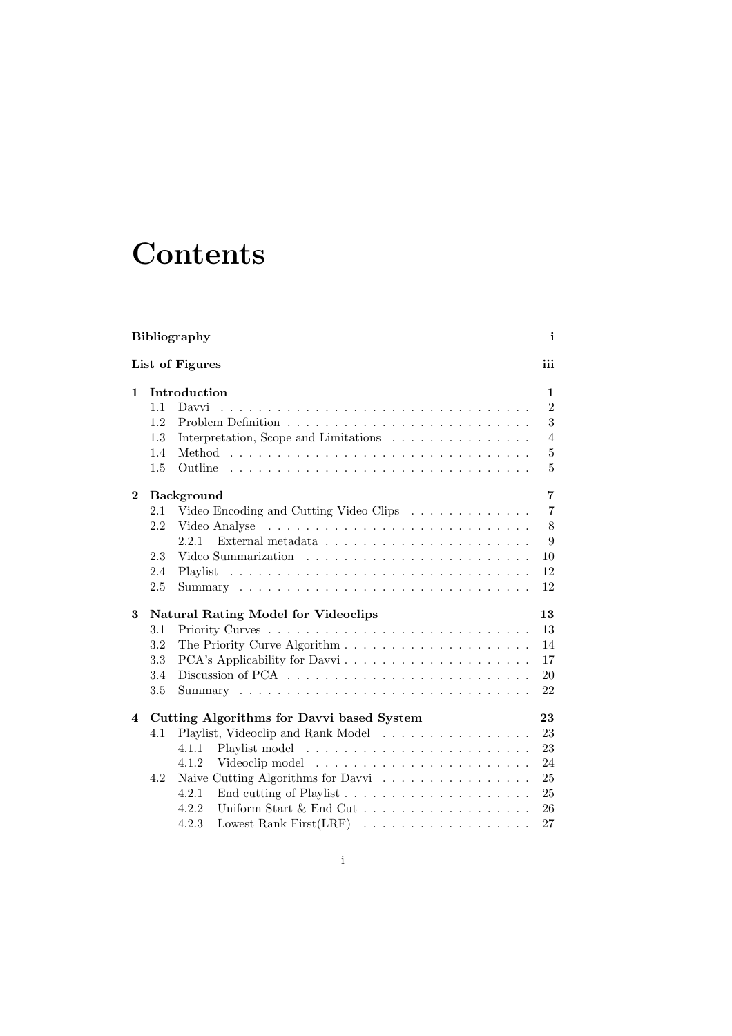# Contents

**Bibliography** i

**List of Figures** iii

**1 Introduction** 1

- 1.1 Davvi . . . . . . . . . . . . . . . . . . . . . . . . . . . . . . . . . 2
- 1.2 Problem Definition . . . . . . . . . . . . . . . . . . . . . . . . . . 3
- 1.3 Interpretation, Scope and Limitations . . . . . . . . . . . . . . . 4
- 1.4 Method . . . . . . . . . . . . . . . . . . . . . . . . . . . . . . . . 5
- 1.5 Outline . . . . . . . . . . . . . . . . . . . . . . . . . . . . . . . . 5

**2 Background** 7

- 2.1 Video Encoding and Cutting Video Clips . . . . . . . . . . . . . 7
- 2.2 Video Analyse . . . . . . . . . . . . . . . . . . . . . . . . . . . . 8
  - 2.2.1 External metadata . . . . . . . . . . . . . . . . . . . . . . 9
- 2.3 Video Summarization . . . . . . . . . . . . . . . . . . . . . . . . 10
- 2.4 Playlist . . . . . . . . . . . . . . . . . . . . . . . . . . . . . . . . 12
- 2.5 Summary . . . . . . . . . . . . . . . . . . . . . . . . . . . . . . . 12

**3 Natural Rating Model for Videoclips** 13

- 3.1 Priority Curves . . . . . . . . . . . . . . . . . . . . . . . . . . . . 13
- 3.2 The Priority Curve Algorithm . . . . . . . . . . . . . . . . . . . . 14
- 3.3 PCA's Applicability for Davvi . . . . . . . . . . . . . . . . . . . . 17
- 3.4 Discussion of PCA . . . . . . . . . . . . . . . . . . . . . . . . . . 20
- 3.5 Summary . . . . . . . . . . . . . . . . . . . . . . . . . . . . . . . 22

**4 Cutting Algorithms for Davvi based System** 23

- 4.1 Playlist, Videoclip and Rank Model . . . . . . . . . . . . . . . . 23
  - 4.1.1 Playlist model . . . . . . . . . . . . . . . . . . . . . . . . 23
  - 4.1.2 Videoclip model . . . . . . . . . . . . . . . . . . . . . . . 24
- 4.2 Naive Cutting Algorithms for Davvi . . . . . . . . . . . . . . . . 25
  - 4.2.1 End cutting of Playlist . . . . . . . . . . . . . . . . . . . . 25
  - 4.2.2 Uniform Start & End Cut . . . . . . . . . . . . . . . . . . . 26
  - 4.2.3 Lowest Rank First(LRF) . . . . . . . . . . . . . . . . . . . 27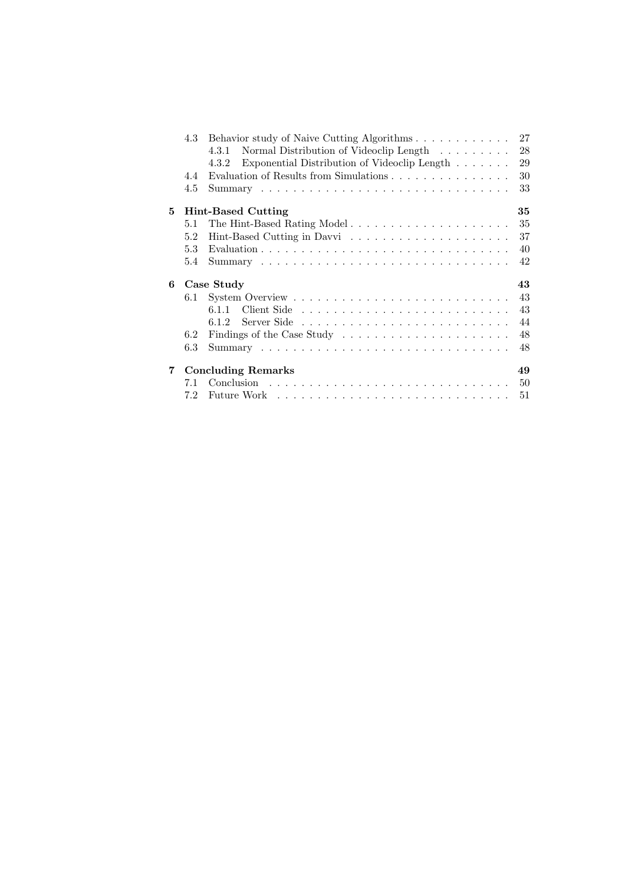- 4.3 Behavior study of Naive Cutting Algorithms . . . . . . . . . . . . 27
  - 4.3.1 Normal Distribution of Videoclip Length . . . . . . . . . 28
  - 4.3.2 Exponential Distribution of Videoclip Length . . . . . . . 29
- 4.4 Evaluation of Results from Simulations . . . . . . . . . . . . . . . 30
- 4.5 Summary . . . . . . . . . . . . . . . . . . . . . . . . . . . . . . 33

**5 Hint-Based Cutting** **35**

- 5.1 The Hint-Based Rating Model . . . . . . . . . . . . . . . . . . . . 35
- 5.2 Hint-Based Cutting in Davvi . . . . . . . . . . . . . . . . . . . . 37
- 5.3 Evaluation . . . . . . . . . . . . . . . . . . . . . . . . . . . . . . 40
- 5.4 Summary . . . . . . . . . . . . . . . . . . . . . . . . . . . . . . 42

**6 Case Study** **43**

- 6.1 System Overview . . . . . . . . . . . . . . . . . . . . . . . . . . 43
  - 6.1.1 Client Side . . . . . . . . . . . . . . . . . . . . . . . . . 43
  - 6.1.2 Server Side . . . . . . . . . . . . . . . . . . . . . . . . . 44
- 6.2 Findings of the Case Study . . . . . . . . . . . . . . . . . . . . . 48
- 6.3 Summary . . . . . . . . . . . . . . . . . . . . . . . . . . . . . . 48

**7 Concluding Remarks** **49**

- 7.1 Conclusion . . . . . . . . . . . . . . . . . . . . . . . . . . . . . 50
- 7.2 Future Work . . . . . . . . . . . . . . . . . . . . . . . . . . . . 51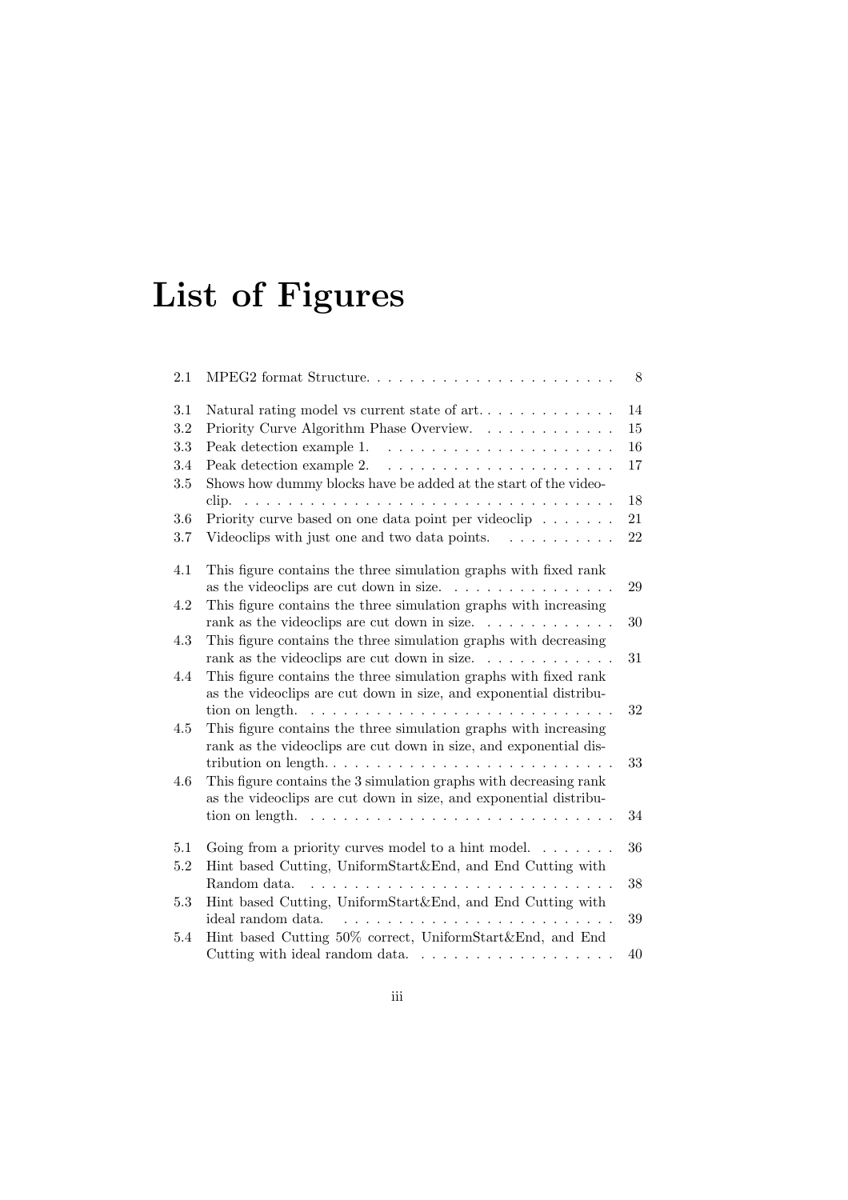# List of Figures

| | | |
|---|---|---|
| 2.1 | MPEG2 format Structure. | 8 |
| 3.1 | Natural rating model vs current state of art. | 14 |
| 3.2 | Priority Curve Algorithm Phase Overview. | 15 |
| 3.3 | Peak detection example 1. | 16 |
| 3.4 | Peak detection example 2. | 17 |
| 3.5 | Shows how dummy blocks have be added at the start of the videoclip. | 18 |
| 3.6 | Priority curve based on one data point per videoclip | 21 |
| 3.7 | Videoclips with just one and two data points. | 22 |
| 4.1 | This figure contains the three simulation graphs with fixed rank as the videoclips are cut down in size. | 29 |
| 4.2 | This figure contains the three simulation graphs with increasing rank as the videoclips are cut down in size. | 30 |
| 4.3 | This figure contains the three simulation graphs with decreasing rank as the videoclips are cut down in size. | 31 |
| 4.4 | This figure contains the three simulation graphs with fixed rank as the videoclips are cut down in size, and exponential distribution on length. | 32 |
| 4.5 | This figure contains the three simulation graphs with increasing rank as the videoclips are cut down in size, and exponential distribution on length. | 33 |
| 4.6 | This figure contains the 3 simulation graphs with decreasing rank as the videoclips are cut down in size, and exponential distribution on length. | 34 |
| 5.1 | Going from a priority curves model to a hint model. | 36 |
| 5.2 | Hint based Cutting, UniformStart&End, and End Cutting with Random data. | 38 |
| 5.3 | Hint based Cutting, UniformStart&End, and End Cutting with ideal random data. | 39 |
| 5.4 | Hint based Cutting 50% correct, UniformStart&End, and End Cutting with ideal random data. | 40 |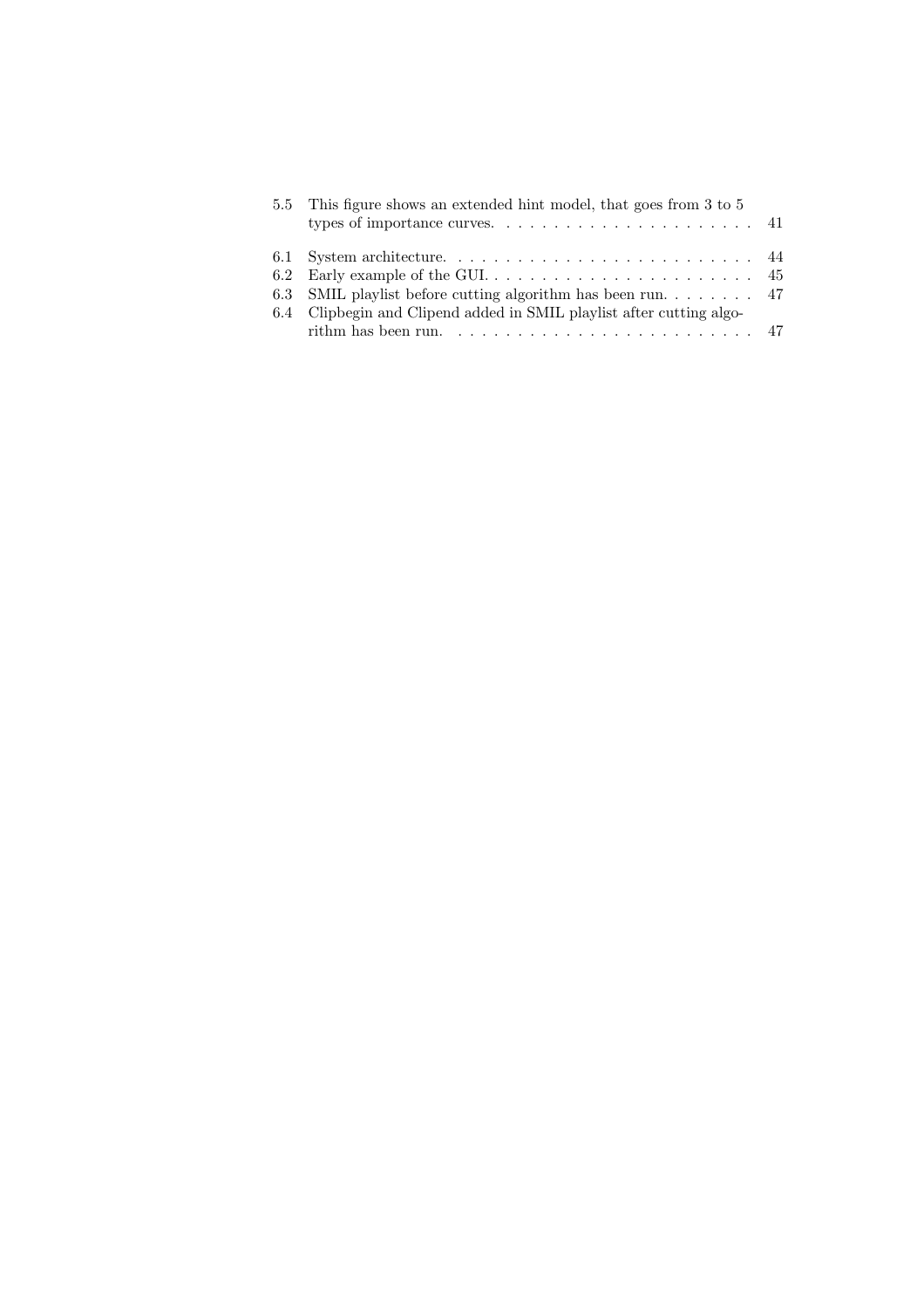5.5 This figure shows an extended hint model, that goes from 3 to 5 types of importance curves. . . . . . . . . . . . . . . . . . . . . . 41

6.1 System architecture. . . . . . . . . . . . . . . . . . . . . . . . . 44
6.2 Early example of the GUI. . . . . . . . . . . . . . . . . . . . . . . 45
6.3 SMIL playlist before cutting algorithm has been run. . . . . . . . 47
6.4 Clipbegin and Clipend added in SMIL playlist after cutting algorithm has been run. . . . . . . . . . . . . . . . . . . . . . . . . 47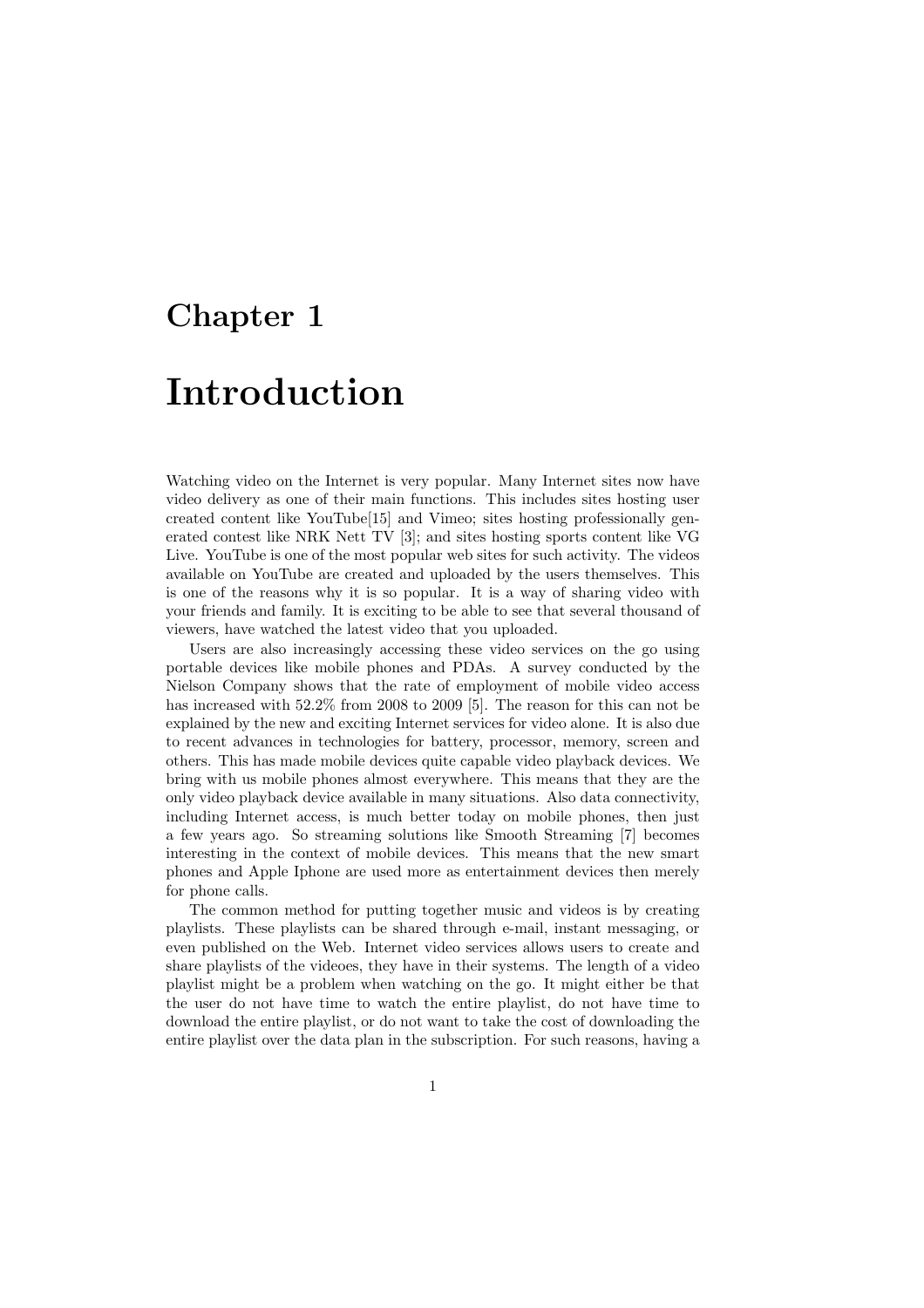# Chapter 1

# Introduction

Watching video on the Internet is very popular. Many Internet sites now have video delivery as one of their main functions. This includes sites hosting user created content like YouTube[15] and Vimeo; sites hosting professionally generated contest like NRK Nett TV [3]; and sites hosting sports content like VG Live. YouTube is one of the most popular web sites for such activity. The videos available on YouTube are created and uploaded by the users themselves. This is one of the reasons why it is so popular. It is a way of sharing video with your friends and family. It is exciting to be able to see that several thousand of viewers, have watched the latest video that you uploaded.

Users are also increasingly accessing these video services on the go using portable devices like mobile phones and PDAs. A survey conducted by the Nielson Company shows that the rate of employment of mobile video access has increased with 52.2% from 2008 to 2009 [5]. The reason for this can not be explained by the new and exciting Internet services for video alone. It is also due to recent advances in technologies for battery, processor, memory, screen and others. This has made mobile devices quite capable video playback devices. We bring with us mobile phones almost everywhere. This means that they are the only video playback device available in many situations. Also data connectivity, including Internet access, is much better today on mobile phones, then just a few years ago. So streaming solutions like Smooth Streaming [7] becomes interesting in the context of mobile devices. This means that the new smart phones and Apple Iphone are used more as entertainment devices then merely for phone calls.

The common method for putting together music and videos is by creating playlists. These playlists can be shared through e-mail, instant messaging, or even published on the Web. Internet video services allows users to create and share playlists of the videoes, they have in their systems. The length of a video playlist might be a problem when watching on the go. It might either be that the user do not have time to watch the entire playlist, do not have time to download the entire playlist, or do not want to take the cost of downloading the entire playlist over the data plan in the subscription. For such reasons, having a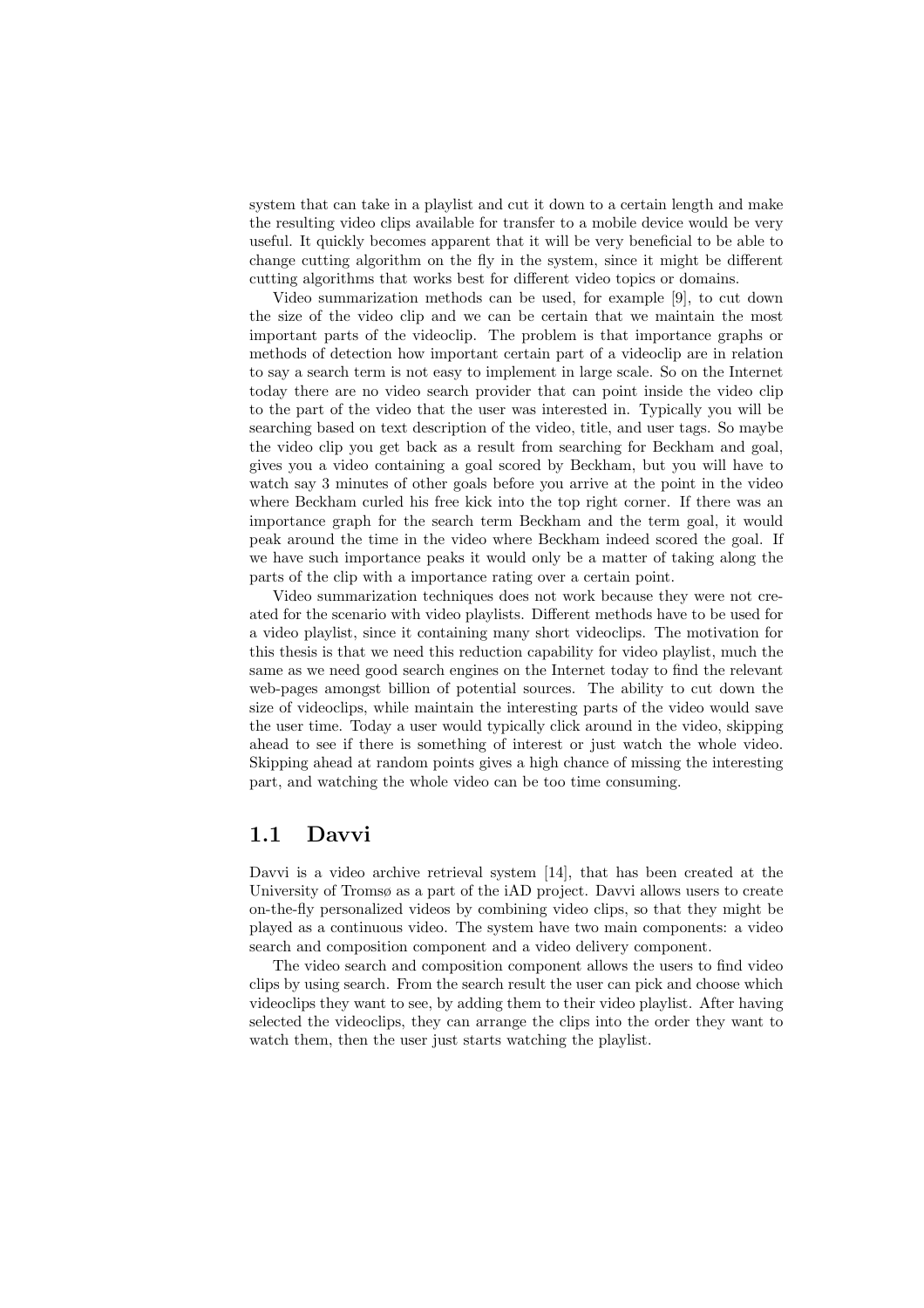system that can take in a playlist and cut it down to a certain length and make the resulting video clips available for transfer to a mobile device would be very useful. It quickly becomes apparent that it will be very beneficial to be able to change cutting algorithm on the fly in the system, since it might be different cutting algorithms that works best for different video topics or domains.

Video summarization methods can be used, for example [9], to cut down the size of the video clip and we can be certain that we maintain the most important parts of the videoclip. The problem is that importance graphs or methods of detection how important certain part of a videoclip are in relation to say a search term is not easy to implement in large scale. So on the Internet today there are no video search provider that can point inside the video clip to the part of the video that the user was interested in. Typically you will be searching based on text description of the video, title, and user tags. So maybe the video clip you get back as a result from searching for Beckham and goal, gives you a video containing a goal scored by Beckham, but you will have to watch say 3 minutes of other goals before you arrive at the point in the video where Beckham curled his free kick into the top right corner. If there was an importance graph for the search term Beckham and the term goal, it would peak around the time in the video where Beckham indeed scored the goal. If we have such importance peaks it would only be a matter of taking along the parts of the clip with a importance rating over a certain point.

Video summarization techniques does not work because they were not created for the scenario with video playlists. Different methods have to be used for a video playlist, since it containing many short videoclips. The motivation for this thesis is that we need this reduction capability for video playlist, much the same as we need good search engines on the Internet today to find the relevant web-pages amongst billion of potential sources. The ability to cut down the size of videoclips, while maintain the interesting parts of the video would save the user time. Today a user would typically click around in the video, skipping ahead to see if there is something of interest or just watch the whole video. Skipping ahead at random points gives a high chance of missing the interesting part, and watching the whole video can be too time consuming.

## 1.1 Davvi

Davvi is a video archive retrieval system [14], that has been created at the University of Tromsø as a part of the iAD project. Davvi allows users to create on-the-fly personalized videos by combining video clips, so that they might be played as a continuous video. The system have two main components: a video search and composition component and a video delivery component.

The video search and composition component allows the users to find video clips by using search. From the search result the user can pick and choose which videoclips they want to see, by adding them to their video playlist. After having selected the videoclips, they can arrange the clips into the order they want to watch them, then the user just starts watching the playlist.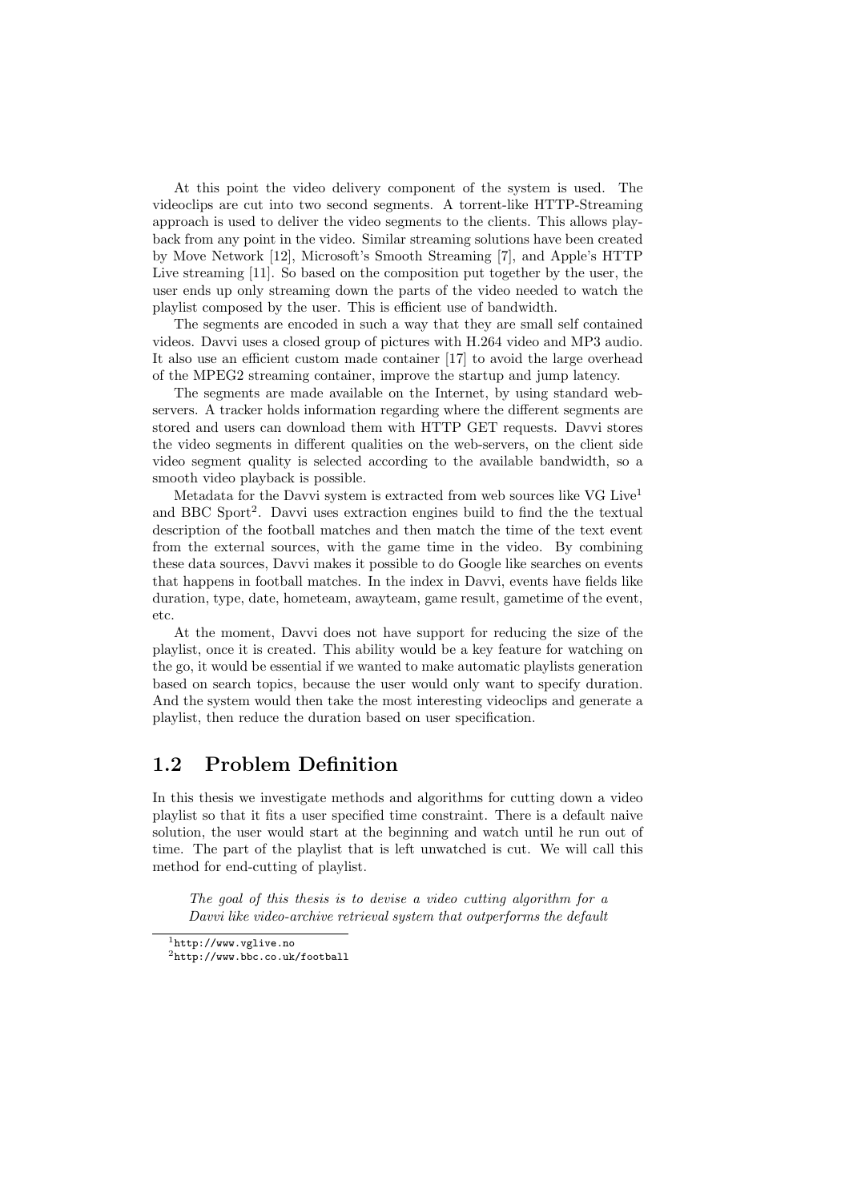At this point the video delivery component of the system is used. The videoclips are cut into two second segments. A torrent-like HTTP-Streaming approach is used to deliver the video segments to the clients. This allows playback from any point in the video. Similar streaming solutions have been created by Move Network [12], Microsoft's Smooth Streaming [7], and Apple's HTTP Live streaming [11]. So based on the composition put together by the user, the user ends up only streaming down the parts of the video needed to watch the playlist composed by the user. This is efficient use of bandwidth.

The segments are encoded in such a way that they are small self contained videos. Davvi uses a closed group of pictures with H.264 video and MP3 audio. It also use an efficient custom made container [17] to avoid the large overhead of the MPEG2 streaming container, improve the startup and jump latency.

The segments are made available on the Internet, by using standard web-servers. A tracker holds information regarding where the different segments are stored and users can download them with HTTP GET requests. Davvi stores the video segments in different qualities on the web-servers, on the client side video segment quality is selected according to the available bandwidth, so a smooth video playback is possible.

Metadata for the Davvi system is extracted from web sources like VG Live[1] and BBC Sport[2]. Davvi uses extraction engines build to find the the textual description of the football matches and then match the time of the text event from the external sources, with the game time in the video. By combining these data sources, Davvi makes it possible to do Google like searches on events that happens in football matches. In the index in Davvi, events have fields like duration, type, date, hometeam, awayteam, game result, gametime of the event, etc.

At the moment, Davvi does not have support for reducing the size of the playlist, once it is created. This ability would be a key feature for watching on the go, it would be essential if we wanted to make automatic playlists generation based on search topics, because the user would only want to specify duration. And the system would then take the most interesting videoclips and generate a playlist, then reduce the duration based on user specification.

## 1.2 Problem Definition

In this thesis we investigate methods and algorithms for cutting down a video playlist so that it fits a user specified time constraint. There is a default naive solution, the user would start at the beginning and watch until he run out of time. The part of the playlist that is left unwatched is cut. We will call this method for end-cutting of playlist.

> *The goal of this thesis is to devise a video cutting algorithm for a Davvi like video-archive retrieval system that outperforms the default*

[1] http://www.vglive.no

[2] http://www.bbc.co.uk/football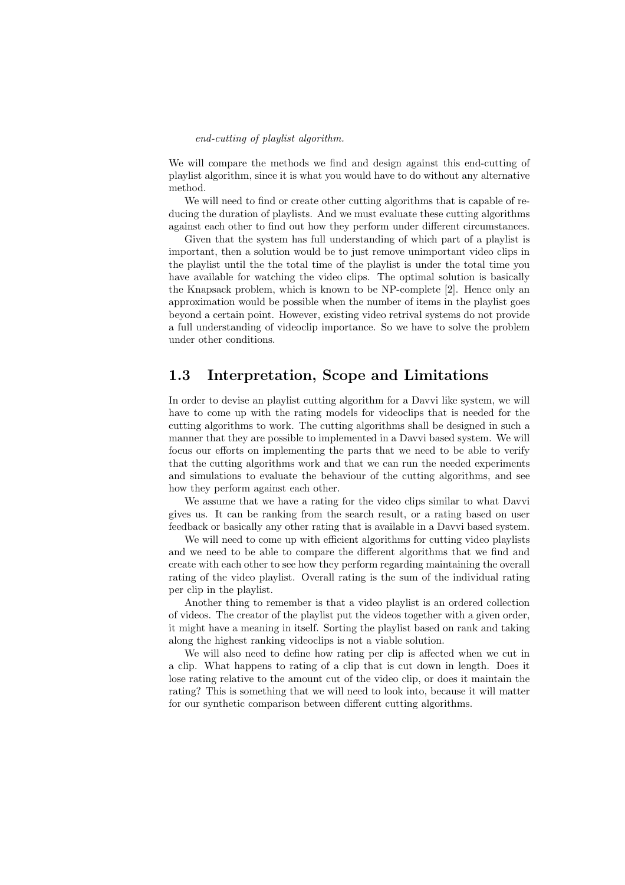*end-cutting of playlist algorithm.*

We will compare the methods we find and design against this end-cutting of playlist algorithm, since it is what you would have to do without any alternative method.

We will need to find or create other cutting algorithms that is capable of reducing the duration of playlists. And we must evaluate these cutting algorithms against each other to find out how they perform under different circumstances.

Given that the system has full understanding of which part of a playlist is important, then a solution would be to just remove unimportant video clips in the playlist until the the total time of the playlist is under the total time you have available for watching the video clips. The optimal solution is basically the Knapsack problem, which is known to be NP-complete [2]. Hence only an approximation would be possible when the number of items in the playlist goes beyond a certain point. However, existing video retrival systems do not provide a full understanding of videoclip importance. So we have to solve the problem under other conditions.

## 1.3 Interpretation, Scope and Limitations

In order to devise an playlist cutting algorithm for a Davvi like system, we will have to come up with the rating models for videoclips that is needed for the cutting algorithms to work. The cutting algorithms shall be designed in such a manner that they are possible to implemented in a Davvi based system. We will focus our efforts on implementing the parts that we need to be able to verify that the cutting algorithms work and that we can run the needed experiments and simulations to evaluate the behaviour of the cutting algorithms, and see how they perform against each other.

We assume that we have a rating for the video clips similar to what Davvi gives us. It can be ranking from the search result, or a rating based on user feedback or basically any other rating that is available in a Davvi based system.

We will need to come up with efficient algorithms for cutting video playlists and we need to be able to compare the different algorithms that we find and create with each other to see how they perform regarding maintaining the overall rating of the video playlist. Overall rating is the sum of the individual rating per clip in the playlist.

Another thing to remember is that a video playlist is an ordered collection of videos. The creator of the playlist put the videos together with a given order, it might have a meaning in itself. Sorting the playlist based on rank and taking along the highest ranking videoclips is not a viable solution.

We will also need to define how rating per clip is affected when we cut in a clip. What happens to rating of a clip that is cut down in length. Does it lose rating relative to the amount cut of the video clip, or does it maintain the rating? This is something that we will need to look into, because it will matter for our synthetic comparison between different cutting algorithms.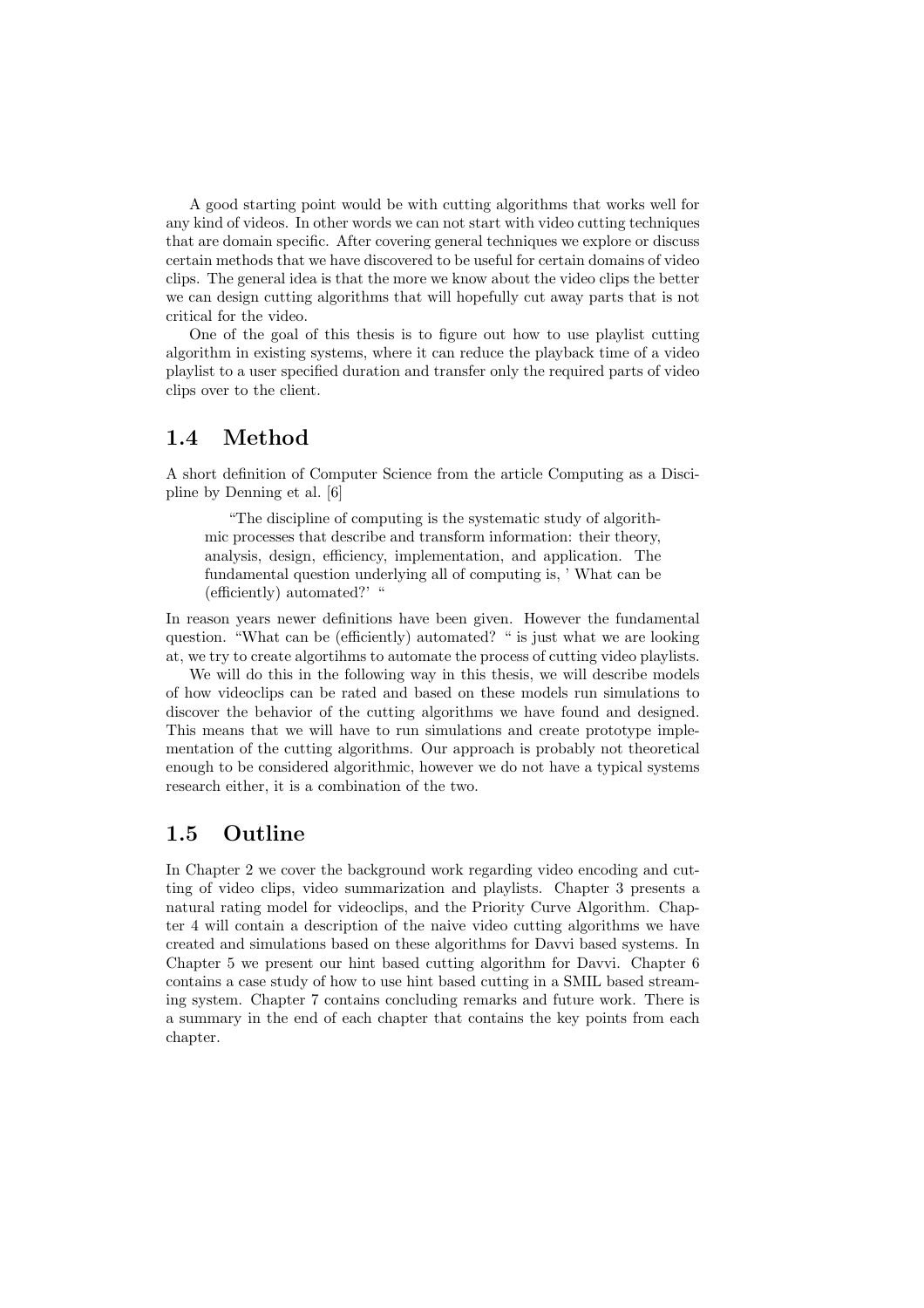A good starting point would be with cutting algorithms that works well for any kind of videos. In other words we can not start with video cutting techniques that are domain specific. After covering general techniques we explore or discuss certain methods that we have discovered to be useful for certain domains of video clips. The general idea is that the more we know about the video clips the better we can design cutting algorithms that will hopefully cut away parts that is not critical for the video.

One of the goal of this thesis is to figure out how to use playlist cutting algorithm in existing systems, where it can reduce the playback time of a video playlist to a user specified duration and transfer only the required parts of video clips over to the client.

## 1.4 Method

A short definition of Computer Science from the article Computing as a Discipline by Denning et al. [6]

> "The discipline of computing is the systematic study of algorithmic processes that describe and transform information: their theory, analysis, design, efficiency, implementation, and application. The fundamental question underlying all of computing is, ' What can be (efficiently) automated?' "

In reason years newer definitions have been given. However the fundamental question. "What can be (efficiently) automated? " is just what we are looking at, we try to create algortihms to automate the process of cutting video playlists.

We will do this in the following way in this thesis, we will describe models of how videoclips can be rated and based on these models run simulations to discover the behavior of the cutting algorithms we have found and designed. This means that we will have to run simulations and create prototype implementation of the cutting algorithms. Our approach is probably not theoretical enough to be considered algorithmic, however we do not have a typical systems research either, it is a combination of the two.

## 1.5 Outline

In Chapter 2 we cover the background work regarding video encoding and cutting of video clips, video summarization and playlists. Chapter 3 presents a natural rating model for videoclips, and the Priority Curve Algorithm. Chapter 4 will contain a description of the naive video cutting algorithms we have created and simulations based on these algorithms for Davvi based systems. In Chapter 5 we present our hint based cutting algorithm for Davvi. Chapter 6 contains a case study of how to use hint based cutting in a SMIL based streaming system. Chapter 7 contains concluding remarks and future work. There is a summary in the end of each chapter that contains the key points from each chapter.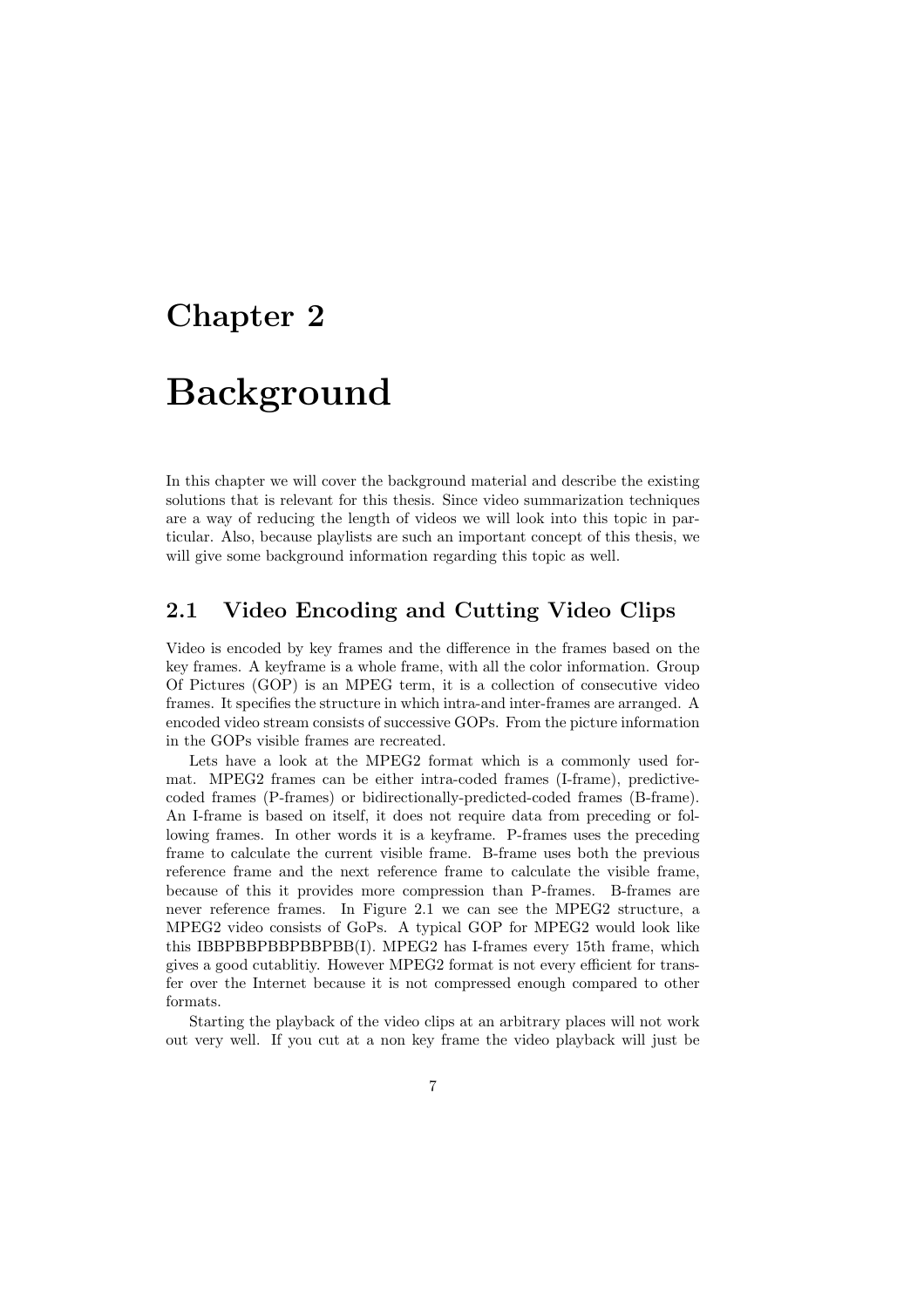# Chapter 2

# Background

In this chapter we will cover the background material and describe the existing solutions that is relevant for this thesis. Since video summarization techniques are a way of reducing the length of videos we will look into this topic in particular. Also, because playlists are such an important concept of this thesis, we will give some background information regarding this topic as well.

## 2.1 Video Encoding and Cutting Video Clips

Video is encoded by key frames and the difference in the frames based on the key frames. A keyframe is a whole frame, with all the color information. Group Of Pictures (GOP) is an MPEG term, it is a collection of consecutive video frames. It specifies the structure in which intra-and inter-frames are arranged. A encoded video stream consists of successive GOPs. From the picture information in the GOPs visible frames are recreated.

Lets have a look at the MPEG2 format which is a commonly used format. MPEG2 frames can be either intra-coded frames (I-frame), predictive-coded frames (P-frames) or bidirectionally-predicted-coded frames (B-frame). An I-frame is based on itself, it does not require data from preceding or following frames. In other words it is a keyframe. P-frames uses the preceding frame to calculate the current visible frame. B-frame uses both the previous reference frame and the next reference frame to calculate the visible frame, because of this it provides more compression than P-frames. B-frames are never reference frames. In Figure 2.1 we can see the MPEG2 structure, a MPEG2 video consists of GoPs. A typical GOP for MPEG2 would look like this IBBPBBPBBPBBPBB(I). MPEG2 has I-frames every 15th frame, which gives a good cutablitiy. However MPEG2 format is not every efficient for transfer over the Internet because it is not compressed enough compared to other formats.

Starting the playback of the video clips at an arbitrary places will not work out very well. If you cut at a non key frame the video playback will just be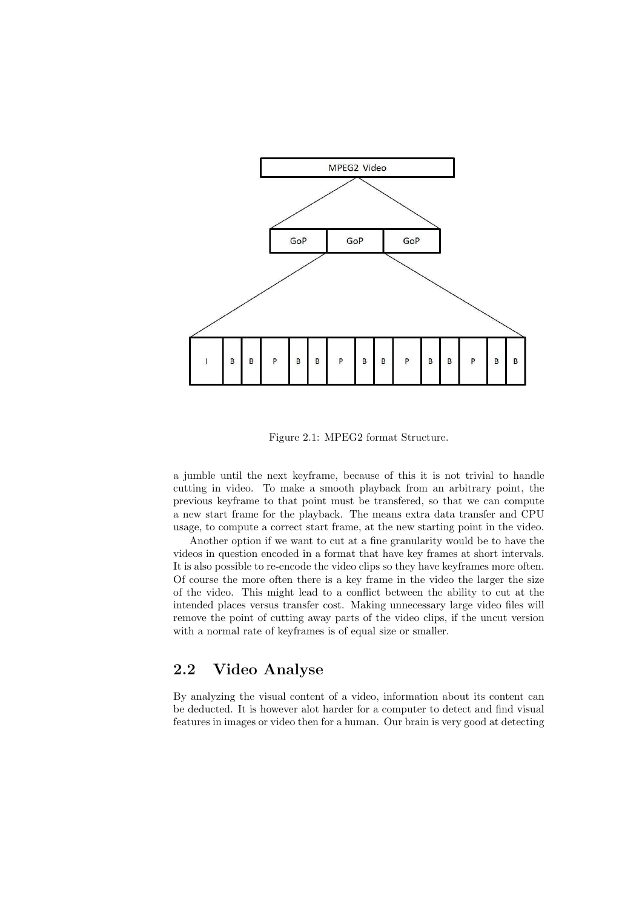Figure 2.1: MPEG2 format Structure.

a jumble until the next keyframe, because of this it is not trivial to handle cutting in video. To make a smooth playback from an arbitrary point, the previous keyframe to that point must be transfered, so that we can compute a new start frame for the playback. The means extra data transfer and CPU usage, to compute a correct start frame, at the new starting point in the video.

Another option if we want to cut at a fine granularity would be to have the videos in question encoded in a format that have key frames at short intervals. It is also possible to re-encode the video clips so they have keyframes more often. Of course the more often there is a key frame in the video the larger the size of the video. This might lead to a conflict between the ability to cut at the intended places versus transfer cost. Making unnecessary large video files will remove the point of cutting away parts of the video clips, if the uncut version with a normal rate of keyframes is of equal size or smaller.

## 2.2 Video Analyse

By analyzing the visual content of a video, information about its content can be deducted. It is however alot harder for a computer to detect and find visual features in images or video then for a human. Our brain is very good at detecting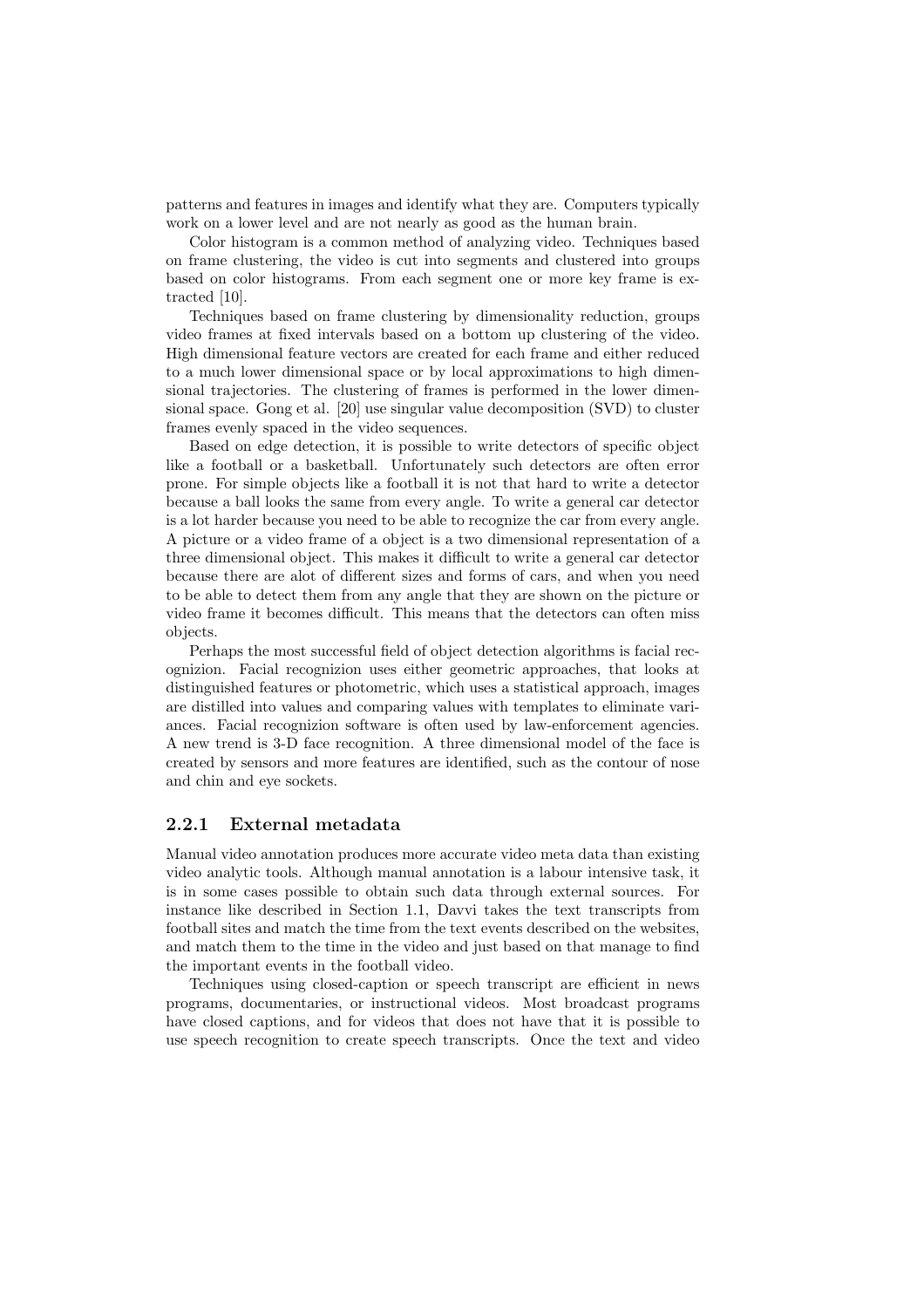patterns and features in images and identify what they are. Computers typically work on a lower level and are not nearly as good as the human brain.

Color histogram is a common method of analyzing video. Techniques based on frame clustering, the video is cut into segments and clustered into groups based on color histograms. From each segment one or more key frame is extracted [10].

Techniques based on frame clustering by dimensionality reduction, groups video frames at fixed intervals based on a bottom up clustering of the video. High dimensional feature vectors are created for each frame and either reduced to a much lower dimensional space or by local approximations to high dimensional trajectories. The clustering of frames is performed in the lower dimensional space. Gong et al. [20] use singular value decomposition (SVD) to cluster frames evenly spaced in the video sequences.

Based on edge detection, it is possible to write detectors of specific object like a football or a basketball. Unfortunately such detectors are often error prone. For simple objects like a football it is not that hard to write a detector because a ball looks the same from every angle. To write a general car detector is a lot harder because you need to be able to recognize the car from every angle. A picture or a video frame of a object is a two dimensional representation of a three dimensional object. This makes it difficult to write a general car detector because there are alot of different sizes and forms of cars, and when you need to be able to detect them from any angle that they are shown on the picture or video frame it becomes difficult. This means that the detectors can often miss objects.

Perhaps the most successful field of object detection algorithms is facial recognizion. Facial recognizion uses either geometric approaches, that looks at distinguished features or photometric, which uses a statistical approach, images are distilled into values and comparing values with templates to eliminate variances. Facial recognizion software is often used by law-enforcement agencies. A new trend is 3-D face recognition. A three dimensional model of the face is created by sensors and more features are identified, such as the contour of nose and chin and eye sockets.

### 2.2.1 External metadata

Manual video annotation produces more accurate video meta data than existing video analytic tools. Although manual annotation is a labour intensive task, it is in some cases possible to obtain such data through external sources. For instance like described in Section 1.1, Davvi takes the text transcripts from football sites and match the time from the text events described on the websites, and match them to the time in the video and just based on that manage to find the important events in the football video.

Techniques using closed-caption or speech transcript are efficient in news programs, documentaries, or instructional videos. Most broadcast programs have closed captions, and for videos that does not have that it is possible to use speech recognition to create speech transcripts. Once the text and video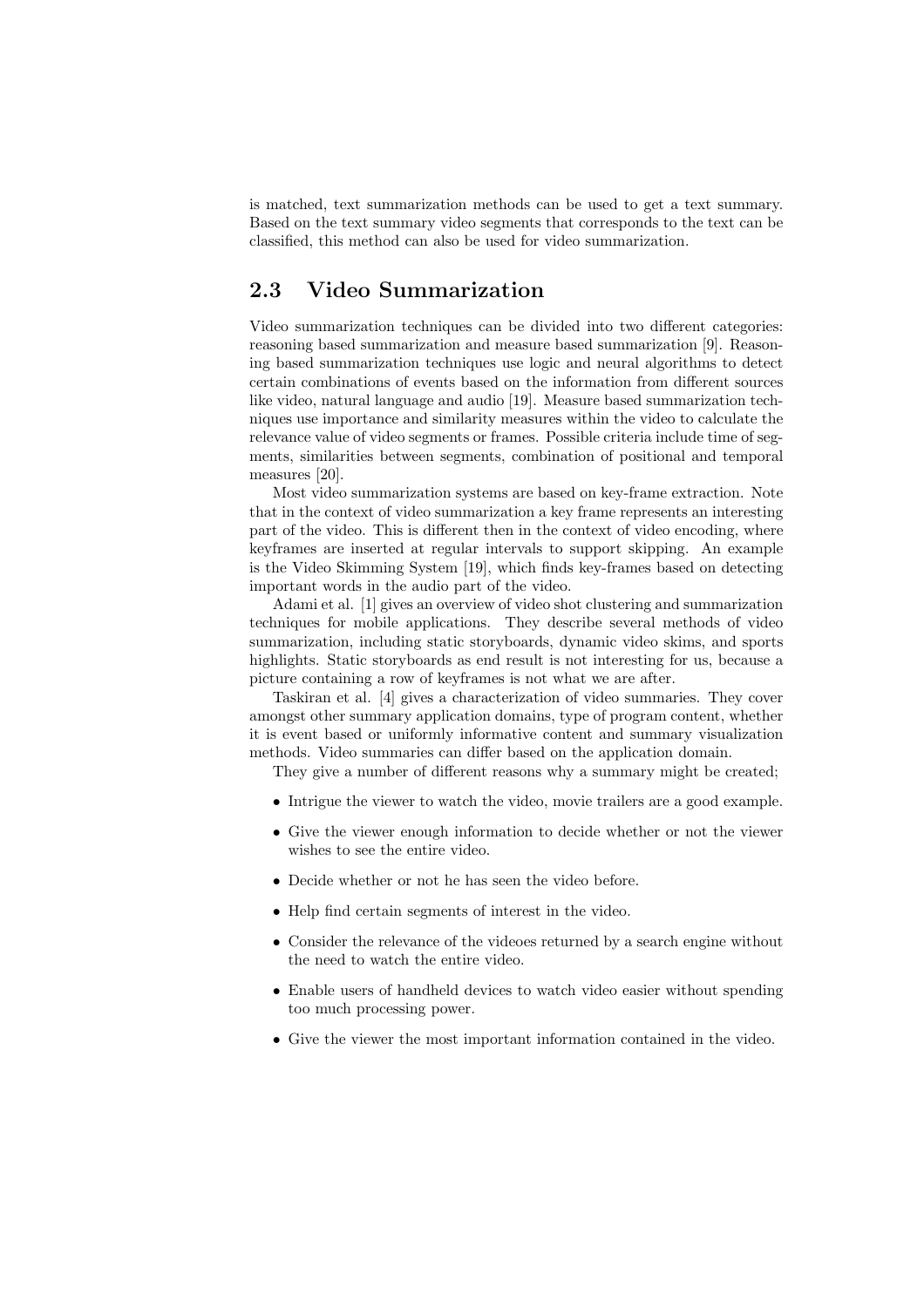is matched, text summarization methods can be used to get a text summary. Based on the text summary video segments that corresponds to the text can be classified, this method can also be used for video summarization.

## 2.3 Video Summarization

Video summarization techniques can be divided into two different categories: reasoning based summarization and measure based summarization [9]. Reasoning based summarization techniques use logic and neural algorithms to detect certain combinations of events based on the information from different sources like video, natural language and audio [19]. Measure based summarization techniques use importance and similarity measures within the video to calculate the relevance value of video segments or frames. Possible criteria include time of segments, similarities between segments, combination of positional and temporal measures [20].

Most video summarization systems are based on key-frame extraction. Note that in the context of video summarization a key frame represents an interesting part of the video. This is different then in the context of video encoding, where keyframes are inserted at regular intervals to support skipping. An example is the Video Skimming System [19], which finds key-frames based on detecting important words in the audio part of the video.

Adami et al. [1] gives an overview of video shot clustering and summarization techniques for mobile applications. They describe several methods of video summarization, including static storyboards, dynamic video skims, and sports highlights. Static storyboards as end result is not interesting for us, because a picture containing a row of keyframes is not what we are after.

Taskiran et al. [4] gives a characterization of video summaries. They cover amongst other summary application domains, type of program content, whether it is event based or uniformly informative content and summary visualization methods. Video summaries can differ based on the application domain.

They give a number of different reasons why a summary might be created;

- Intrigue the viewer to watch the video, movie trailers are a good example.
- Give the viewer enough information to decide whether or not the viewer wishes to see the entire video.
- Decide whether or not he has seen the video before.
- Help find certain segments of interest in the video.
- Consider the relevance of the videoes returned by a search engine without the need to watch the entire video.
- Enable users of handheld devices to watch video easier without spending too much processing power.
- Give the viewer the most important information contained in the video.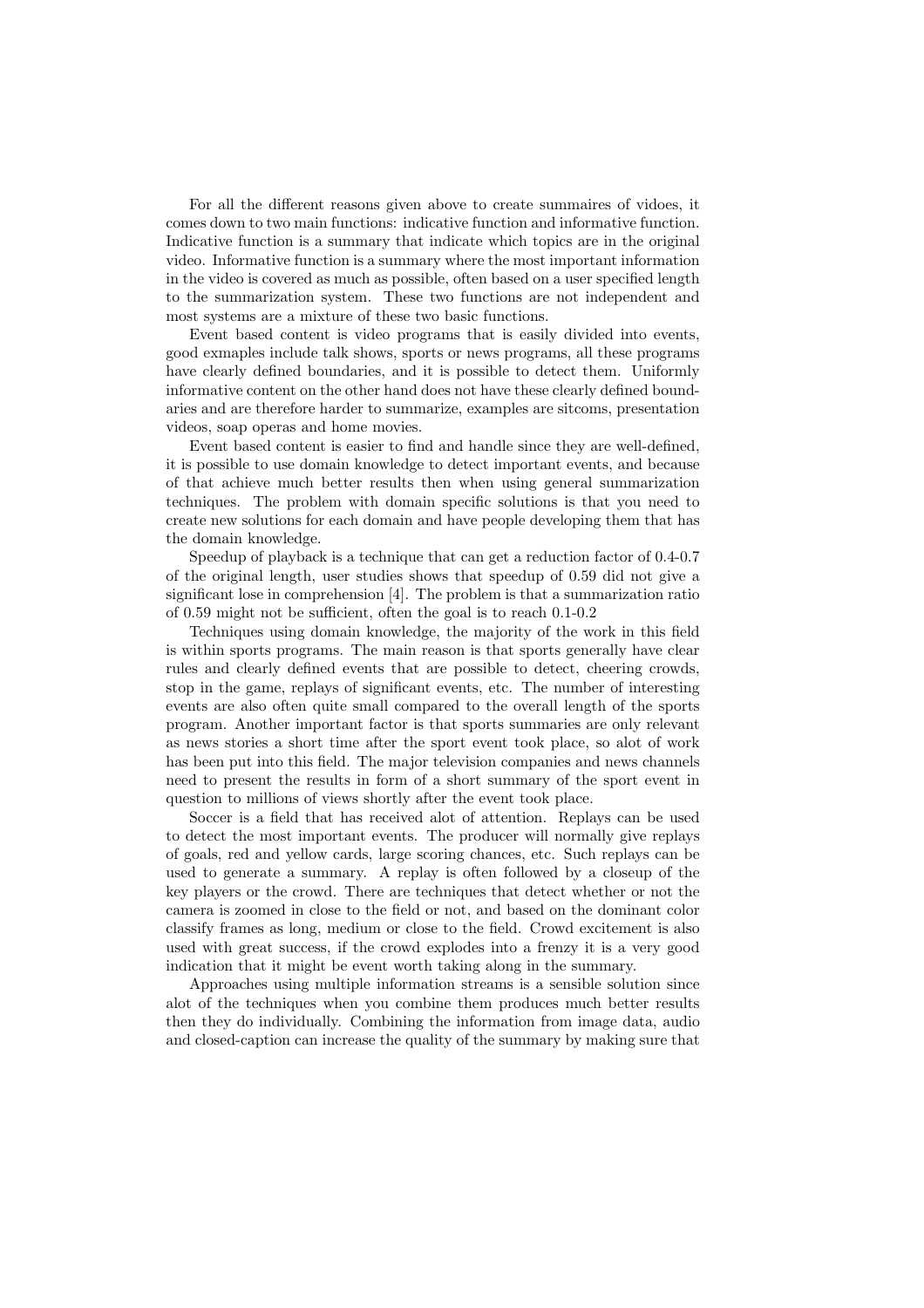For all the different reasons given above to create summaires of vidoes, it comes down to two main functions: indicative function and informative function. Indicative function is a summary that indicate which topics are in the original video. Informative function is a summary where the most important information in the video is covered as much as possible, often based on a user specified length to the summarization system. These two functions are not independent and most systems are a mixture of these two basic functions.

Event based content is video programs that is easily divided into events, good exmaples include talk shows, sports or news programs, all these programs have clearly defined boundaries, and it is possible to detect them. Uniformly informative content on the other hand does not have these clearly defined boundaries and are therefore harder to summarize, examples are sitcoms, presentation videos, soap operas and home movies.

Event based content is easier to find and handle since they are well-defined, it is possible to use domain knowledge to detect important events, and because of that achieve much better results then when using general summarization techniques. The problem with domain specific solutions is that you need to create new solutions for each domain and have people developing them that has the domain knowledge.

Speedup of playback is a technique that can get a reduction factor of 0.4-0.7 of the original length, user studies shows that speedup of 0.59 did not give a significant lose in comprehension [4]. The problem is that a summarization ratio of 0.59 might not be sufficient, often the goal is to reach 0.1-0.2

Techniques using domain knowledge, the majority of the work in this field is within sports programs. The main reason is that sports generally have clear rules and clearly defined events that are possible to detect, cheering crowds, stop in the game, replays of significant events, etc. The number of interesting events are also often quite small compared to the overall length of the sports program. Another important factor is that sports summaries are only relevant as news stories a short time after the sport event took place, so alot of work has been put into this field. The major television companies and news channels need to present the results in form of a short summary of the sport event in question to millions of views shortly after the event took place.

Soccer is a field that has received alot of attention. Replays can be used to detect the most important events. The producer will normally give replays of goals, red and yellow cards, large scoring chances, etc. Such replays can be used to generate a summary. A replay is often followed by a closeup of the key players or the crowd. There are techniques that detect whether or not the camera is zoomed in close to the field or not, and based on the dominant color classify frames as long, medium or close to the field. Crowd excitement is also used with great success, if the crowd explodes into a frenzy it is a very good indication that it might be event worth taking along in the summary.

Approaches using multiple information streams is a sensible solution since alot of the techniques when you combine them produces much better results then they do individually. Combining the information from image data, audio and closed-caption can increase the quality of the summary by making sure that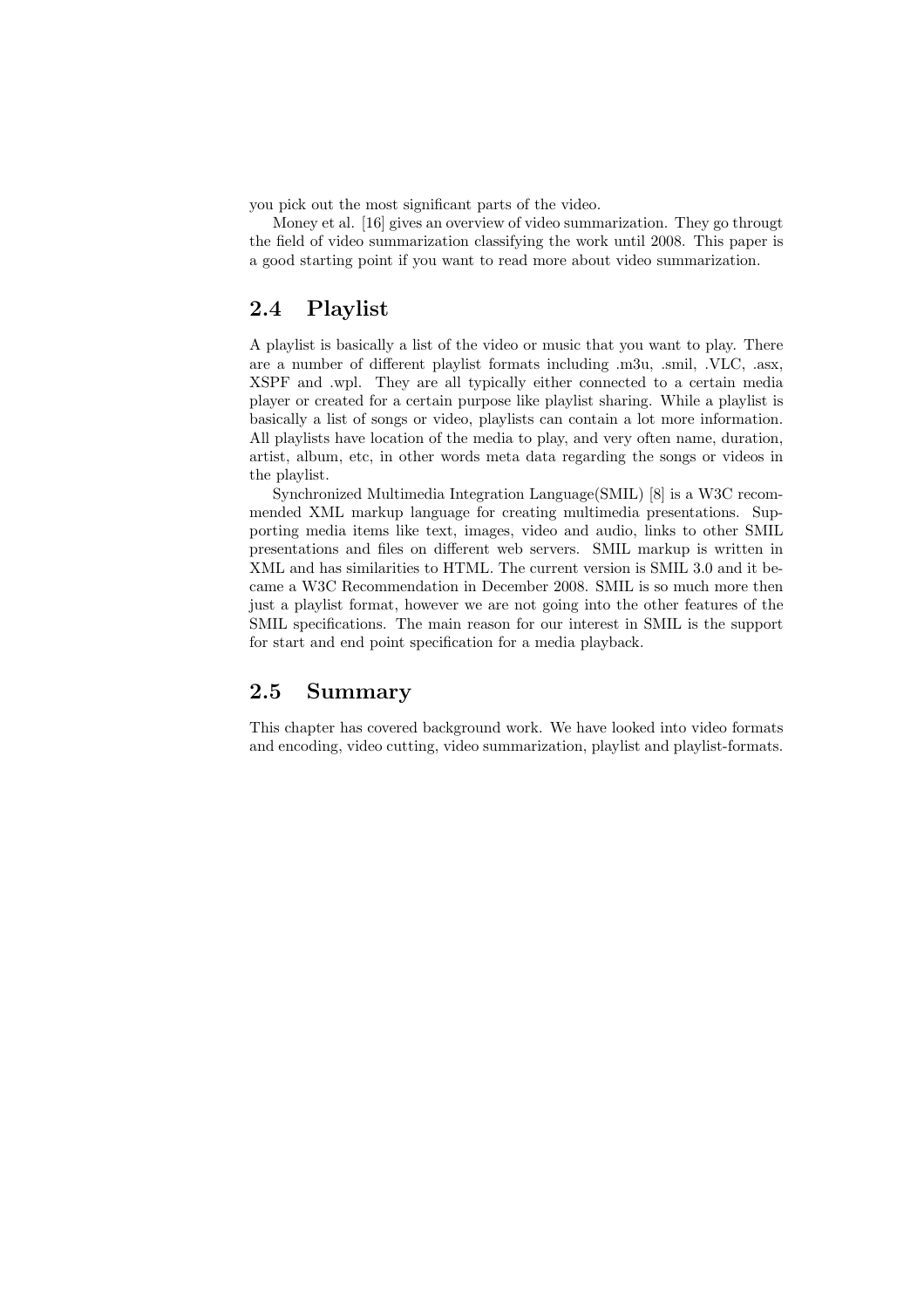you pick out the most significant parts of the video.

Money et al. [16] gives an overview of video summarization. They go througt the field of video summarization classifying the work until 2008. This paper is a good starting point if you want to read more about video summarization.

## 2.4 Playlist

A playlist is basically a list of the video or music that you want to play. There are a number of different playlist formats including .m3u, .smil, .VLC, .asx, XSPF and .wpl. They are all typically either connected to a certain media player or created for a certain purpose like playlist sharing. While a playlist is basically a list of songs or video, playlists can contain a lot more information. All playlists have location of the media to play, and very often name, duration, artist, album, etc, in other words meta data regarding the songs or videos in the playlist.

Synchronized Multimedia Integration Language(SMIL) [8] is a W3C recommended XML markup language for creating multimedia presentations. Supporting media items like text, images, video and audio, links to other SMIL presentations and files on different web servers. SMIL markup is written in XML and has similarities to HTML. The current version is SMIL 3.0 and it became a W3C Recommendation in December 2008. SMIL is so much more then just a playlist format, however we are not going into the other features of the SMIL specifications. The main reason for our interest in SMIL is the support for start and end point specification for a media playback.

## 2.5 Summary

This chapter has covered background work. We have looked into video formats and encoding, video cutting, video summarization, playlist and playlist-formats.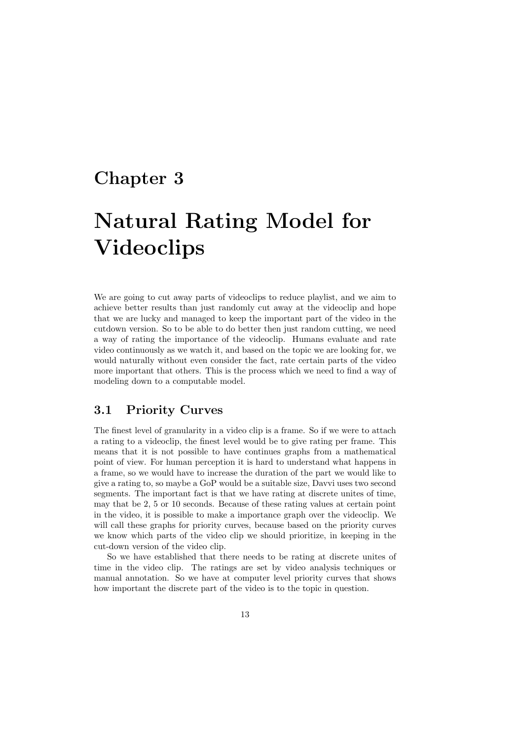# Chapter 3

# Natural Rating Model for Videoclips

We are going to cut away parts of videoclips to reduce playlist, and we aim to achieve better results than just randomly cut away at the videoclip and hope that we are lucky and managed to keep the important part of the video in the cutdown version. So to be able to do better then just random cutting, we need a way of rating the importance of the videoclip. Humans evaluate and rate video continuously as we watch it, and based on the topic we are looking for, we would naturally without even consider the fact, rate certain parts of the video more important that others. This is the process which we need to find a way of modeling down to a computable model.

## 3.1 Priority Curves

The finest level of granularity in a video clip is a frame. So if we were to attach a rating to a videoclip, the finest level would be to give rating per frame. This means that it is not possible to have continues graphs from a mathematical point of view. For human perception it is hard to understand what happens in a frame, so we would have to increase the duration of the part we would like to give a rating to, so maybe a GoP would be a suitable size, Davvi uses two second segments. The important fact is that we have rating at discrete unites of time, may that be 2, 5 or 10 seconds. Because of these rating values at certain point in the video, it is possible to make a importance graph over the videoclip. We will call these graphs for priority curves, because based on the priority curves we know which parts of the video clip we should prioritize, in keeping in the cut-down version of the video clip.

So we have established that there needs to be rating at discrete unites of time in the video clip. The ratings are set by video analysis techniques or manual annotation. So we have at computer level priority curves that shows how important the discrete part of the video is to the topic in question.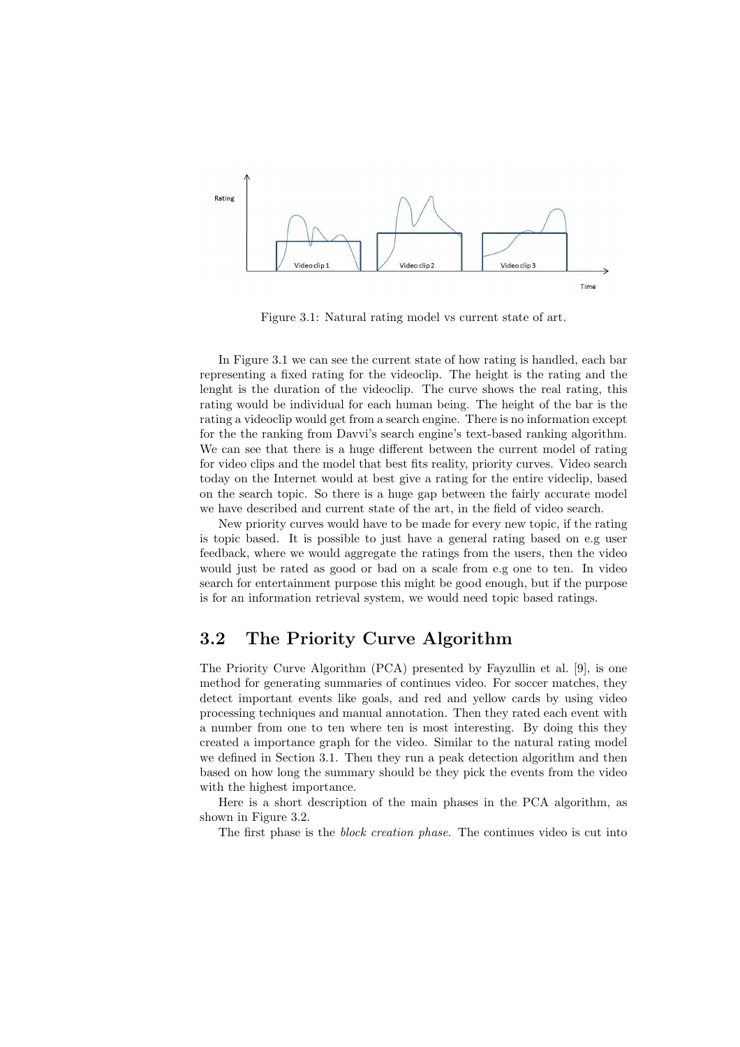Figure 3.1: Natural rating model vs current state of art.

In Figure 3.1 we can see the current state of how rating is handled, each bar representing a fixed rating for the videoclip. The height is the rating and the lenght is the duration of the videoclip. The curve shows the real rating, this rating would be individual for each human being. The height of the bar is the rating a videoclip would get from a search engine. There is no information except for the the ranking from Davvi's search engine's text-based ranking algorithm. We can see that there is a huge different between the current model of rating for video clips and the model that best fits reality, priority curves. Video search today on the Internet would at best give a rating for the entire videclip, based on the search topic. So there is a huge gap between the fairly accurate model we have described and current state of the art, in the field of video search.

New priority curves would have to be made for every new topic, if the rating is topic based. It is possible to just have a general rating based on e.g user feedback, where we would aggregate the ratings from the users, then the video would just be rated as good or bad on a scale from e.g one to ten. In video search for entertainment purpose this might be good enough, but if the purpose is for an information retrieval system, we would need topic based ratings.

## 3.2 The Priority Curve Algorithm

The Priority Curve Algorithm (PCA) presented by Fayzullin et al. [9], is one method for generating summaries of continues video. For soccer matches, they detect important events like goals, and red and yellow cards by using video processing techniques and manual annotation. Then they rated each event with a number from one to ten where ten is most interesting. By doing this they created a importance graph for the video. Similar to the natural rating model we defined in Section 3.1. Then they run a peak detection algorithm and then based on how long the summary should be they pick the events from the video with the highest importance.

Here is a short description of the main phases in the PCA algorithm, as shown in Figure 3.2.

The first phase is the *block creation phase*. The continues video is cut into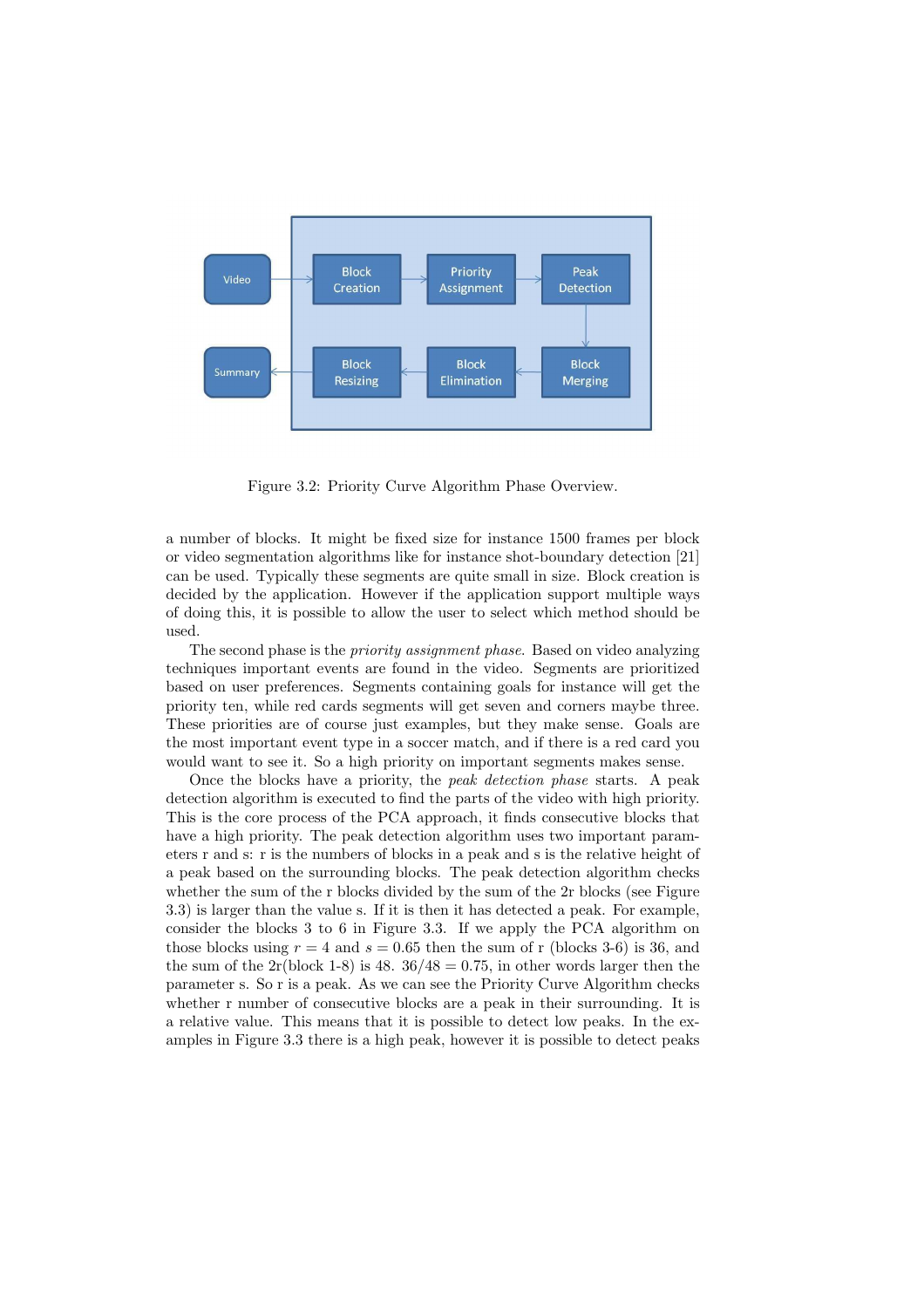Figure 3.2: Priority Curve Algorithm Phase Overview.

a number of blocks. It might be fixed size for instance 1500 frames per block or video segmentation algorithms like for instance shot-boundary detection [21] can be used. Typically these segments are quite small in size. Block creation is decided by the application. However if the application support multiple ways of doing this, it is possible to allow the user to select which method should be used.

The second phase is the *priority assignment phase*. Based on video analyzing techniques important events are found in the video. Segments are prioritized based on user preferences. Segments containing goals for instance will get the priority ten, while red cards segments will get seven and corners maybe three. These priorities are of course just examples, but they make sense. Goals are the most important event type in a soccer match, and if there is a red card you would want to see it. So a high priority on important segments makes sense.

Once the blocks have a priority, the *peak detection phase* starts. A peak detection algorithm is executed to find the parts of the video with high priority. This is the core process of the PCA approach, it finds consecutive blocks that have a high priority. The peak detection algorithm uses two important parameters r and s: r is the numbers of blocks in a peak and s is the relative height of a peak based on the surrounding blocks. The peak detection algorithm checks whether the sum of the r blocks divided by the sum of the 2r blocks (see Figure 3.3) is larger than the value s. If it is then it has detected a peak. For example, consider the blocks 3 to 6 in Figure 3.3. If we apply the PCA algorithm on those blocks using $r = 4$ and $s = 0.65$ then the sum of r (blocks 3-6) is 36, and the sum of the 2r(block 1-8) is 48. $36/48 = 0.75$, in other words larger then the parameter s. So r is a peak. As we can see the Priority Curve Algorithm checks whether r number of consecutive blocks are a peak in their surrounding. It is a relative value. This means that it is possible to detect low peaks. In the examples in Figure 3.3 there is a high peak, however it is possible to detect peaks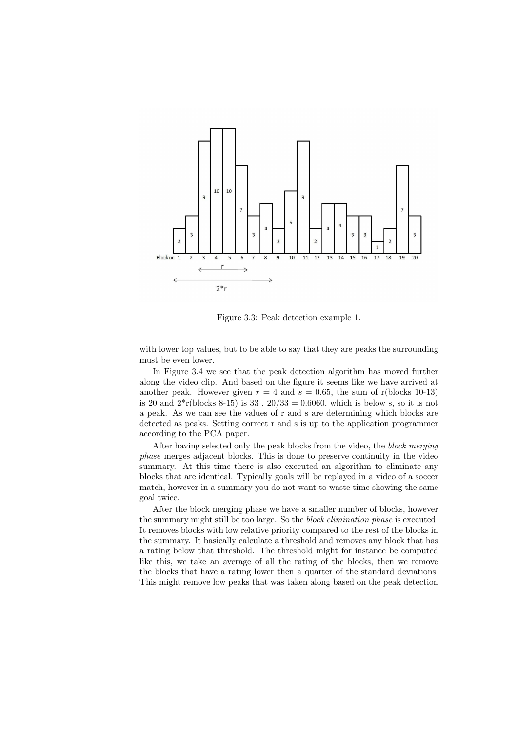Figure 3.3: Peak detection example 1.

with lower top values, but to be able to say that they are peaks the surrounding must be even lower.

In Figure 3.4 we see that the peak detection algorithm has moved further along the video clip. And based on the figure it seems like we have arrived at another peak. However given $r = 4$ and $s = 0.65$, the sum of r(blocks 10-13) is 20 and 2*r(blocks 8-15) is 33 , $20/33 = 0.6060$, which is below s, so it is not a peak. As we can see the values of r and s are determining which blocks are detected as peaks. Setting correct r and s is up to the application programmer according to the PCA paper.

After having selected only the peak blocks from the video, the *block merging phase* merges adjacent blocks. This is done to preserve continuity in the video summary. At this time there is also executed an algorithm to eliminate any blocks that are identical. Typically goals will be replayed in a video of a soccer match, however in a summary you do not want to waste time showing the same goal twice.

After the block merging phase we have a smaller number of blocks, however the summary might still be too large. So the *block elimination phase* is executed. It removes blocks with low relative priority compared to the rest of the blocks in the summary. It basically calculate a threshold and removes any block that has a rating below that threshold. The threshold might for instance be computed like this, we take an average of all the rating of the blocks, then we remove the blocks that have a rating lower then a quarter of the standard deviations. This might remove low peaks that was taken along based on the peak detection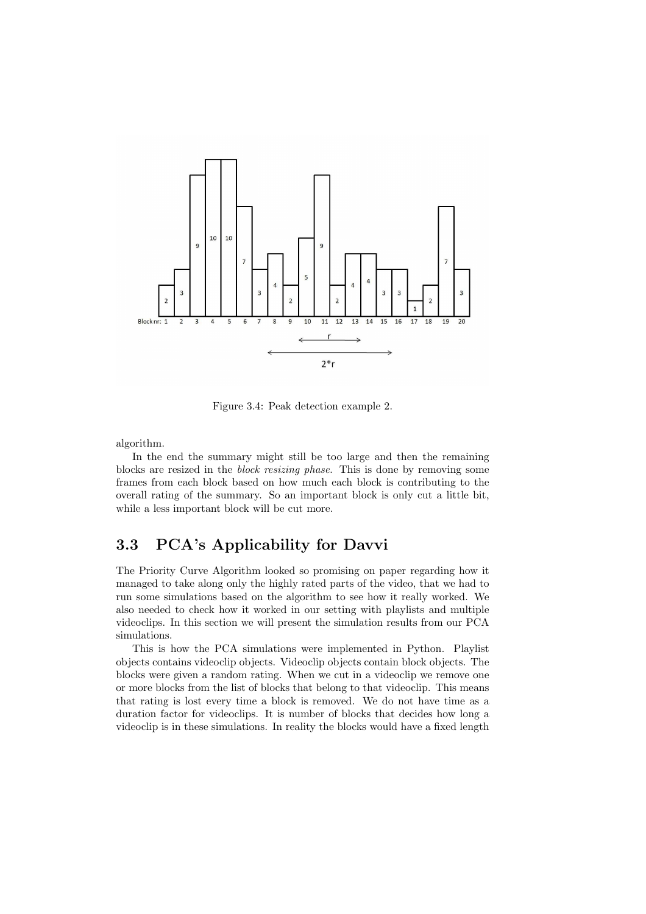Figure 3.4: Peak detection example 2.

algorithm.

In the end the summary might still be too large and then the remaining blocks are resized in the *block resizing phase*. This is done by removing some frames from each block based on how much each block is contributing to the overall rating of the summary. So an important block is only cut a little bit, while a less important block will be cut more.

## 3.3 PCA's Applicability for Davvi

The Priority Curve Algorithm looked so promising on paper regarding how it managed to take along only the highly rated parts of the video, that we had to run some simulations based on the algorithm to see how it really worked. We also needed to check how it worked in our setting with playlists and multiple videoclips. In this section we will present the simulation results from our PCA simulations.

This is how the PCA simulations were implemented in Python. Playlist objects contains videoclip objects. Videoclip objects contain block objects. The blocks were given a random rating. When we cut in a videoclip we remove one or more blocks from the list of blocks that belong to that videoclip. This means that rating is lost every time a block is removed. We do not have time as a duration factor for videoclips. It is number of blocks that decides how long a videoclip is in these simulations. In reality the blocks would have a fixed length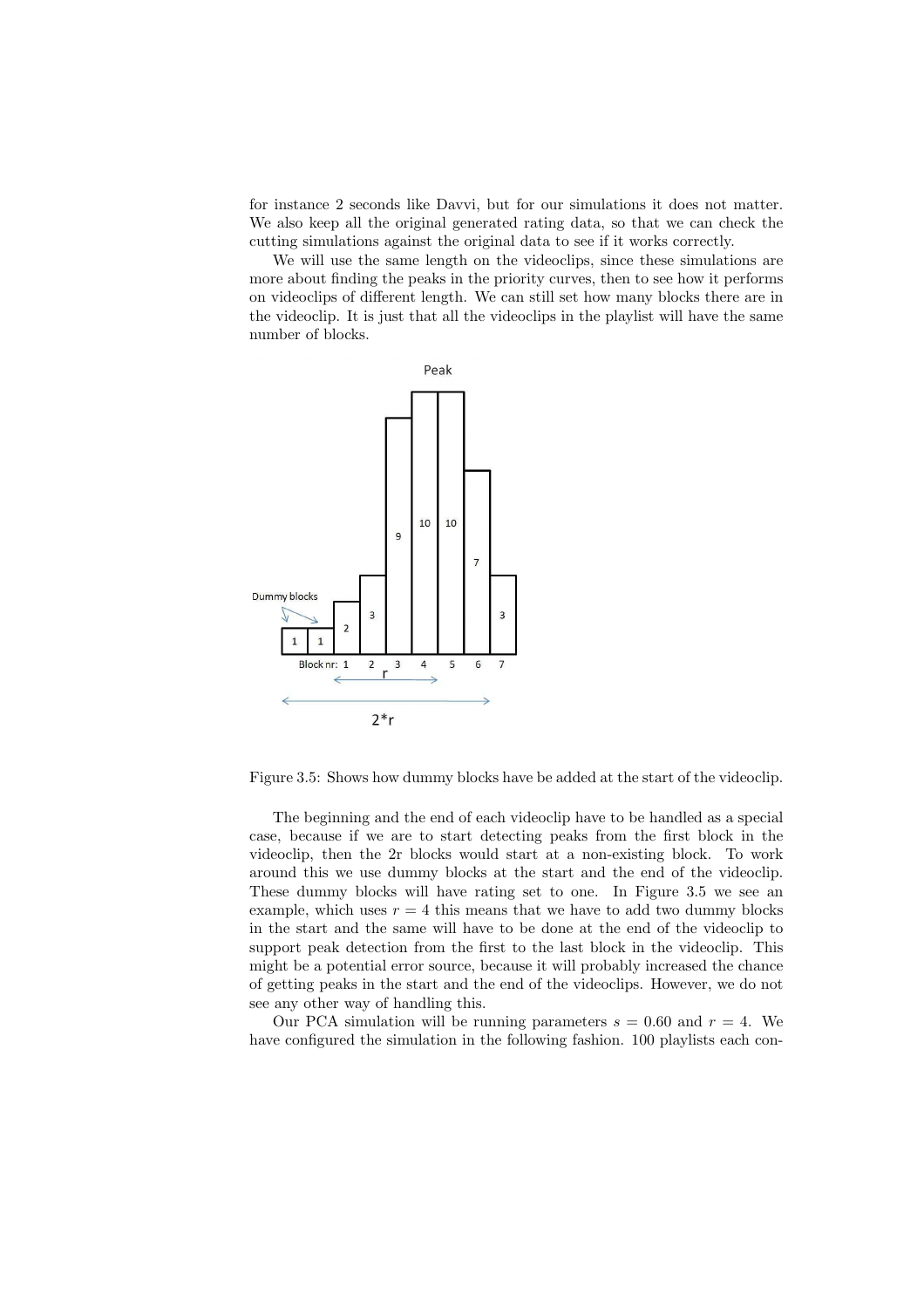for instance 2 seconds like Davvi, but for our simulations it does not matter. We also keep all the original generated rating data, so that we can check the cutting simulations against the original data to see if it works correctly.

We will use the same length on the videoclips, since these simulations are more about finding the peaks in the priority curves, then to see how it performs on videoclips of different length. We can still set how many blocks there are in the videoclip. It is just that all the videoclips in the playlist will have the same number of blocks.

Figure 3.5: Shows how dummy blocks have be added at the start of the videoclip.

The beginning and the end of each videoclip have to be handled as a special case, because if we are to start detecting peaks from the first block in the videoclip, then the 2r blocks would start at a non-existing block. To work around this we use dummy blocks at the start and the end of the videoclip. These dummy blocks will have rating set to one. In Figure 3.5 we see an example, which uses $r = 4$ this means that we have to add two dummy blocks in the start and the same will have to be done at the end of the videoclip to support peak detection from the first to the last block in the videoclip. This might be a potential error source, because it will probably increased the chance of getting peaks in the start and the end of the videoclips. However, we do not see any other way of handling this.

Our PCA simulation will be running parameters $s = 0.60$ and $r = 4$. We have configured the simulation in the following fashion. 100 playlists each con-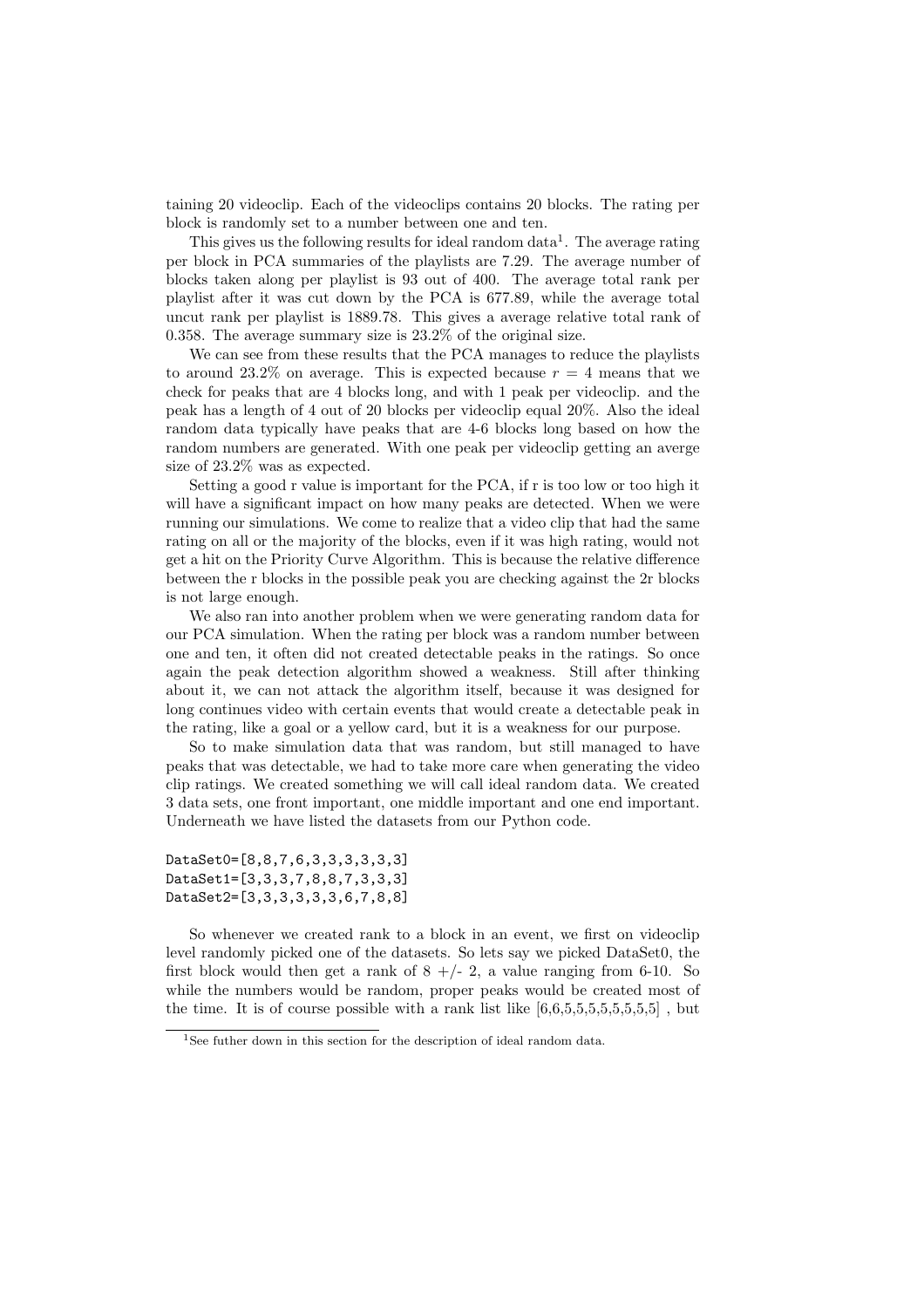taining 20 videoclip. Each of the videoclips contains 20 blocks. The rating per block is randomly set to a number between one and ten.

This gives us the following results for ideal random data[1]. The average rating per block in PCA summaries of the playlists are 7.29. The average number of blocks taken along per playlist is 93 out of 400. The average total rank per playlist after it was cut down by the PCA is 677.89, while the average total uncut rank per playlist is 1889.78. This gives a average relative total rank of 0.358. The average summary size is 23.2% of the original size.

We can see from these results that the PCA manages to reduce the playlists to around 23.2% on average. This is expected because $r = 4$ means that we check for peaks that are 4 blocks long, and with 1 peak per videoclip. and the peak has a length of 4 out of 20 blocks per videoclip equal 20%. Also the ideal random data typically have peaks that are 4-6 blocks long based on how the random numbers are generated. With one peak per videoclip getting an averge size of 23.2% was as expected.

Setting a good r value is important for the PCA, if r is too low or too high it will have a significant impact on how many peaks are detected. When we were running our simulations. We come to realize that a video clip that had the same rating on all or the majority of the blocks, even if it was high rating, would not get a hit on the Priority Curve Algorithm. This is because the relative difference between the r blocks in the possible peak you are checking against the 2r blocks is not large enough.

We also ran into another problem when we were generating random data for our PCA simulation. When the rating per block was a random number between one and ten, it often did not created detectable peaks in the ratings. So once again the peak detection algorithm showed a weakness. Still after thinking about it, we can not attack the algorithm itself, because it was designed for long continues video with certain events that would create a detectable peak in the rating, like a goal or a yellow card, but it is a weakness for our purpose.

So to make simulation data that was random, but still managed to have peaks that was detectable, we had to take more care when generating the video clip ratings. We created something we will call ideal random data. We created 3 data sets, one front important, one middle important and one end important. Underneath we have listed the datasets from our Python code.

```
DataSet0=[8,8,7,6,3,3,3,3,3,3]
DataSet1=[3,3,3,7,8,8,7,3,3,3]
DataSet2=[3,3,3,3,3,3,6,7,8,8]
```

So whenever we created rank to a block in an event, we first on videoclip level randomly picked one of the datasets. So lets say we picked DataSet0, the first block would then get a rank of 8 +/- 2, a value ranging from 6-10. So while the numbers would be random, proper peaks would be created most of the time. It is of course possible with a rank list like [6,6,5,5,5,5,5,5,5,5] , but

[1]See futher down in this section for the description of ideal random data.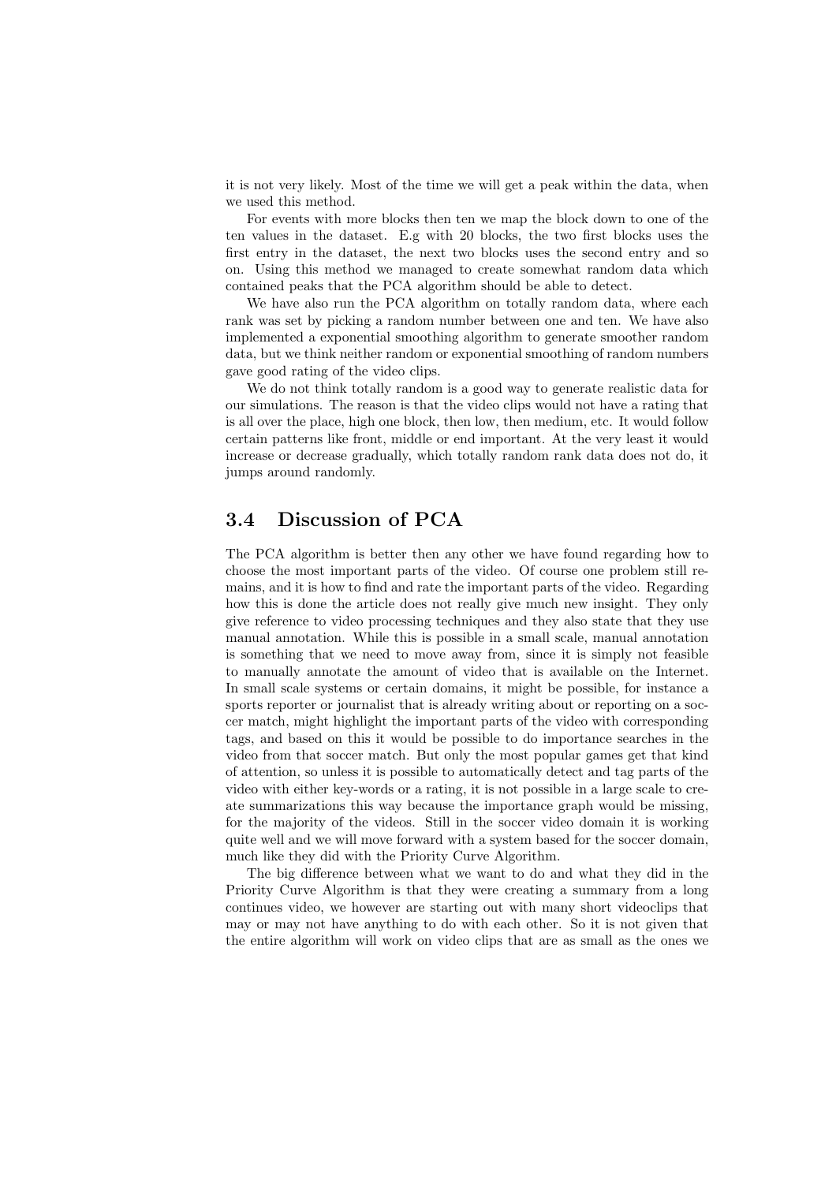it is not very likely. Most of the time we will get a peak within the data, when we used this method.

For events with more blocks then ten we map the block down to one of the ten values in the dataset. E.g with 20 blocks, the two first blocks uses the first entry in the dataset, the next two blocks uses the second entry and so on. Using this method we managed to create somewhat random data which contained peaks that the PCA algorithm should be able to detect.

We have also run the PCA algorithm on totally random data, where each rank was set by picking a random number between one and ten. We have also implemented a exponential smoothing algorithm to generate smoother random data, but we think neither random or exponential smoothing of random numbers gave good rating of the video clips.

We do not think totally random is a good way to generate realistic data for our simulations. The reason is that the video clips would not have a rating that is all over the place, high one block, then low, then medium, etc. It would follow certain patterns like front, middle or end important. At the very least it would increase or decrease gradually, which totally random rank data does not do, it jumps around randomly.

## 3.4 Discussion of PCA

The PCA algorithm is better then any other we have found regarding how to choose the most important parts of the video. Of course one problem still remains, and it is how to find and rate the important parts of the video. Regarding how this is done the article does not really give much new insight. They only give reference to video processing techniques and they also state that they use manual annotation. While this is possible in a small scale, manual annotation is something that we need to move away from, since it is simply not feasible to manually annotate the amount of video that is available on the Internet. In small scale systems or certain domains, it might be possible, for instance a sports reporter or journalist that is already writing about or reporting on a soccer match, might highlight the important parts of the video with corresponding tags, and based on this it would be possible to do importance searches in the video from that soccer match. But only the most popular games get that kind of attention, so unless it is possible to automatically detect and tag parts of the video with either key-words or a rating, it is not possible in a large scale to create summarizations this way because the importance graph would be missing, for the majority of the videos. Still in the soccer video domain it is working quite well and we will move forward with a system based for the soccer domain, much like they did with the Priority Curve Algorithm.

The big difference between what we want to do and what they did in the Priority Curve Algorithm is that they were creating a summary from a long continues video, we however are starting out with many short videoclips that may or may not have anything to do with each other. So it is not given that the entire algorithm will work on video clips that are as small as the ones we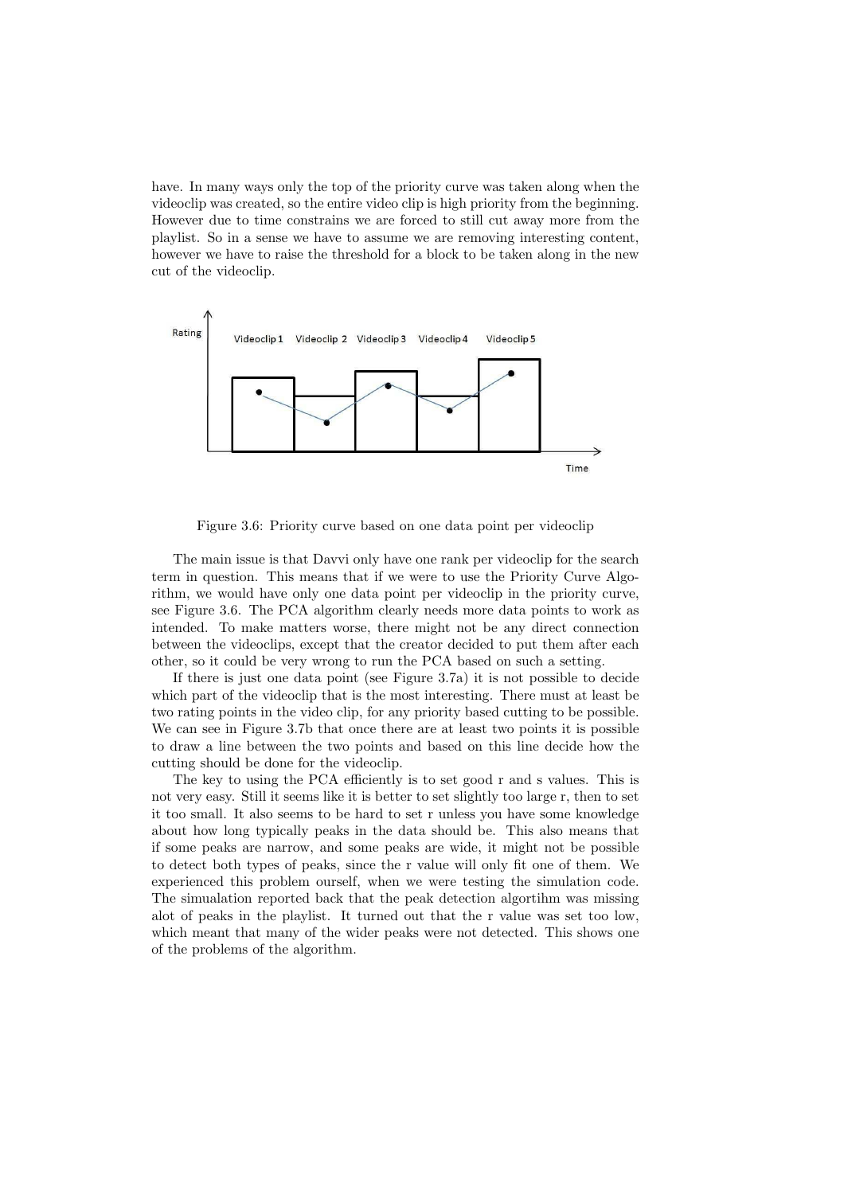have. In many ways only the top of the priority curve was taken along when the videoclip was created, so the entire video clip is high priority from the beginning. However due to time constrains we are forced to still cut away more from the playlist. So in a sense we have to assume we are removing interesting content, however we have to raise the threshold for a block to be taken along in the new cut of the videoclip.

Figure 3.6: Priority curve based on one data point per videoclip

The main issue is that Davvi only have one rank per videoclip for the search term in question. This means that if we were to use the Priority Curve Algorithm, we would have only one data point per videoclip in the priority curve, see Figure 3.6. The PCA algorithm clearly needs more data points to work as intended. To make matters worse, there might not be any direct connection between the videoclips, except that the creator decided to put them after each other, so it could be very wrong to run the PCA based on such a setting.

If there is just one data point (see Figure 3.7a) it is not possible to decide which part of the videoclip that is the most interesting. There must at least be two rating points in the video clip, for any priority based cutting to be possible. We can see in Figure 3.7b that once there are at least two points it is possible to draw a line between the two points and based on this line decide how the cutting should be done for the videoclip.

The key to using the PCA efficiently is to set good r and s values. This is not very easy. Still it seems like it is better to set slightly too large r, then to set it too small. It also seems to be hard to set r unless you have some knowledge about how long typically peaks in the data should be. This also means that if some peaks are narrow, and some peaks are wide, it might not be possible to detect both types of peaks, since the r value will only fit one of them. We experienced this problem ourself, when we were testing the simulation code. The simualation reported back that the peak detection algortihm was missing alot of peaks in the playlist. It turned out that the r value was set too low, which meant that many of the wider peaks were not detected. This shows one of the problems of the algorithm.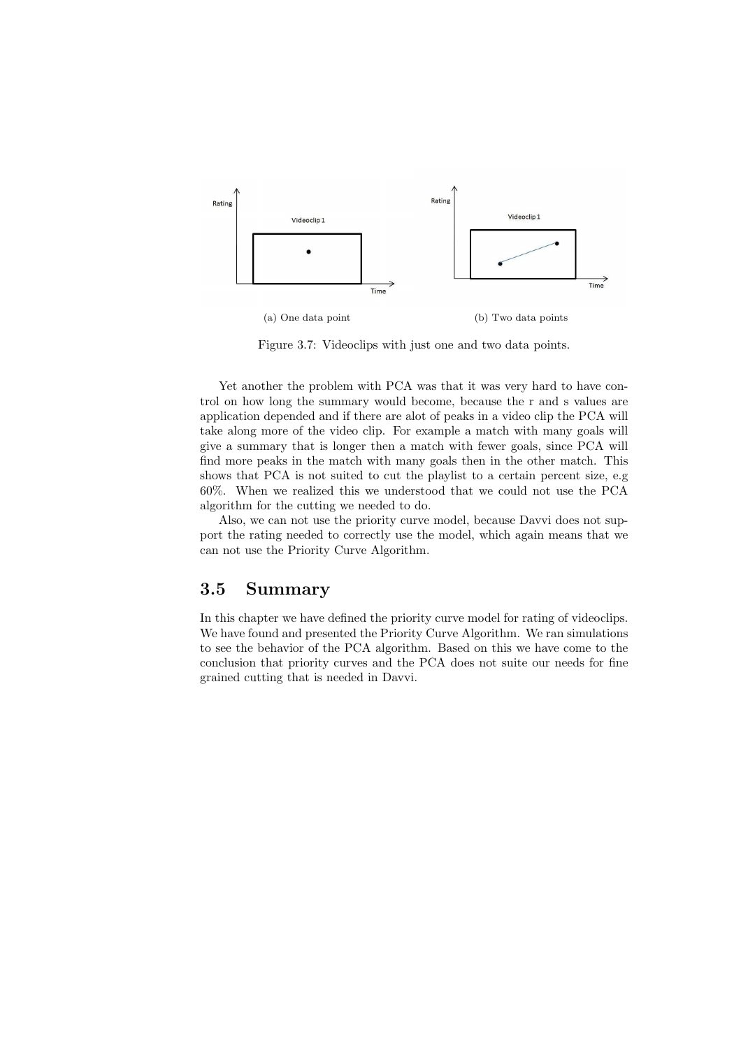(a) One data point

(b) Two data points

Figure 3.7: Videoclips with just one and two data points.

Yet another the problem with PCA was that it was very hard to have control on how long the summary would become, because the r and s values are application depended and if there are alot of peaks in a video clip the PCA will take along more of the video clip. For example a match with many goals will give a summary that is longer then a match with fewer goals, since PCA will find more peaks in the match with many goals then in the other match. This shows that PCA is not suited to cut the playlist to a certain percent size, e.g 60%. When we realized this we understood that we could not use the PCA algorithm for the cutting we needed to do.

Also, we can not use the priority curve model, because Davvi does not support the rating needed to correctly use the model, which again means that we can not use the Priority Curve Algorithm.

## 3.5 Summary

In this chapter we have defined the priority curve model for rating of videoclips. We have found and presented the Priority Curve Algorithm. We ran simulations to see the behavior of the PCA algorithm. Based on this we have come to the conclusion that priority curves and the PCA does not suite our needs for fine grained cutting that is needed in Davvi.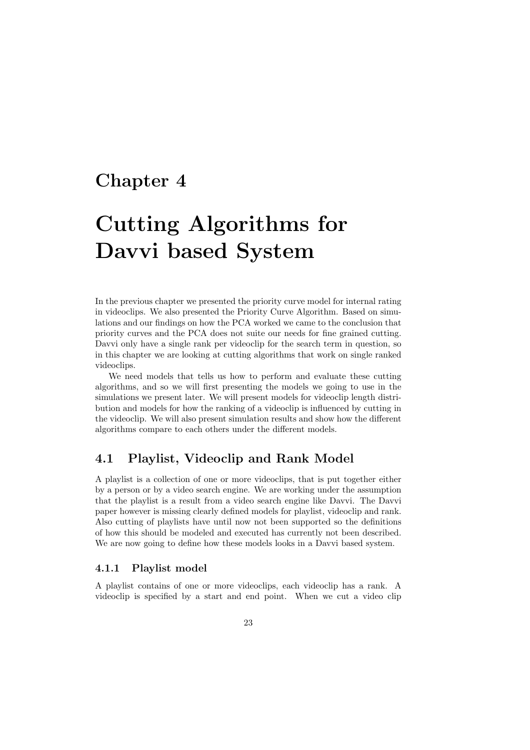# Chapter 4

# Cutting Algorithms for Davvi based System

In the previous chapter we presented the priority curve model for internal rating in videoclips. We also presented the Priority Curve Algorithm. Based on simulations and our findings on how the PCA worked we came to the conclusion that priority curves and the PCA does not suite our needs for fine grained cutting. Davvi only have a single rank per videoclip for the search term in question, so in this chapter we are looking at cutting algorithms that work on single ranked videoclips.

We need models that tells us how to perform and evaluate these cutting algorithms, and so we will first presenting the models we going to use in the simulations we present later. We will present models for videoclip length distribution and models for how the ranking of a videoclip is influenced by cutting in the videoclip. We will also present simulation results and show how the different algorithms compare to each others under the different models.

## 4.1 Playlist, Videoclip and Rank Model

A playlist is a collection of one or more videoclips, that is put together either by a person or by a video search engine. We are working under the assumption that the playlist is a result from a video search engine like Davvi. The Davvi paper however is missing clearly defined models for playlist, videoclip and rank. Also cutting of playlists have until now not been supported so the definitions of how this should be modeled and executed has currently not been described. We are now going to define how these models looks in a Davvi based system.

### 4.1.1 Playlist model

A playlist contains of one or more videoclips, each videoclip has a rank. A videoclip is specified by a start and end point. When we cut a video clip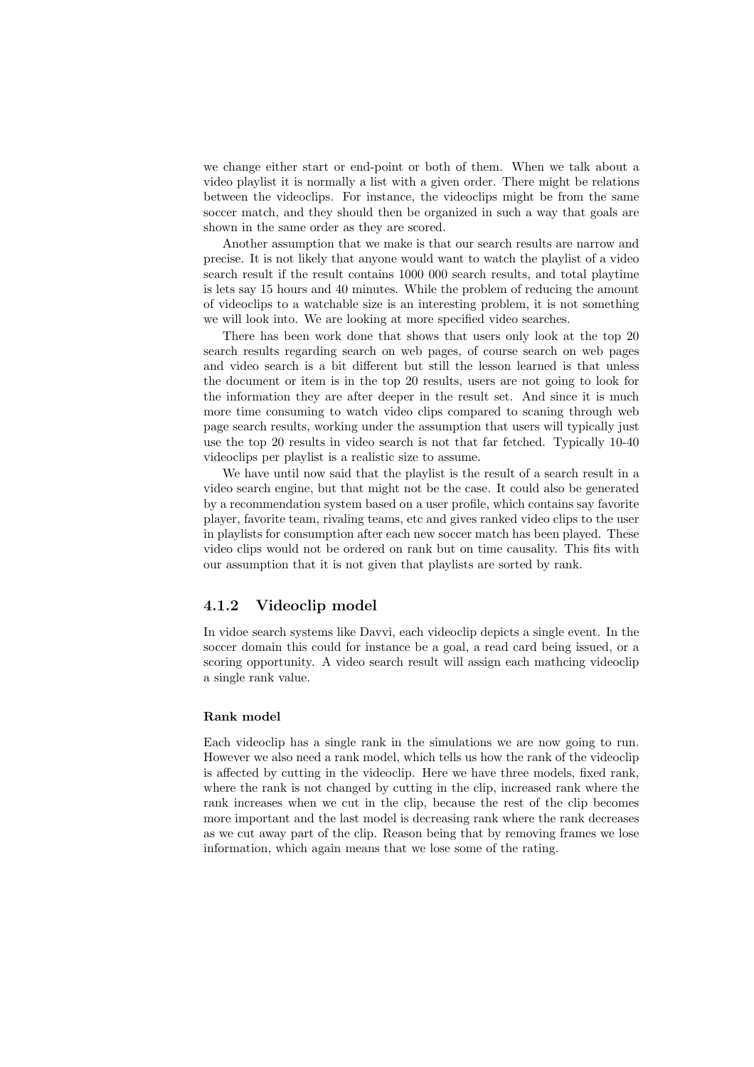we change either start or end-point or both of them. When we talk about a video playlist it is normally a list with a given order. There might be relations between the videoclips. For instance, the videoclips might be from the same soccer match, and they should then be organized in such a way that goals are shown in the same order as they are scored.

Another assumption that we make is that our search results are narrow and precise. It is not likely that anyone would want to watch the playlist of a video search result if the result contains 1000 000 search results, and total playtime is lets say 15 hours and 40 minutes. While the problem of reducing the amount of videoclips to a watchable size is an interesting problem, it is not something we will look into. We are looking at more specified video searches.

There has been work done that shows that users only look at the top 20 search results regarding search on web pages, of course search on web pages and video search is a bit different but still the lesson learned is that unless the document or item is in the top 20 results, users are not going to look for the information they are after deeper in the result set. And since it is much more time consuming to watch video clips compared to scaning through web page search results, working under the assumption that users will typically just use the top 20 results in video search is not that far fetched. Typically 10-40 videoclips per playlist is a realistic size to assume.

We have until now said that the playlist is the result of a search result in a video search engine, but that might not be the case. It could also be generated by a recommendation system based on a user profile, which contains say favorite player, favorite team, rivaling teams, etc and gives ranked video clips to the user in playlists for consumption after each new soccer match has been played. These video clips would not be ordered on rank but on time causality. This fits with our assumption that it is not given that playlists are sorted by rank.

### 4.1.2 Videoclip model

In vidoe search systems like Davvi, each videoclip depicts a single event. In the soccer domain this could for instance be a goal, a read card being issued, or a scoring opportunity. A video search result will assign each mathcing videoclip a single rank value.

#### Rank model

Each videoclip has a single rank in the simulations we are now going to run. However we also need a rank model, which tells us how the rank of the videoclip is affected by cutting in the videoclip. Here we have three models, fixed rank, where the rank is not changed by cutting in the clip, increased rank where the rank increases when we cut in the clip, because the rest of the clip becomes more important and the last model is decreasing rank where the rank decreases as we cut away part of the clip. Reason being that by removing frames we lose information, which again means that we lose some of the rating.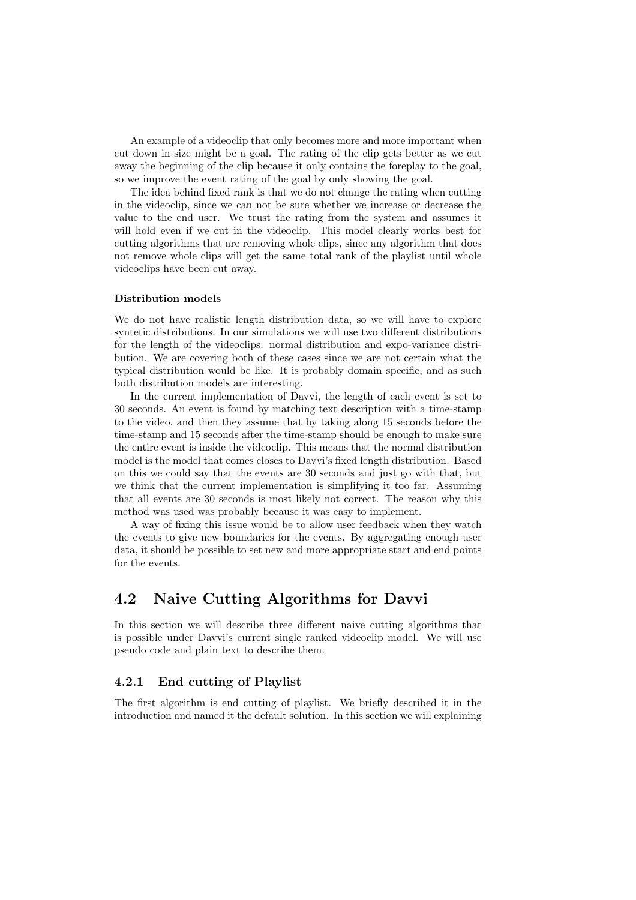An example of a videoclip that only becomes more and more important when cut down in size might be a goal. The rating of the clip gets better as we cut away the beginning of the clip because it only contains the foreplay to the goal, so we improve the event rating of the goal by only showing the goal.

The idea behind fixed rank is that we do not change the rating when cutting in the videoclip, since we can not be sure whether we increase or decrease the value to the end user. We trust the rating from the system and assumes it will hold even if we cut in the videoclip. This model clearly works best for cutting algorithms that are removing whole clips, since any algorithm that does not remove whole clips will get the same total rank of the playlist until whole videoclips have been cut away.

#### Distribution models

We do not have realistic length distribution data, so we will have to explore syntetic distributions. In our simulations we will use two different distributions for the length of the videoclips: normal distribution and expo-variance distribution. We are covering both of these cases since we are not certain what the typical distribution would be like. It is probably domain specific, and as such both distribution models are interesting.

In the current implementation of Davvi, the length of each event is set to 30 seconds. An event is found by matching text description with a time-stamp to the video, and then they assume that by taking along 15 seconds before the time-stamp and 15 seconds after the time-stamp should be enough to make sure the entire event is inside the videoclip. This means that the normal distribution model is the model that comes closes to Davvi's fixed length distribution. Based on this we could say that the events are 30 seconds and just go with that, but we think that the current implementation is simplifying it too far. Assuming that all events are 30 seconds is most likely not correct. The reason why this method was used was probably because it was easy to implement.

A way of fixing this issue would be to allow user feedback when they watch the events to give new boundaries for the events. By aggregating enough user data, it should be possible to set new and more appropriate start and end points for the events.

## 4.2 Naive Cutting Algorithms for Davvi

In this section we will describe three different naive cutting algorithms that is possible under Davvi's current single ranked videoclip model. We will use pseudo code and plain text to describe them.

### 4.2.1 End cutting of Playlist

The first algorithm is end cutting of playlist. We briefly described it in the introduction and named it the default solution. In this section we will explaining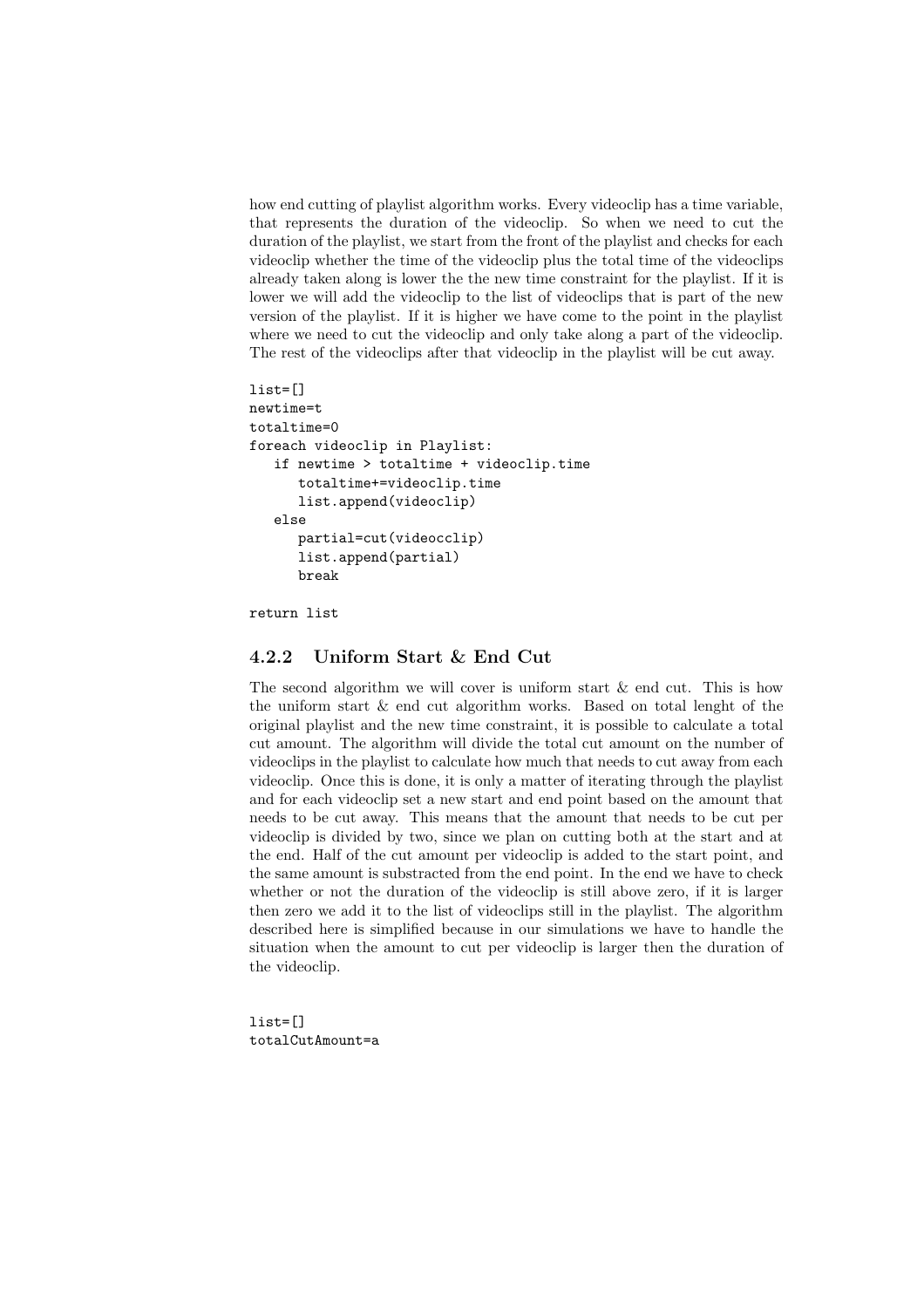how end cutting of playlist algorithm works. Every videoclip has a time variable, that represents the duration of the videoclip. So when we need to cut the duration of the playlist, we start from the front of the playlist and checks for each videoclip whether the time of the videoclip plus the total time of the videoclips already taken along is lower the the new time constraint for the playlist. If it is lower we will add the videoclip to the list of videoclips that is part of the new version of the playlist. If it is higher we have come to the point in the playlist where we need to cut the videoclip and only take along a part of the videoclip. The rest of the videoclips after that videoclip in the playlist will be cut away.

```
list=[]
newtime=t
totaltime=0
foreach videoclip in Playlist:
   if newtime > totaltime + videoclip.time
      totaltime+=videoclip.time
      list.append(videoclip)
   else
      partial=cut(videocclip)
      list.append(partial)
      break

return list
```

### 4.2.2 Uniform Start & End Cut

The second algorithm we will cover is uniform start & end cut. This is how the uniform start & end cut algorithm works. Based on total lenght of the original playlist and the new time constraint, it is possible to calculate a total cut amount. The algorithm will divide the total cut amount on the number of videoclips in the playlist to calculate how much that needs to cut away from each videoclip. Once this is done, it is only a matter of iterating through the playlist and for each videoclip set a new start and end point based on the amount that needs to be cut away. This means that the amount that needs to be cut per videoclip is divided by two, since we plan on cutting both at the start and at the end. Half of the cut amount per videoclip is added to the start point, and the same amount is substracted from the end point. In the end we have to check whether or not the duration of the videoclip is still above zero, if it is larger then zero we add it to the list of videoclips still in the playlist. The algorithm described here is simplified because in our simulations we have to handle the situation when the amount to cut per videoclip is larger then the duration of the videoclip.

```
list=[]
totalCutAmount=a
```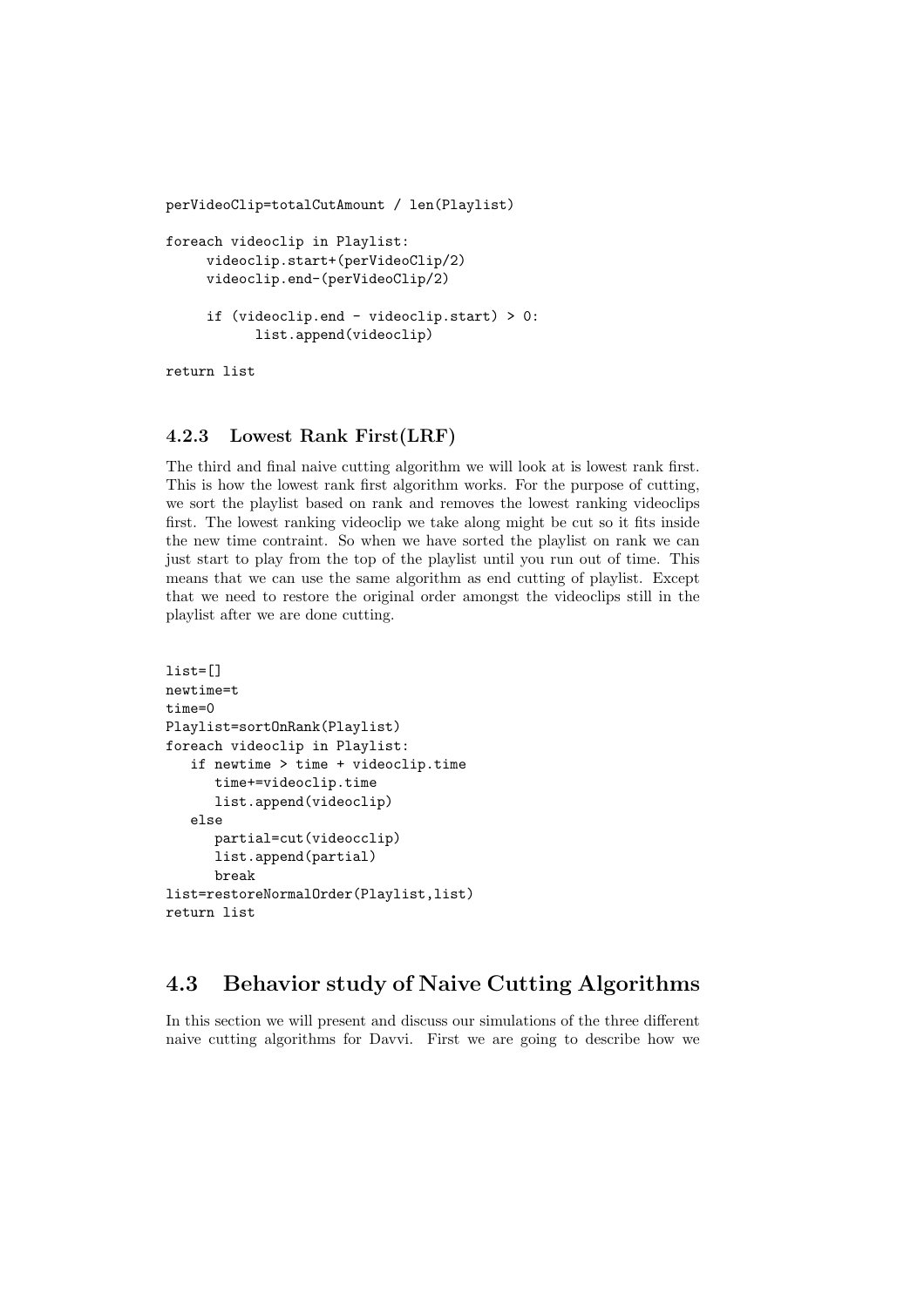```
perVideoClip=totalCutAmount / len(Playlist)

foreach videoclip in Playlist:
     videoclip.start+(perVideoClip/2)
     videoclip.end-(perVideoClip/2)

     if (videoclip.end - videoclip.start) > 0:
          list.append(videoclip)

return list
```

### 4.2.3 Lowest Rank First(LRF)

The third and final naive cutting algorithm we will look at is lowest rank first. This is how the lowest rank first algorithm works. For the purpose of cutting, we sort the playlist based on rank and removes the lowest ranking videoclips first. The lowest ranking videoclip we take along might be cut so it fits inside the new time contraint. So when we have sorted the playlist on rank we can just start to play from the top of the playlist until you run out of time. This means that we can use the same algorithm as end cutting of playlist. Except that we need to restore the original order amongst the videoclips still in the playlist after we are done cutting.

```
list=[]
newtime=t
time=0
Playlist=sortOnRank(Playlist)
foreach videoclip in Playlist:
   if newtime > time + videoclip.time
      time+=videoclip.time
      list.append(videoclip)
   else
      partial=cut(videocclip)
      list.append(partial)
      break
list=restoreNormalOrder(Playlist,list)
return list
```

## 4.3 Behavior study of Naive Cutting Algorithms

In this section we will present and discuss our simulations of the three different naive cutting algorithms for Davvi. First we are going to describe how we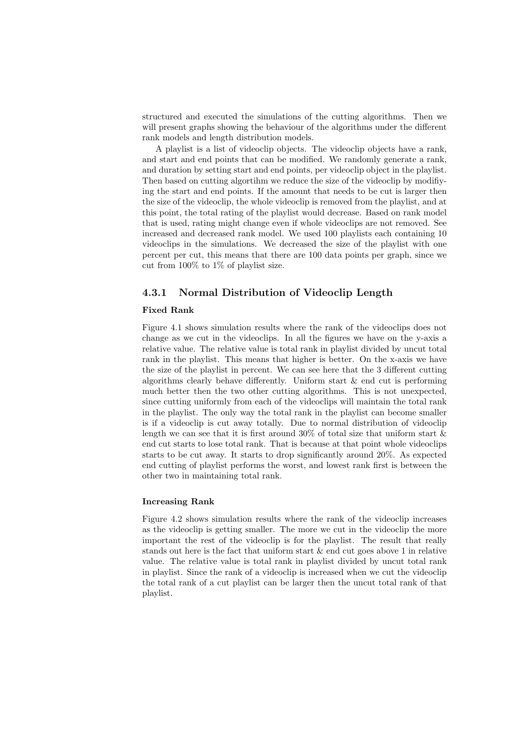structured and executed the simulations of the cutting algorithms. Then we will present graphs showing the behaviour of the algorithms under the different rank models and length distribution models.

A playlist is a list of videoclip objects. The videoclip objects have a rank, and start and end points that can be modified. We randomly generate a rank, and duration by setting start and end points, per videoclip object in the playlist. Then based on cutting algortihm we reduce the size of the videoclip by modifiying the start and end points. If the amount that needs to be cut is larger then the size of the videoclip, the whole videoclip is removed from the playlist, and at this point, the total rating of the playlist would decrease. Based on rank model that is used, rating might change even if whole videoclips are not removed. See increased and decreased rank model. We used 100 playlists each containing 10 videoclips in the simulations. We decreased the size of the playlist with one percent per cut, this means that there are 100 data points per graph, since we cut from 100% to 1% of playlist size.

### 4.3.1 Normal Distribution of Videoclip Length

#### Fixed Rank

Figure 4.1 shows simulation results where the rank of the videoclips does not change as we cut in the videoclips. In all the figures we have on the y-axis a relative value. The relative value is total rank in playlist divided by uncut total rank in the playlist. This means that higher is better. On the x-axis we have the size of the playlist in percent. We can see here that the 3 different cutting algorithms clearly behave differently. Uniform start & end cut is performing much better then the two other cutting algorithms. This is not unexpected, since cutting uniformly from each of the videoclips will maintain the total rank in the playlist. The only way the total rank in the playlist can become smaller is if a videoclip is cut away totally. Due to normal distribution of videoclip length we can see that it is first around 30% of total size that uniform start & end cut starts to lose total rank. That is because at that point whole videoclips starts to be cut away. It starts to drop significantly around 20%. As expected end cutting of playlist performs the worst, and lowest rank first is between the other two in maintaining total rank.

#### Increasing Rank

Figure 4.2 shows simulation results where the rank of the videoclip increases as the videoclip is getting smaller. The more we cut in the videoclip the more important the rest of the videoclip is for the playlist. The result that really stands out here is the fact that uniform start & end cut goes above 1 in relative value. The relative value is total rank in playlist divided by uncut total rank in playlist. Since the rank of a videoclip is increased when we cut the videoclip the total rank of a cut playlist can be larger then the uncut total rank of that playlist.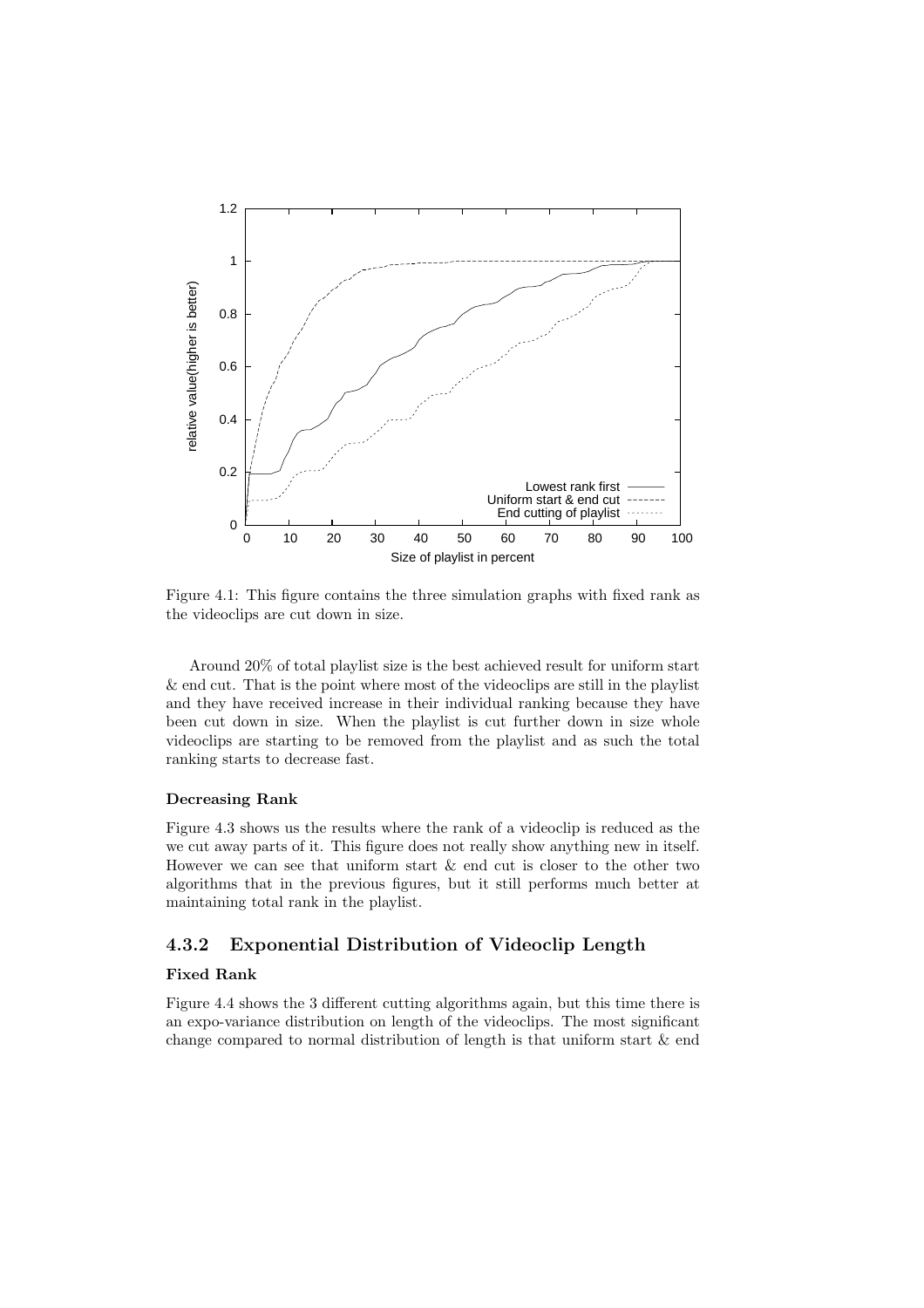Figure 4.1: This figure contains the three simulation graphs with fixed rank as the videoclips are cut down in size.

Around 20% of total playlist size is the best achieved result for uniform start & end cut. That is the point where most of the videoclips are still in the playlist and they have received increase in their individual ranking because they have been cut down in size. When the playlist is cut further down in size whole videoclips are starting to be removed from the playlist and as such the total ranking starts to decrease fast.

#### Decreasing Rank

Figure 4.3 shows us the results where the rank of a videoclip is reduced as the we cut away parts of it. This figure does not really show anything new in itself. However we can see that uniform start & end cut is closer to the other two algorithms that in the previous figures, but it still performs much better at maintaining total rank in the playlist.

### 4.3.2 Exponential Distribution of Videoclip Length

#### Fixed Rank

Figure 4.4 shows the 3 different cutting algorithms again, but this time there is an expo-variance distribution on length of the videoclips. The most significant change compared to normal distribution of length is that uniform start & end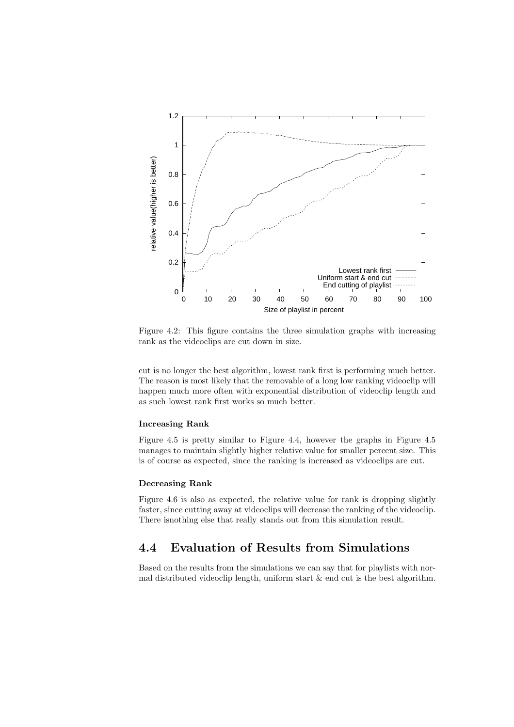Figure 4.2: This figure contains the three simulation graphs with increasing rank as the videoclips are cut down in size.

cut is no longer the best algorithm, lowest rank first is performing much better. The reason is most likely that the removable of a long low ranking videoclip will happen much more often with exponential distribution of videoclip length and as such lowest rank first works so much better.

#### Increasing Rank

Figure 4.5 is pretty similar to Figure 4.4, however the graphs in Figure 4.5 manages to maintain slightly higher relative value for smaller percent size. This is of course as expected, since the ranking is increased as videoclips are cut.

#### Decreasing Rank

Figure 4.6 is also as expected, the relative value for rank is dropping slightly faster, since cutting away at videoclips will decrease the ranking of the videoclip. There isnothing else that really stands out from this simulation result.

## 4.4 Evaluation of Results from Simulations

Based on the results from the simulations we can say that for playlists with normal distributed videoclip length, uniform start & end cut is the best algorithm.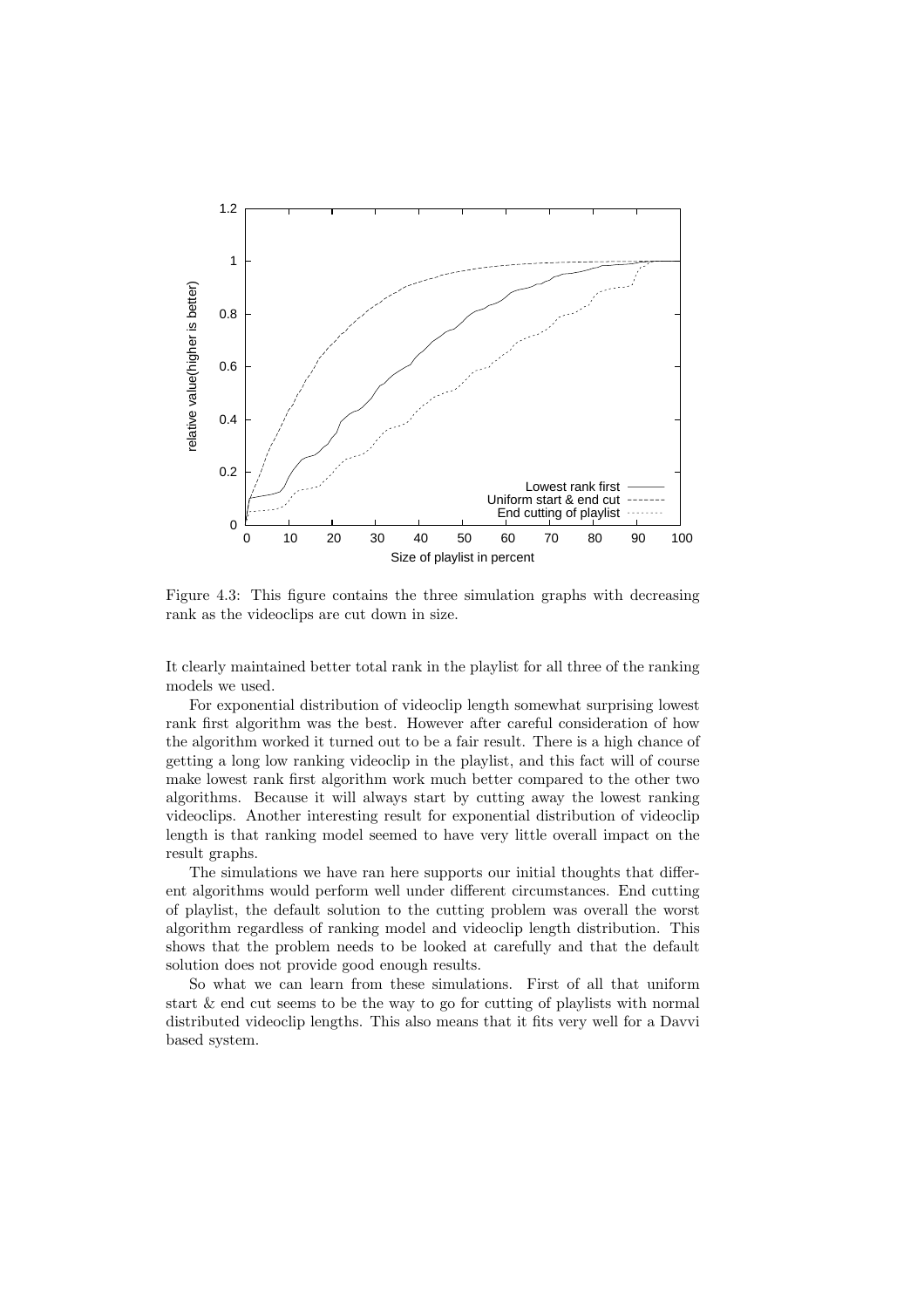Figure 4.3: This figure contains the three simulation graphs with decreasing rank as the videoclips are cut down in size.

It clearly maintained better total rank in the playlist for all three of the ranking models we used.

For exponential distribution of videoclip length somewhat surprising lowest rank first algorithm was the best. However after careful consideration of how the algorithm worked it turned out to be a fair result. There is a high chance of getting a long low ranking videoclip in the playlist, and this fact will of course make lowest rank first algorithm work much better compared to the other two algorithms. Because it will always start by cutting away the lowest ranking videoclips. Another interesting result for exponential distribution of videoclip length is that ranking model seemed to have very little overall impact on the result graphs.

The simulations we have ran here supports our initial thoughts that different algorithms would perform well under different circumstances. End cutting of playlist, the default solution to the cutting problem was overall the worst algorithm regardless of ranking model and videoclip length distribution. This shows that the problem needs to be looked at carefully and that the default solution does not provide good enough results.

So what we can learn from these simulations. First of all that uniform start & end cut seems to be the way to go for cutting of playlists with normal distributed videoclip lengths. This also means that it fits very well for a Davvi based system.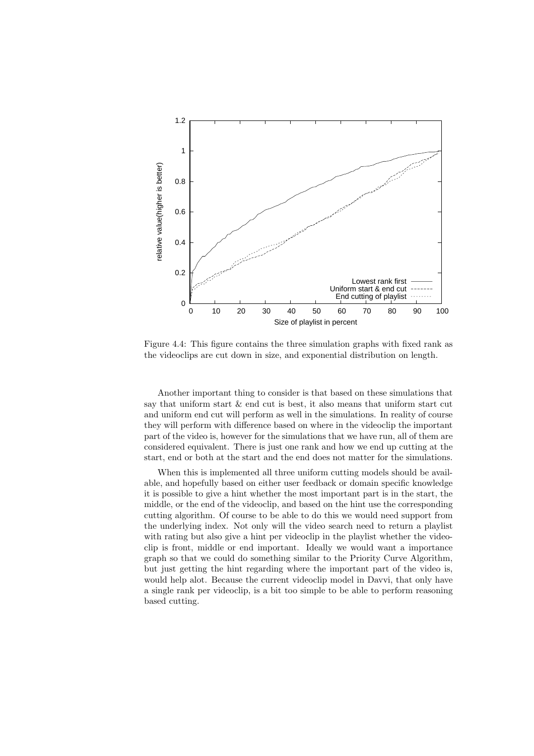Figure 4.4: This figure contains the three simulation graphs with fixed rank as the videoclips are cut down in size, and exponential distribution on length.

Another important thing to consider is that based on these simulations that say that uniform start & end cut is best, it also means that uniform start cut and uniform end cut will perform as well in the simulations. In reality of course they will perform with difference based on where in the videoclip the important part of the video is, however for the simulations that we have run, all of them are considered equivalent. There is just one rank and how we end up cutting at the start, end or both at the start and the end does not matter for the simulations.

When this is implemented all three uniform cutting models should be available, and hopefully based on either user feedback or domain specific knowledge it is possible to give a hint whether the most important part is in the start, the middle, or the end of the videoclip, and based on the hint use the corresponding cutting algorithm. Of course to be able to do this we would need support from the underlying index. Not only will the video search need to return a playlist with rating but also give a hint per videoclip in the playlist whether the videoclip is front, middle or end important. Ideally we would want a importance graph so that we could do something similar to the Priority Curve Algorithm, but just getting the hint regarding where the important part of the video is, would help alot. Because the current videoclip model in Davvi, that only have a single rank per videoclip, is a bit too simple to be able to perform reasoning based cutting.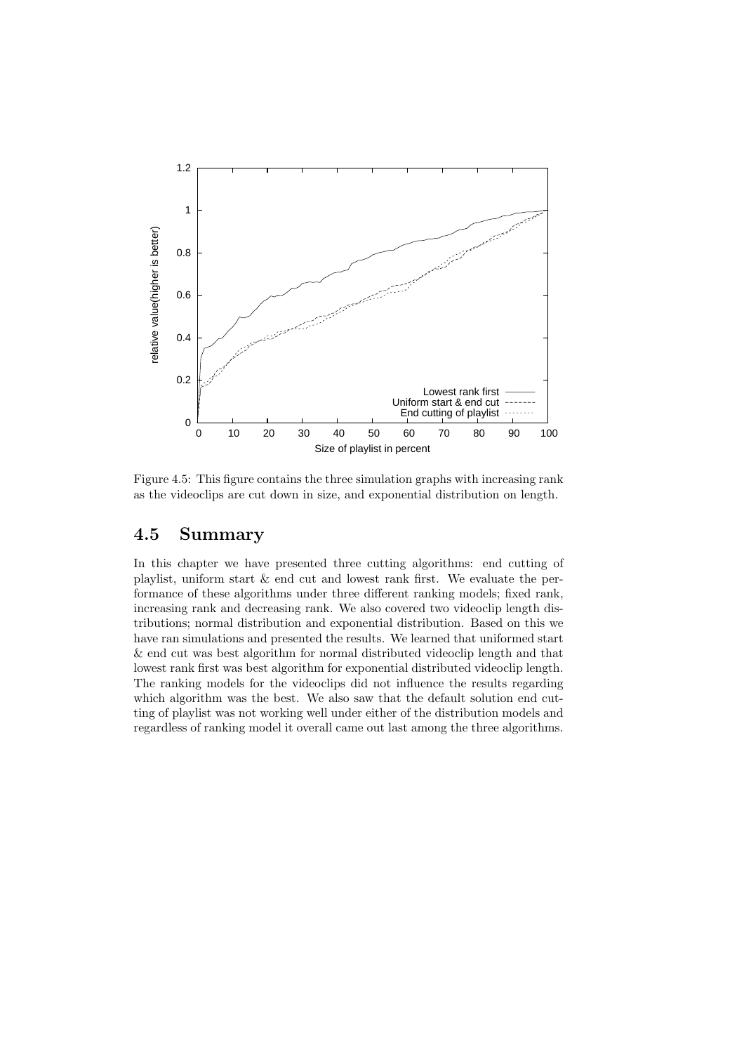Figure 4.5: This figure contains the three simulation graphs with increasing rank as the videoclips are cut down in size, and exponential distribution on length.

## 4.5 Summary

In this chapter we have presented three cutting algorithms: end cutting of playlist, uniform start & end cut and lowest rank first. We evaluate the performance of these algorithms under three different ranking models; fixed rank, increasing rank and decreasing rank. We also covered two videoclip length distributions; normal distribution and exponential distribution. Based on this we have ran simulations and presented the results. We learned that uniformed start & end cut was best algorithm for normal distributed videoclip length and that lowest rank first was best algorithm for exponential distributed videoclip length. The ranking models for the videoclips did not influence the results regarding which algorithm was the best. We also saw that the default solution end cutting of playlist was not working well under either of the distribution models and regardless of ranking model it overall came out last among the three algorithms.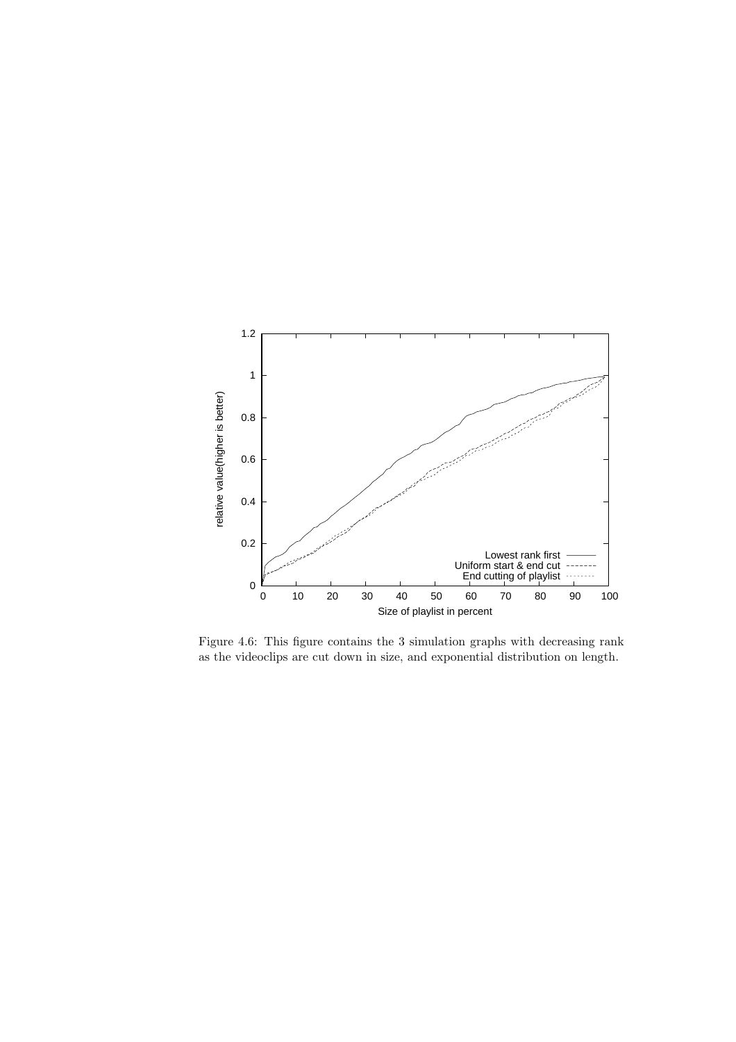Figure 4.6: This figure contains the 3 simulation graphs with decreasing rank as the videoclips are cut down in size, and exponential distribution on length.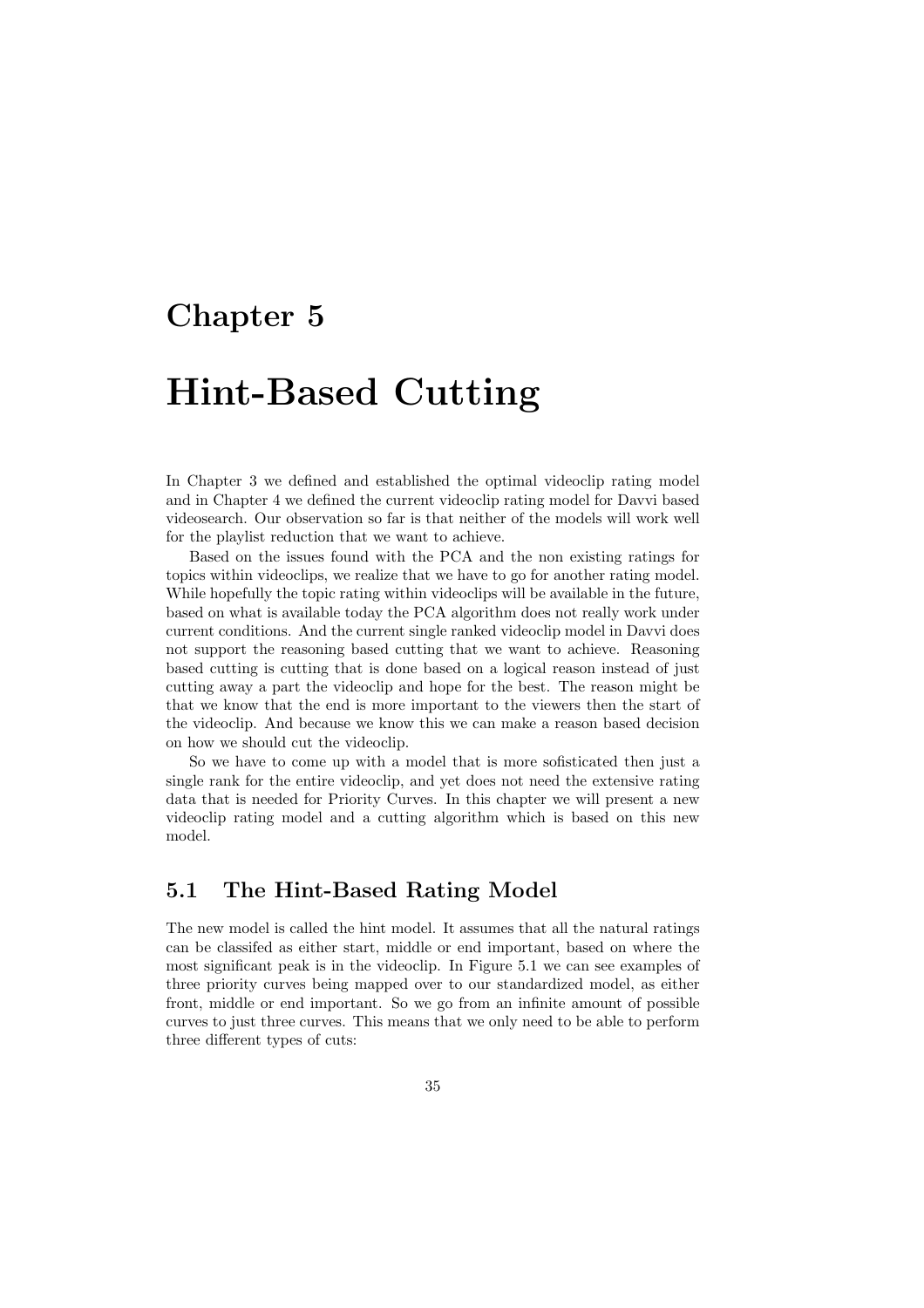# Chapter 5

# Hint-Based Cutting

In Chapter 3 we defined and established the optimal videoclip rating model and in Chapter 4 we defined the current videoclip rating model for Davvi based videosearch. Our observation so far is that neither of the models will work well for the playlist reduction that we want to achieve.

Based on the issues found with the PCA and the non existing ratings for topics within videoclips, we realize that we have to go for another rating model. While hopefully the topic rating within videoclips will be available in the future, based on what is available today the PCA algorithm does not really work under current conditions. And the current single ranked videoclip model in Davvi does not support the reasoning based cutting that we want to achieve. Reasoning based cutting is cutting that is done based on a logical reason instead of just cutting away a part the videoclip and hope for the best. The reason might be that we know that the end is more important to the viewers then the start of the videoclip. And because we know this we can make a reason based decision on how we should cut the videoclip.

So we have to come up with a model that is more sofisticated then just a single rank for the entire videoclip, and yet does not need the extensive rating data that is needed for Priority Curves. In this chapter we will present a new videoclip rating model and a cutting algorithm which is based on this new model.

## 5.1 The Hint-Based Rating Model

The new model is called the hint model. It assumes that all the natural ratings can be classifed as either start, middle or end important, based on where the most significant peak is in the videoclip. In Figure 5.1 we can see examples of three priority curves being mapped over to our standardized model, as either front, middle or end important. So we go from an infinite amount of possible curves to just three curves. This means that we only need to be able to perform three different types of cuts: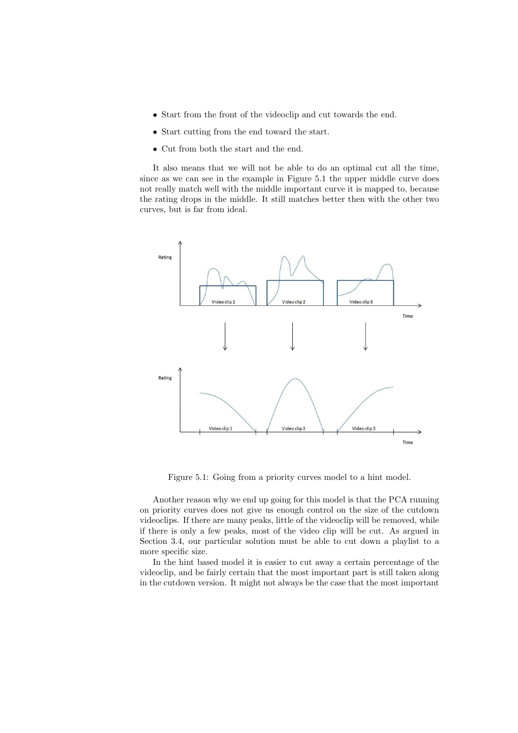- Start from the front of the videoclip and cut towards the end.
- Start cutting from the end toward the start.
- Cut from both the start and the end.

It also means that we will not be able to do an optimal cut all the time, since as we can see in the example in Figure 5.1 the upper middle curve does not really match well with the middle important curve it is mapped to, because the rating drops in the middle. It still matches better then with the other two curves, but is far from ideal.

Figure 5.1: Going from a priority curves model to a hint model.

Another reason why we end up going for this model is that the PCA running on priority curves does not give us enough control on the size of the cutdown videoclips. If there are many peaks, little of the videoclip will be removed, while if there is only a few peaks, most of the video clip will be cut. As argued in Section 3.4, our particular solution must be able to cut down a playlist to a more specific size.

In the hint based model it is easier to cut away a certain percentage of the videoclip, and be fairly certain that the most important part is still taken along in the cutdown version. It might not always be the case that the most important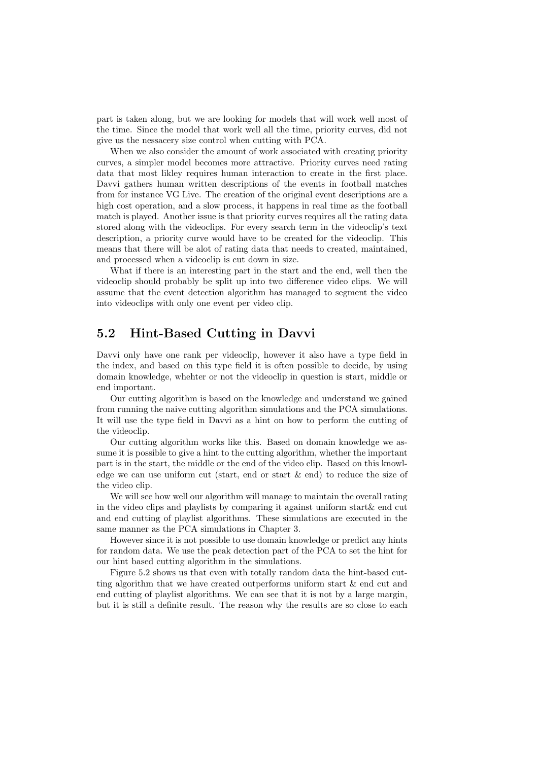part is taken along, but we are looking for models that will work well most of the time. Since the model that work well all the time, priority curves, did not give us the nessacery size control when cutting with PCA.

When we also consider the amount of work associated with creating priority curves, a simpler model becomes more attractive. Priority curves need rating data that most likley requires human interaction to create in the first place. Davvi gathers human written descriptions of the events in football matches from for instance VG Live. The creation of the original event descriptions are a high cost operation, and a slow process, it happens in real time as the football match is played. Another issue is that priority curves requires all the rating data stored along with the videoclips. For every search term in the videoclip's text description, a priority curve would have to be created for the videoclip. This means that there will be alot of rating data that needs to created, maintained, and processed when a videoclip is cut down in size.

What if there is an interesting part in the start and the end, well then the videoclip should probably be split up into two difference video clips. We will assume that the event detection algorithm has managed to segment the video into videoclips with only one event per video clip.

## 5.2 Hint-Based Cutting in Davvi

Davvi only have one rank per videoclip, however it also have a type field in the index, and based on this type field it is often possible to decide, by using domain knowledge, whehter or not the videoclip in question is start, middle or end important.

Our cutting algorithm is based on the knowledge and understand we gained from running the naive cutting algorithm simulations and the PCA simulations. It will use the type field in Davvi as a hint on how to perform the cutting of the videoclip.

Our cutting algorithm works like this. Based on domain knowledge we assume it is possible to give a hint to the cutting algorithm, whether the important part is in the start, the middle or the end of the video clip. Based on this knowledge we can use uniform cut (start, end or start & end) to reduce the size of the video clip.

We will see how well our algorithm will manage to maintain the overall rating in the video clips and playlists by comparing it against uniform start& end cut and end cutting of playlist algorithms. These simulations are executed in the same manner as the PCA simulations in Chapter 3.

However since it is not possible to use domain knowledge or predict any hints for random data. We use the peak detection part of the PCA to set the hint for our hint based cutting algorithm in the simulations.

Figure 5.2 shows us that even with totally random data the hint-based cutting algorithm that we have created outperforms uniform start & end cut and end cutting of playlist algorithms. We can see that it is not by a large margin, but it is still a definite result. The reason why the results are so close to each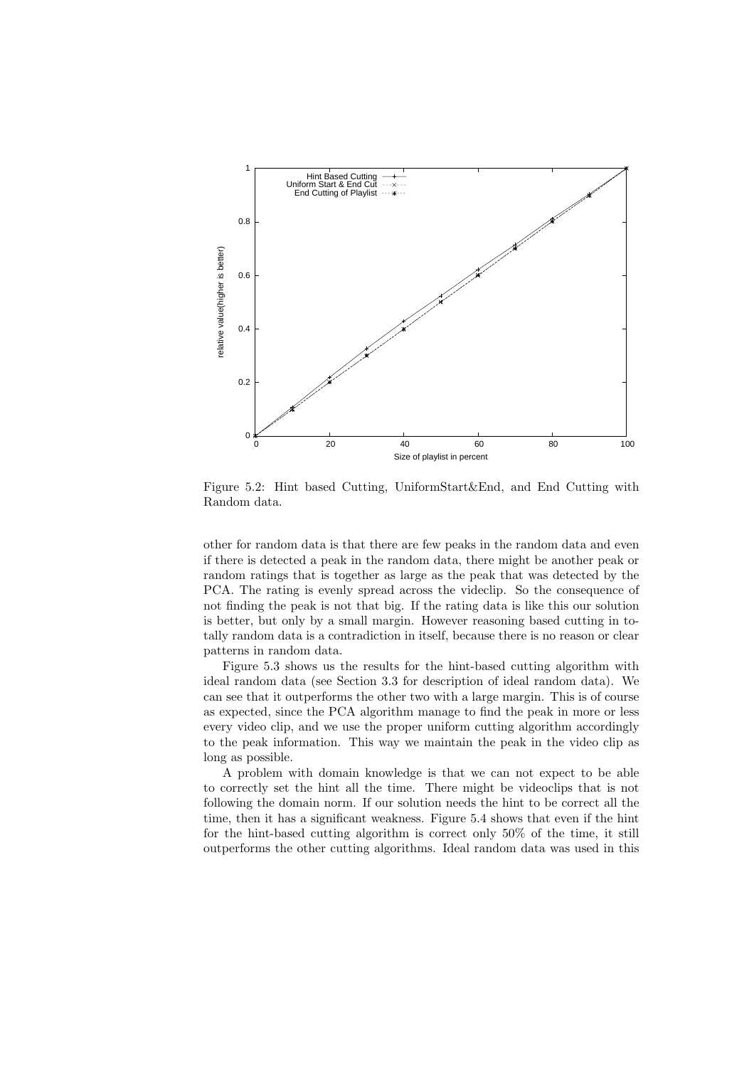Figure 5.2: Hint based Cutting, UniformStart&End, and End Cutting with Random data.

other for random data is that there are few peaks in the random data and even if there is detected a peak in the random data, there might be another peak or random ratings that is together as large as the peak that was detected by the PCA. The rating is evenly spread across the videclip. So the consequence of not finding the peak is not that big. If the rating data is like this our solution is better, but only by a small margin. However reasoning based cutting in totally random data is a contradiction in itself, because there is no reason or clear patterns in random data.

Figure 5.3 shows us the results for the hint-based cutting algorithm with ideal random data (see Section 3.3 for description of ideal random data). We can see that it outperforms the other two with a large margin. This is of course as expected, since the PCA algorithm manage to find the peak in more or less every video clip, and we use the proper uniform cutting algorithm accordingly to the peak information. This way we maintain the peak in the video clip as long as possible.

A problem with domain knowledge is that we can not expect to be able to correctly set the hint all the time. There might be videoclips that is not following the domain norm. If our solution needs the hint to be correct all the time, then it has a significant weakness. Figure 5.4 shows that even if the hint for the hint-based cutting algorithm is correct only 50% of the time, it still outperforms the other cutting algorithms. Ideal random data was used in this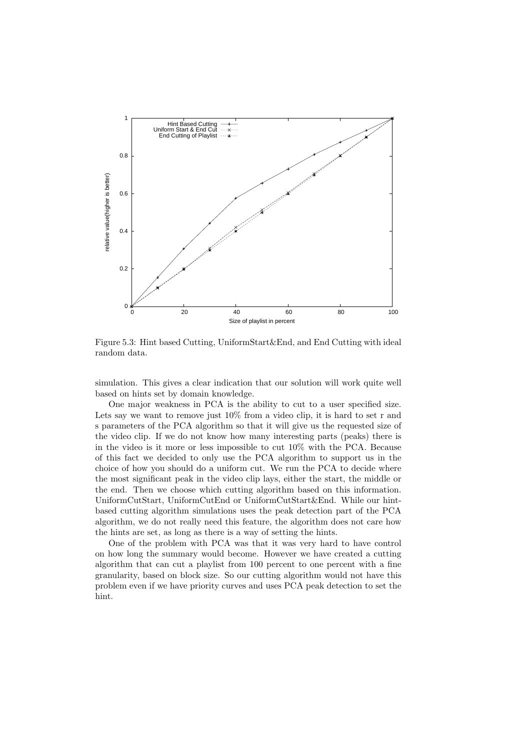Figure 5.3: Hint based Cutting, UniformStart&End, and End Cutting with ideal random data.

simulation. This gives a clear indication that our solution will work quite well based on hints set by domain knowledge.

One major weakness in PCA is the ability to cut to a user specified size. Lets say we want to remove just 10% from a video clip, it is hard to set r and s parameters of the PCA algorithm so that it will give us the requested size of the video clip. If we do not know how many interesting parts (peaks) there is in the video is it more or less impossible to cut 10% with the PCA. Because of this fact we decided to only use the PCA algorithm to support us in the choice of how you should do a uniform cut. We run the PCA to decide where the most significant peak in the video clip lays, either the start, the middle or the end. Then we choose which cutting algorithm based on this information. UniformCutStart, UniformCutEnd or UniformCutStart&End. While our hint-based cutting algorithm simulations uses the peak detection part of the PCA algorithm, we do not really need this feature, the algorithm does not care how the hints are set, as long as there is a way of setting the hints.

One of the problem with PCA was that it was very hard to have control on how long the summary would become. However we have created a cutting algorithm that can cut a playlist from 100 percent to one percent with a fine granularity, based on block size. So our cutting algorithm would not have this problem even if we have priority curves and uses PCA peak detection to set the hint.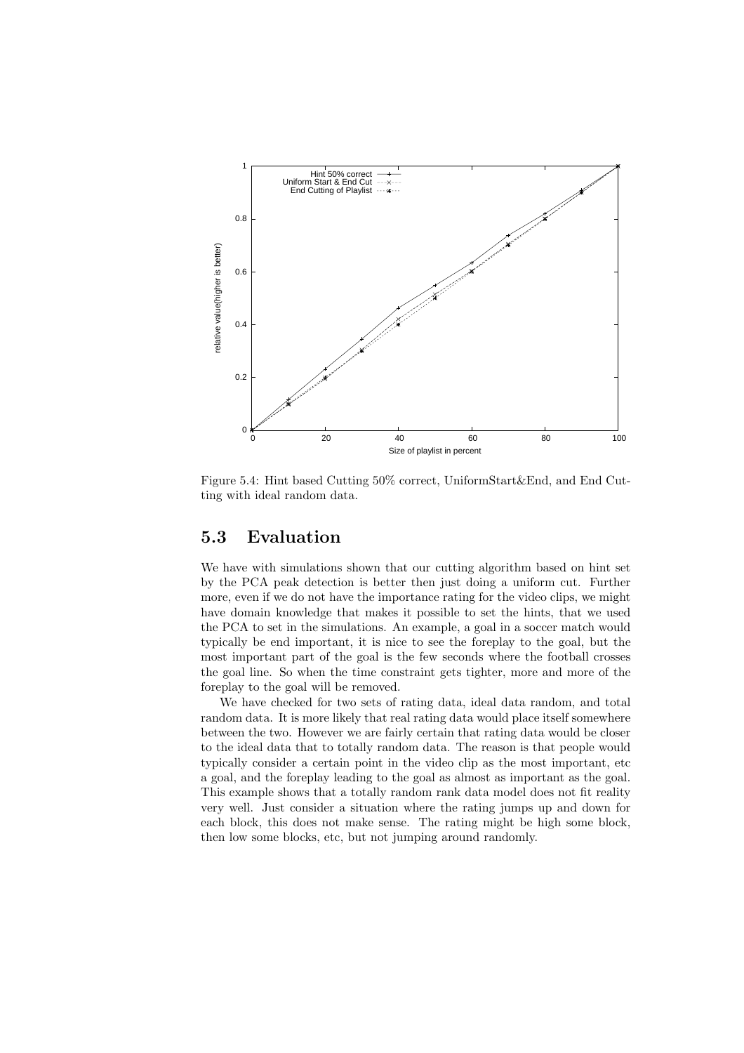Figure 5.4: Hint based Cutting 50% correct, UniformStart&End, and End Cutting with ideal random data.

## 5.3 Evaluation

We have with simulations shown that our cutting algorithm based on hint set by the PCA peak detection is better then just doing a uniform cut. Further more, even if we do not have the importance rating for the video clips, we might have domain knowledge that makes it possible to set the hints, that we used the PCA to set in the simulations. An example, a goal in a soccer match would typically be end important, it is nice to see the foreplay to the goal, but the most important part of the goal is the few seconds where the football crosses the goal line. So when the time constraint gets tighter, more and more of the foreplay to the goal will be removed.

We have checked for two sets of rating data, ideal data random, and total random data. It is more likely that real rating data would place itself somewhere between the two. However we are fairly certain that rating data would be closer to the ideal data that to totally random data. The reason is that people would typically consider a certain point in the video clip as the most important, etc a goal, and the foreplay leading to the goal as almost as important as the goal. This example shows that a totally random rank data model does not fit reality very well. Just consider a situation where the rating jumps up and down for each block, this does not make sense. The rating might be high some block, then low some blocks, etc, but not jumping around randomly.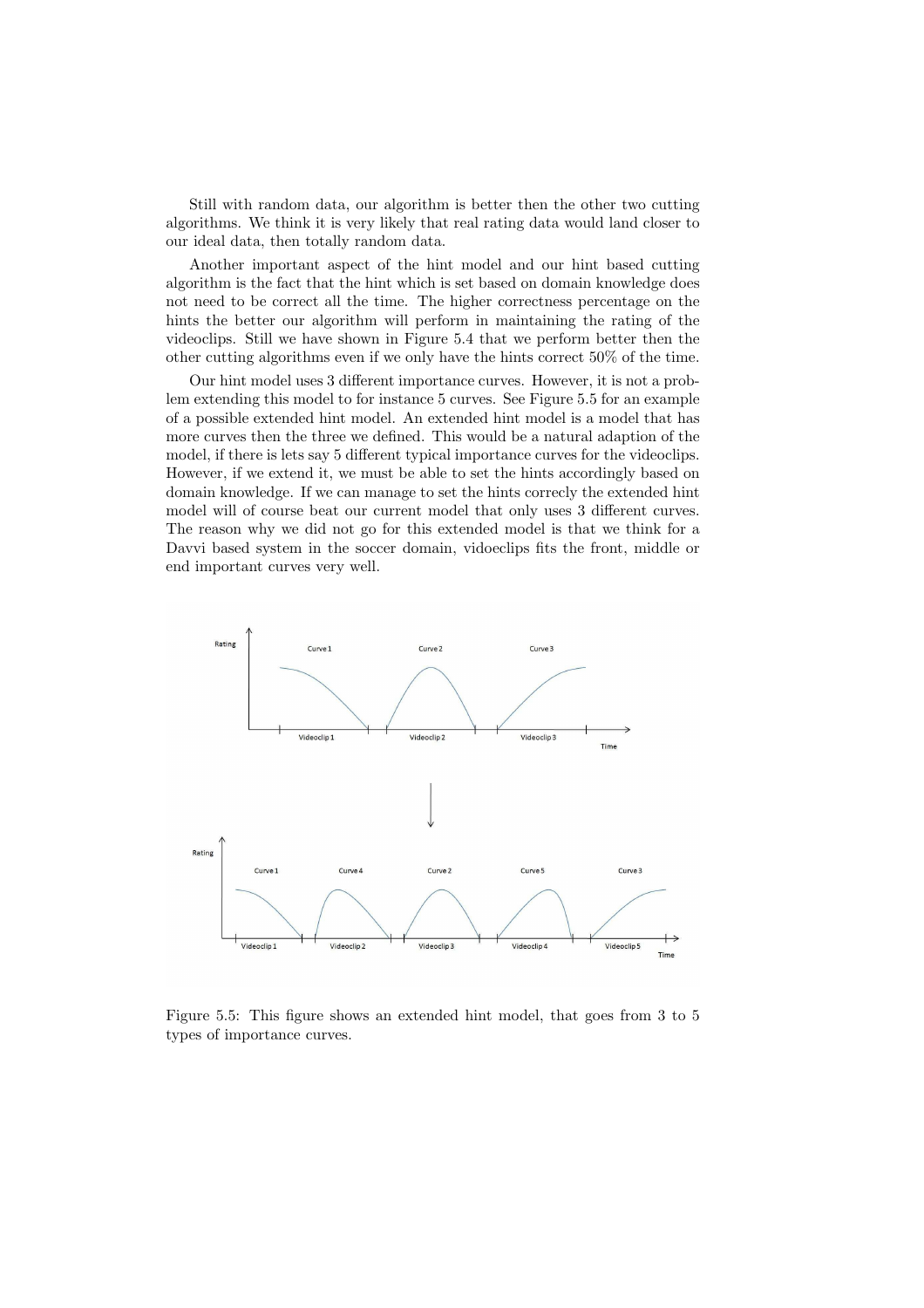Still with random data, our algorithm is better then the other two cutting algorithms. We think it is very likely that real rating data would land closer to our ideal data, then totally random data.

Another important aspect of the hint model and our hint based cutting algorithm is the fact that the hint which is set based on domain knowledge does not need to be correct all the time. The higher correctness percentage on the hints the better our algorithm will perform in maintaining the rating of the videoclips. Still we have shown in Figure 5.4 that we perform better then the other cutting algorithms even if we only have the hints correct 50% of the time.

Our hint model uses 3 different importance curves. However, it is not a problem extending this model to for instance 5 curves. See Figure 5.5 for an example of a possible extended hint model. An extended hint model is a model that has more curves then the three we defined. This would be a natural adaption of the model, if there is lets say 5 different typical importance curves for the videoclips. However, if we extend it, we must be able to set the hints accordingly based on domain knowledge. If we can manage to set the hints correcly the extended hint model will of course beat our current model that only uses 3 different curves. The reason why we did not go for this extended model is that we think for a Davvi based system in the soccer domain, vidoeclips fits the front, middle or end important curves very well.

Figure 5.5: This figure shows an extended hint model, that goes from 3 to 5 types of importance curves.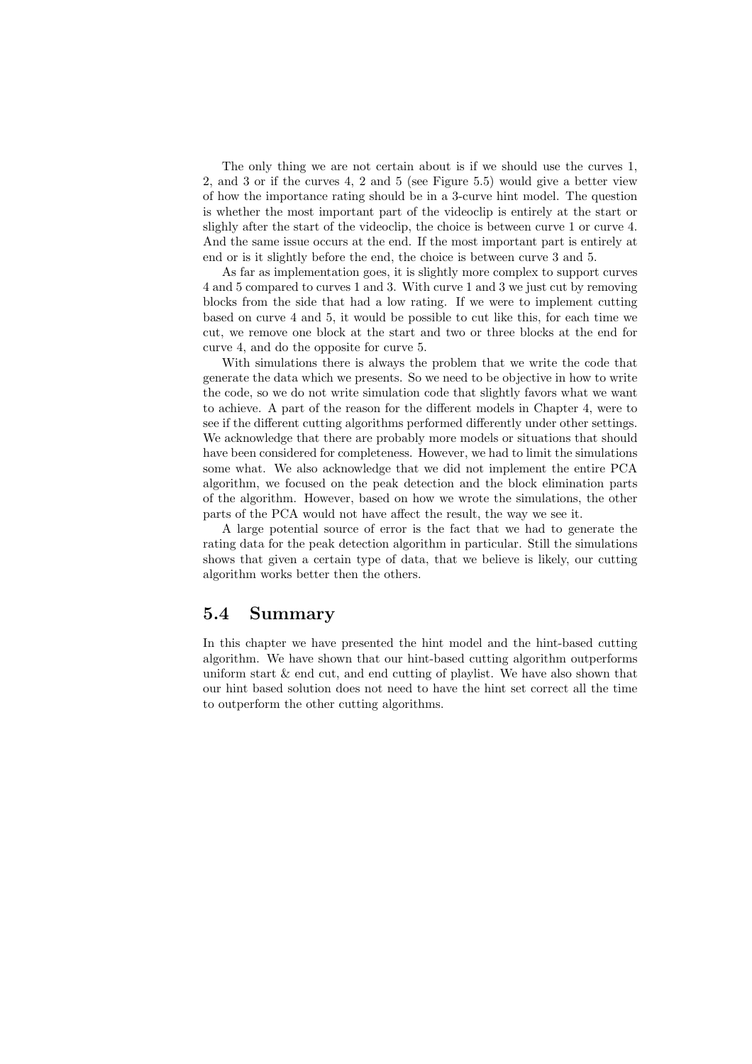The only thing we are not certain about is if we should use the curves 1, 2, and 3 or if the curves 4, 2 and 5 (see Figure 5.5) would give a better view of how the importance rating should be in a 3-curve hint model. The question is whether the most important part of the videoclip is entirely at the start or slighly after the start of the videoclip, the choice is between curve 1 or curve 4. And the same issue occurs at the end. If the most important part is entirely at end or is it slightly before the end, the choice is between curve 3 and 5.

As far as implementation goes, it is slightly more complex to support curves 4 and 5 compared to curves 1 and 3. With curve 1 and 3 we just cut by removing blocks from the side that had a low rating. If we were to implement cutting based on curve 4 and 5, it would be possible to cut like this, for each time we cut, we remove one block at the start and two or three blocks at the end for curve 4, and do the opposite for curve 5.

With simulations there is always the problem that we write the code that generate the data which we presents. So we need to be objective in how to write the code, so we do not write simulation code that slightly favors what we want to achieve. A part of the reason for the different models in Chapter 4, were to see if the different cutting algorithms performed differently under other settings. We acknowledge that there are probably more models or situations that should have been considered for completeness. However, we had to limit the simulations some what. We also acknowledge that we did not implement the entire PCA algorithm, we focused on the peak detection and the block elimination parts of the algorithm. However, based on how we wrote the simulations, the other parts of the PCA would not have affect the result, the way we see it.

A large potential source of error is the fact that we had to generate the rating data for the peak detection algorithm in particular. Still the simulations shows that given a certain type of data, that we believe is likely, our cutting algorithm works better then the others.

## 5.4 Summary

In this chapter we have presented the hint model and the hint-based cutting algorithm. We have shown that our hint-based cutting algorithm outperforms uniform start & end cut, and end cutting of playlist. We have also shown that our hint based solution does not need to have the hint set correct all the time to outperform the other cutting algorithms.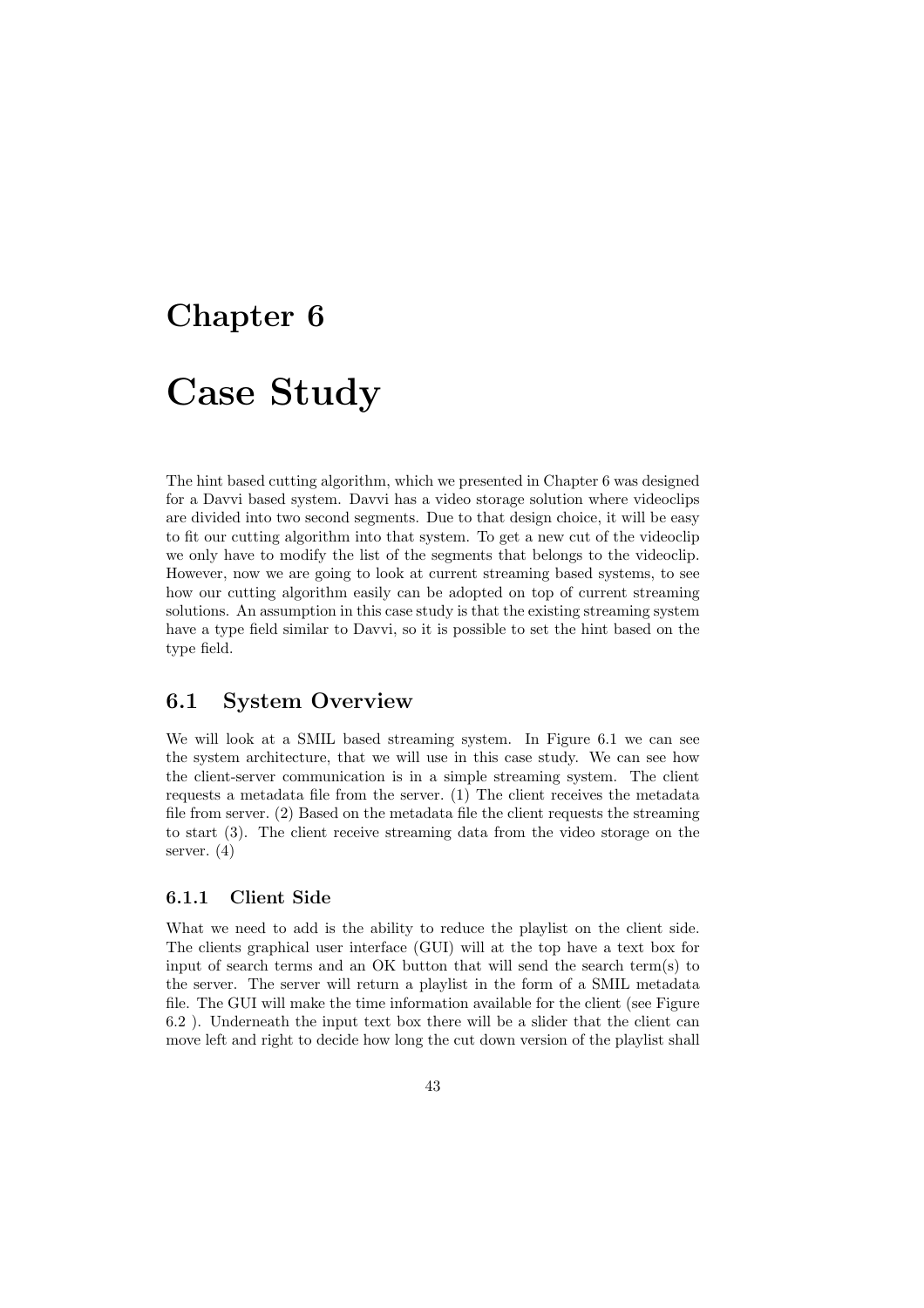# Chapter 6

# Case Study

The hint based cutting algorithm, which we presented in Chapter 6 was designed for a Davvi based system. Davvi has a video storage solution where videoclips are divided into two second segments. Due to that design choice, it will be easy to fit our cutting algorithm into that system. To get a new cut of the videoclip we only have to modify the list of the segments that belongs to the videoclip. However, now we are going to look at current streaming based systems, to see how our cutting algorithm easily can be adopted on top of current streaming solutions. An assumption in this case study is that the existing streaming system have a type field similar to Davvi, so it is possible to set the hint based on the type field.

## 6.1 System Overview

We will look at a SMIL based streaming system. In Figure 6.1 we can see the system architecture, that we will use in this case study. We can see how the client-server communication is in a simple streaming system. The client requests a metadata file from the server. (1) The client receives the metadata file from server. (2) Based on the metadata file the client requests the streaming to start (3). The client receive streaming data from the video storage on the server. (4)

### 6.1.1 Client Side

What we need to add is the ability to reduce the playlist on the client side. The clients graphical user interface (GUI) will at the top have a text box for input of search terms and an OK button that will send the search term(s) to the server. The server will return a playlist in the form of a SMIL metadata file. The GUI will make the time information available for the client (see Figure 6.2 ). Underneath the input text box there will be a slider that the client can move left and right to decide how long the cut down version of the playlist shall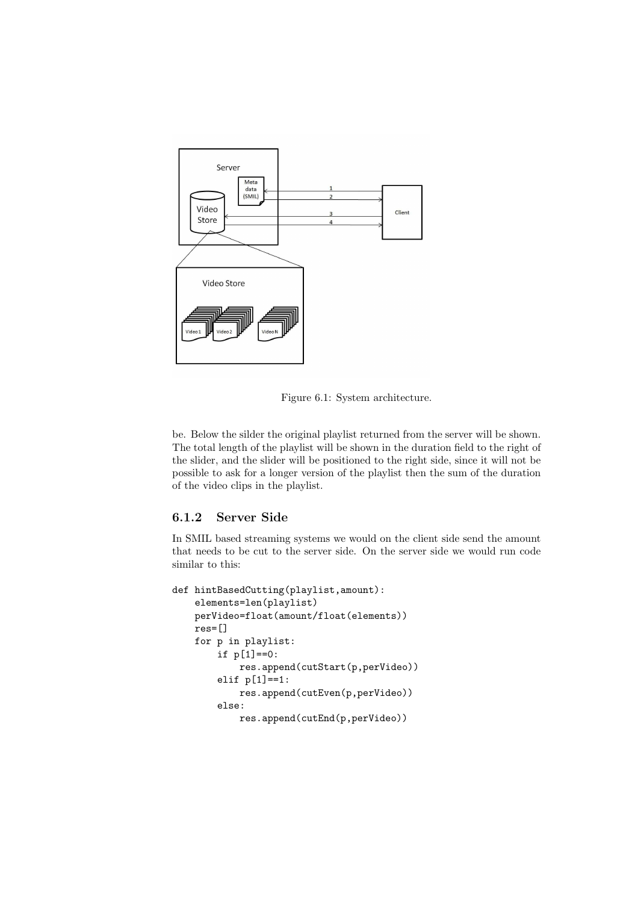Figure 6.1: System architecture.

be. Below the silder the original playlist returned from the server will be shown. The total length of the playlist will be shown in the duration field to the right of the slider, and the slider will be positioned to the right side, since it will not be possible to ask for a longer version of the playlist then the sum of the duration of the video clips in the playlist.

### 6.1.2 Server Side

In SMIL based streaming systems we would on the client side send the amount that needs to be cut to the server side. On the server side we would run code similar to this:

```
def hintBasedCutting(playlist,amount):
    elements=len(playlist)
    perVideo=float(amount/float(elements))
    res=[]
    for p in playlist:
        if p[1]==0:
            res.append(cutStart(p,perVideo))
        elif p[1]==1:
            res.append(cutEven(p,perVideo))
        else:
            res.append(cutEnd(p,perVideo))
```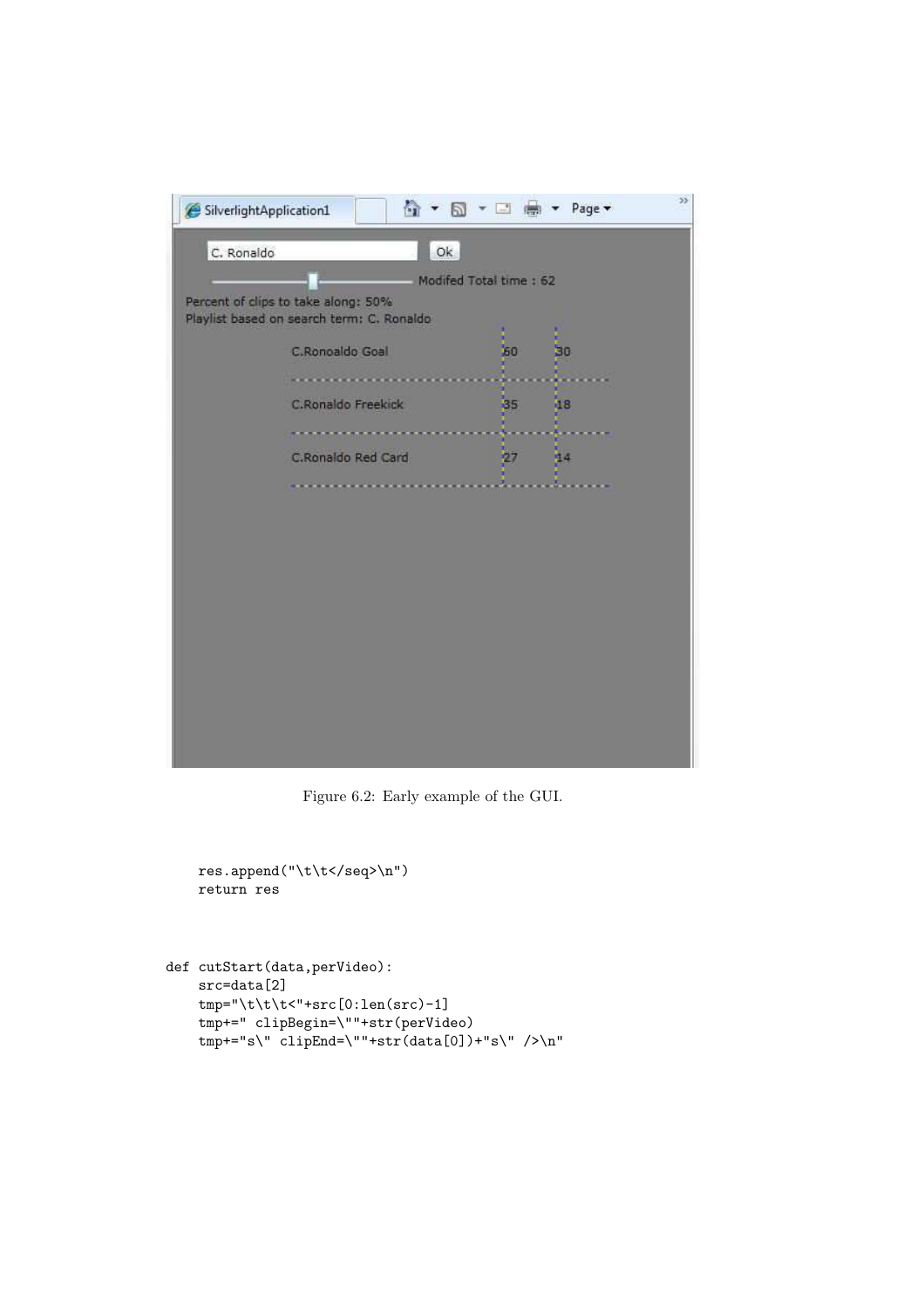Figure 6.2: Early example of the GUI.

```
    res.append("\t\t</seq>\n")
    return res



def cutStart(data,perVideo):
    src=data[2]
    tmp="\t\t\t<"+src[0:len(src)-1]
    tmp+=" clipBegin=\""+str(perVideo)
    tmp+="s\" clipEnd=\""+str(data[0])+"s\" />\n"
```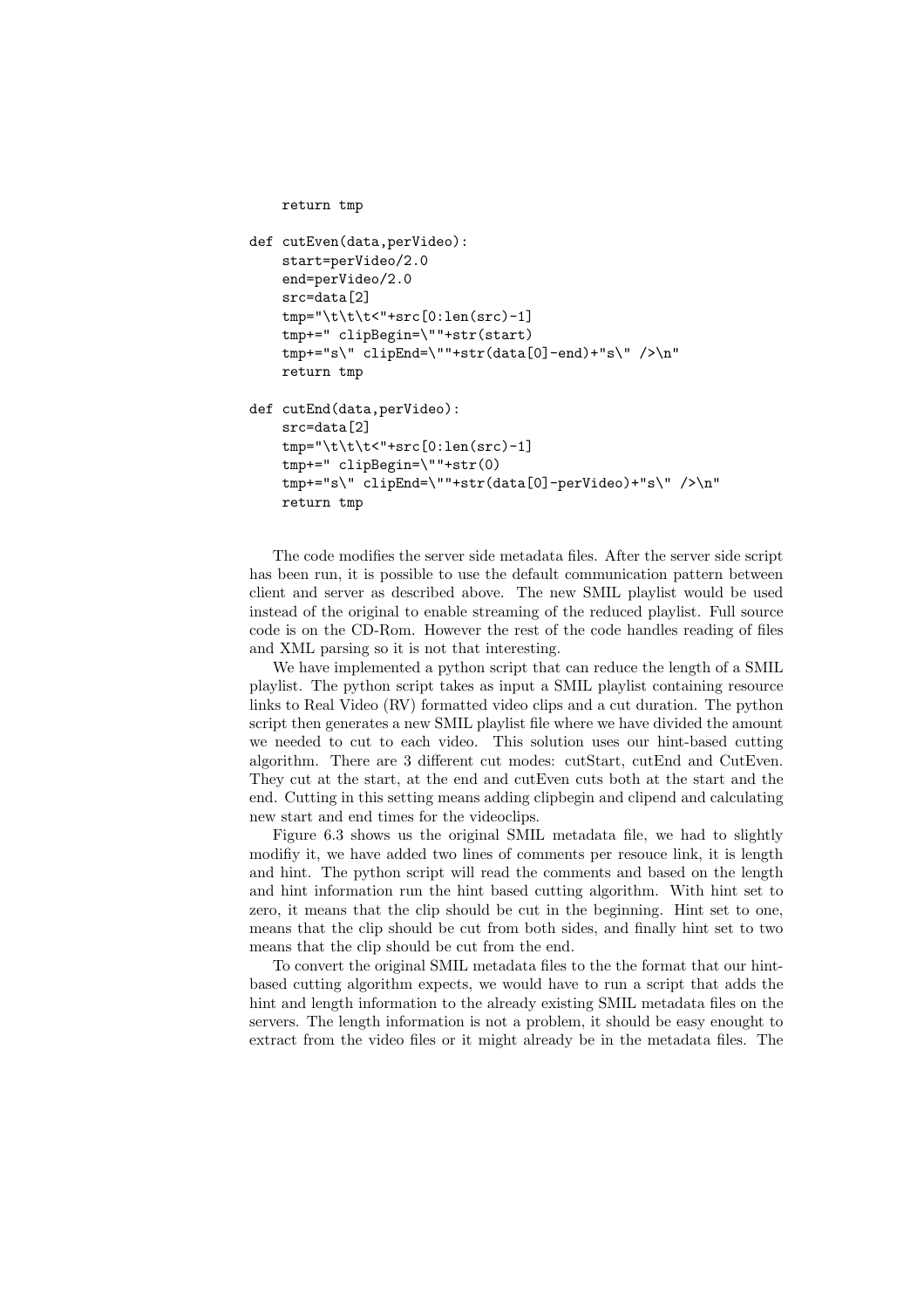```
    return tmp

def cutEven(data,perVideo):
    start=perVideo/2.0
    end=perVideo/2.0
    src=data[2]
    tmp="\t\t\t<"+src[0:len(src)-1]
    tmp+=" clipBegin=\""+str(start)
    tmp+="s\" clipEnd=\""+str(data[0]-end)+"s\" />\n"
    return tmp

def cutEnd(data,perVideo):
    src=data[2]
    tmp="\t\t\t<"+src[0:len(src)-1]
    tmp+=" clipBegin=\""+str(0)
    tmp+="s\" clipEnd=\""+str(data[0]-perVideo)+"s\" />\n"
    return tmp
```

The code modifies the server side metadata files. After the server side script has been run, it is possible to use the default communication pattern between client and server as described above. The new SMIL playlist would be used instead of the original to enable streaming of the reduced playlist. Full source code is on the CD-Rom. However the rest of the code handles reading of files and XML parsing so it is not that interesting.

We have implemented a python script that can reduce the length of a SMIL playlist. The python script takes as input a SMIL playlist containing resource links to Real Video (RV) formatted video clips and a cut duration. The python script then generates a new SMIL playlist file where we have divided the amount we needed to cut to each video. This solution uses our hint-based cutting algorithm. There are 3 different cut modes: cutStart, cutEnd and CutEven. They cut at the start, at the end and cutEven cuts both at the start and the end. Cutting in this setting means adding clipbegin and clipend and calculating new start and end times for the videoclips.

Figure 6.3 shows us the original SMIL metadata file, we had to slightly modifiy it, we have added two lines of comments per resouce link, it is length and hint. The python script will read the comments and based on the length and hint information run the hint based cutting algorithm. With hint set to zero, it means that the clip should be cut in the beginning. Hint set to one, means that the clip should be cut from both sides, and finally hint set to two means that the clip should be cut from the end.

To convert the original SMIL metadata files to the the format that our hint-based cutting algorithm expects, we would have to run a script that adds the hint and length information to the already existing SMIL metadata files on the servers. The length information is not a problem, it should be easy enought to extract from the video files or it might already be in the metadata files. The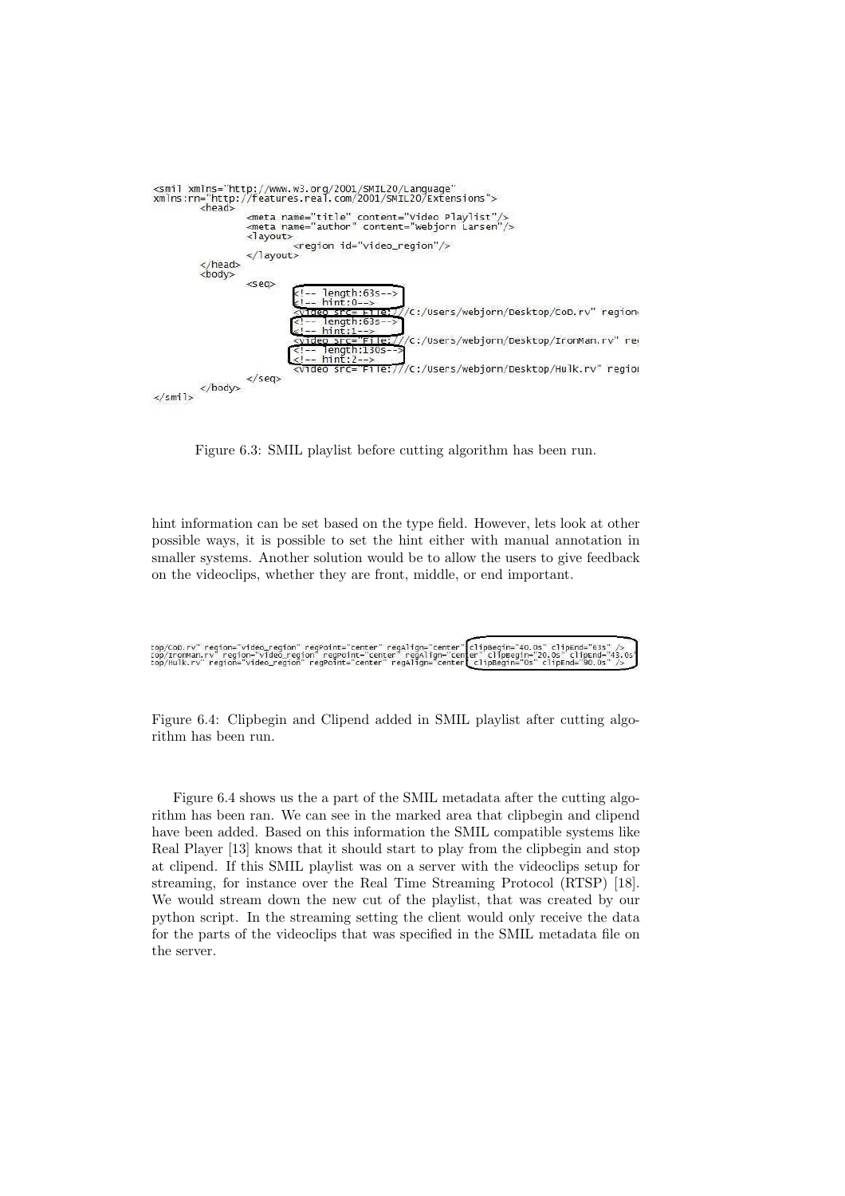```
<smil xmlns="http://www.w3.org/2001/SMIL20/Language"
xmlns:rn="http://features.real.com/2001/SMIL20/Extensions">
        <head>
                <meta name="title" content="Video Playlist"/>
                <meta name="author" content="Webjorn Larsen"/>
                <layout>
                        <region id="video_region"/>
                </layout>
        </head>
        <body>
                <seq>
                        <!-- length:63s-->
                        <!-- hint:0-->
                        <video src="File:///C:/Users/webjorn/Desktop/CoD.rv" region
                        <!-- length:63s-->
                        <!-- hint:1-->
                        <video src="File:///C:/Users/webjorn/Desktop/IronMan.rv" re
                        <!-- length:130s-->
                        <!-- hint:2-->
                        <video src="File:///C:/Users/webjorn/Desktop/Hulk.rv" regio
                </seq>
        </body>
</smil>
```

Figure 6.3: SMIL playlist before cutting algorithm has been run.

hint information can be set based on the type field. However, lets look at other possible ways, it is possible to set the hint either with manual annotation in smaller systems. Another solution would be to allow the users to give feedback on the videoclips, whether they are front, middle, or end important.

```
top/CoD.rv" region="video_region" regPoint="center" regAlign="center" clipBegin="40.0s" clipEnd="63s" />
top/IronMan.rv" region="video_region" regPoint="center" regAlign="center" clipBegin="20.0s" clipEnd="43.0s"
top/Hulk.rv" region="video_region" regPoint="center" regAlign="center" clipBegin="0s" clipEnd="90.0s" />
```

Figure 6.4: Clipbegin and Clipend added in SMIL playlist after cutting algorithm has been run.

Figure 6.4 shows us the a part of the SMIL metadata after the cutting algorithm has been ran. We can see in the marked area that clipbegin and clipend have been added. Based on this information the SMIL compatible systems like Real Player [13] knows that it should start to play from the clipbegin and stop at clipend. If this SMIL playlist was on a server with the videoclips setup for streaming, for instance over the Real Time Streaming Protocol (RTSP) [18]. We would stream down the new cut of the playlist, that was created by our python script. In the streaming setting the client would only receive the data for the parts of the videoclips that was specified in the SMIL metadata file on the server.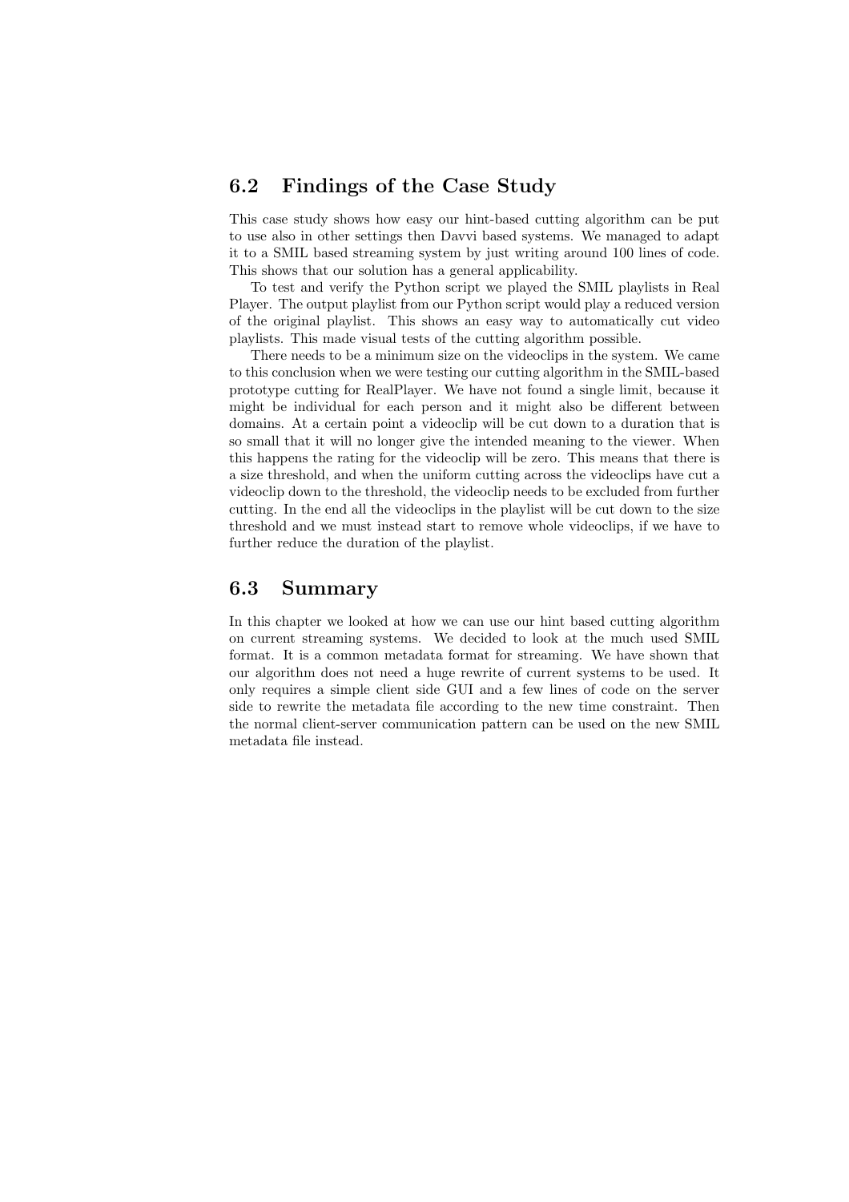## 6.2 Findings of the Case Study

This case study shows how easy our hint-based cutting algorithm can be put to use also in other settings then Davvi based systems. We managed to adapt it to a SMIL based streaming system by just writing around 100 lines of code. This shows that our solution has a general applicability.

To test and verify the Python script we played the SMIL playlists in Real Player. The output playlist from our Python script would play a reduced version of the original playlist. This shows an easy way to automatically cut video playlists. This made visual tests of the cutting algorithm possible.

There needs to be a minimum size on the videoclips in the system. We came to this conclusion when we were testing our cutting algorithm in the SMIL-based prototype cutting for RealPlayer. We have not found a single limit, because it might be individual for each person and it might also be different between domains. At a certain point a videoclip will be cut down to a duration that is so small that it will no longer give the intended meaning to the viewer. When this happens the rating for the videoclip will be zero. This means that there is a size threshold, and when the uniform cutting across the videoclips have cut a videoclip down to the threshold, the videoclip needs to be excluded from further cutting. In the end all the videoclips in the playlist will be cut down to the size threshold and we must instead start to remove whole videoclips, if we have to further reduce the duration of the playlist.

## 6.3 Summary

In this chapter we looked at how we can use our hint based cutting algorithm on current streaming systems. We decided to look at the much used SMIL format. It is a common metadata format for streaming. We have shown that our algorithm does not need a huge rewrite of current systems to be used. It only requires a simple client side GUI and a few lines of code on the server side to rewrite the metadata file according to the new time constraint. Then the normal client-server communication pattern can be used on the new SMIL metadata file instead.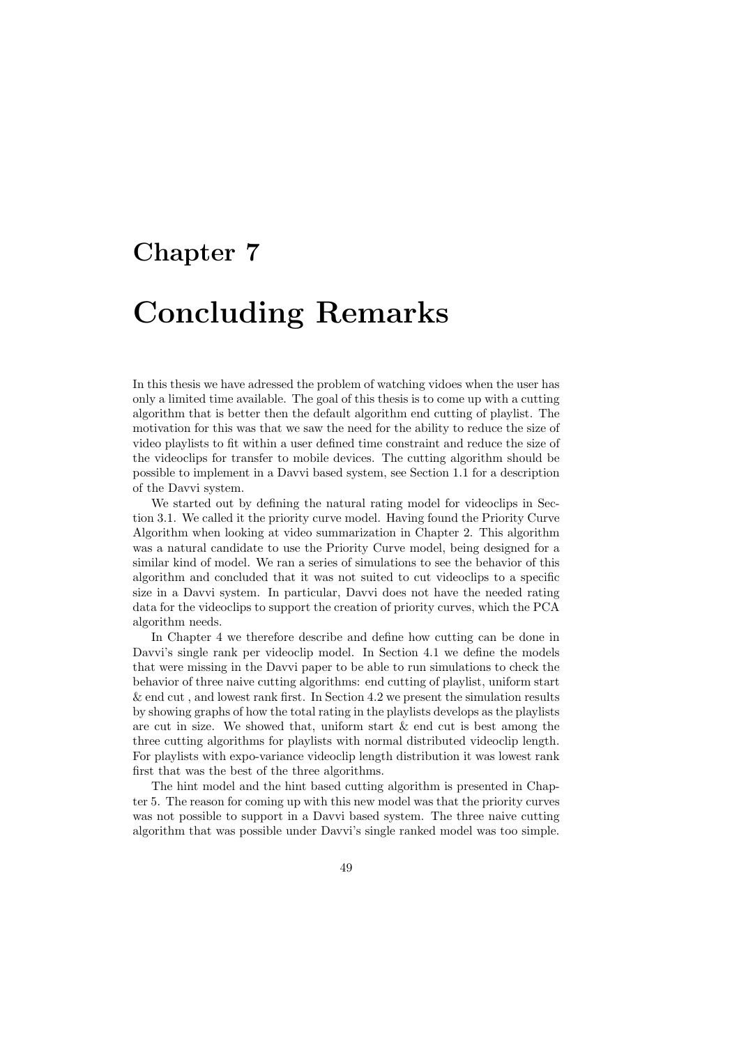# Chapter 7

# Concluding Remarks

In this thesis we have adressed the problem of watching vidoes when the user has only a limited time available. The goal of this thesis is to come up with a cutting algorithm that is better then the default algorithm end cutting of playlist. The motivation for this was that we saw the need for the ability to reduce the size of video playlists to fit within a user defined time constraint and reduce the size of the videoclips for transfer to mobile devices. The cutting algorithm should be possible to implement in a Davvi based system, see Section 1.1 for a description of the Davvi system.

We started out by defining the natural rating model for videoclips in Section 3.1. We called it the priority curve model. Having found the Priority Curve Algorithm when looking at video summarization in Chapter 2. This algorithm was a natural candidate to use the Priority Curve model, being designed for a similar kind of model. We ran a series of simulations to see the behavior of this algorithm and concluded that it was not suited to cut videoclips to a specific size in a Davvi system. In particular, Davvi does not have the needed rating data for the videoclips to support the creation of priority curves, which the PCA algorithm needs.

In Chapter 4 we therefore describe and define how cutting can be done in Davvi's single rank per videoclip model. In Section 4.1 we define the models that were missing in the Davvi paper to be able to run simulations to check the behavior of three naive cutting algorithms: end cutting of playlist, uniform start & end cut , and lowest rank first. In Section 4.2 we present the simulation results by showing graphs of how the total rating in the playlists develops as the playlists are cut in size. We showed that, uniform start & end cut is best among the three cutting algorithms for playlists with normal distributed videoclip length. For playlists with expo-variance videoclip length distribution it was lowest rank first that was the best of the three algorithms.

The hint model and the hint based cutting algorithm is presented in Chapter 5. The reason for coming up with this new model was that the priority curves was not possible to support in a Davvi based system. The three naive cutting algorithm that was possible under Davvi's single ranked model was too simple.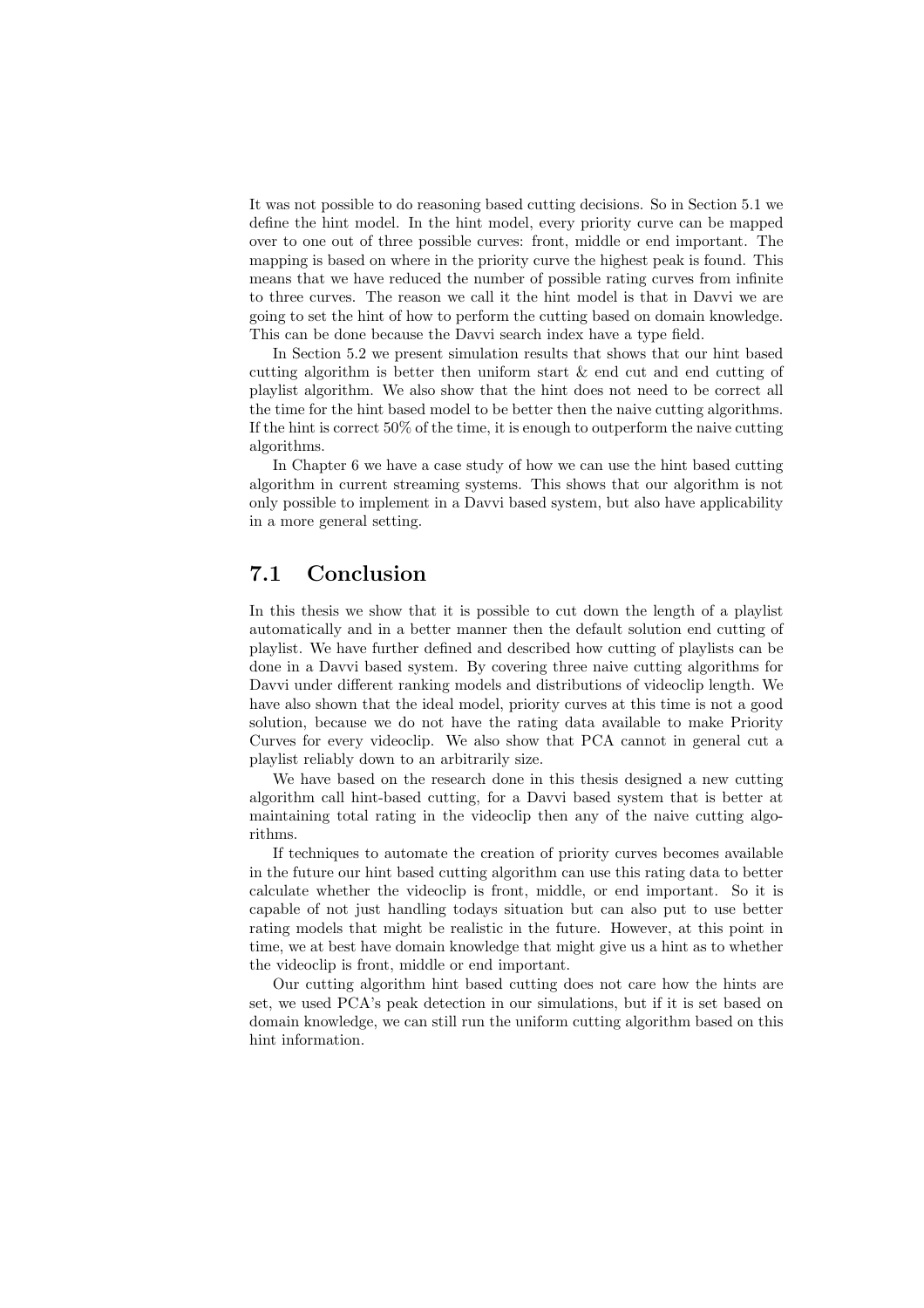It was not possible to do reasoning based cutting decisions. So in Section 5.1 we define the hint model. In the hint model, every priority curve can be mapped over to one out of three possible curves: front, middle or end important. The mapping is based on where in the priority curve the highest peak is found. This means that we have reduced the number of possible rating curves from infinite to three curves. The reason we call it the hint model is that in Davvi we are going to set the hint of how to perform the cutting based on domain knowledge. This can be done because the Davvi search index have a type field.

In Section 5.2 we present simulation results that shows that our hint based cutting algorithm is better then uniform start & end cut and end cutting of playlist algorithm. We also show that the hint does not need to be correct all the time for the hint based model to be better then the naive cutting algorithms. If the hint is correct 50% of the time, it is enough to outperform the naive cutting algorithms.

In Chapter 6 we have a case study of how we can use the hint based cutting algorithm in current streaming systems. This shows that our algorithm is not only possible to implement in a Davvi based system, but also have applicability in a more general setting.

## 7.1 Conclusion

In this thesis we show that it is possible to cut down the length of a playlist automatically and in a better manner then the default solution end cutting of playlist. We have further defined and described how cutting of playlists can be done in a Davvi based system. By covering three naive cutting algorithms for Davvi under different ranking models and distributions of videoclip length. We have also shown that the ideal model, priority curves at this time is not a good solution, because we do not have the rating data available to make Priority Curves for every videoclip. We also show that PCA cannot in general cut a playlist reliably down to an arbitrarily size.

We have based on the research done in this thesis designed a new cutting algorithm call hint-based cutting, for a Davvi based system that is better at maintaining total rating in the videoclip then any of the naive cutting algorithms.

If techniques to automate the creation of priority curves becomes available in the future our hint based cutting algorithm can use this rating data to better calculate whether the videoclip is front, middle, or end important. So it is capable of not just handling todays situation but can also put to use better rating models that might be realistic in the future. However, at this point in time, we at best have domain knowledge that might give us a hint as to whether the videoclip is front, middle or end important.

Our cutting algorithm hint based cutting does not care how the hints are set, we used PCA's peak detection in our simulations, but if it is set based on domain knowledge, we can still run the uniform cutting algorithm based on this hint information.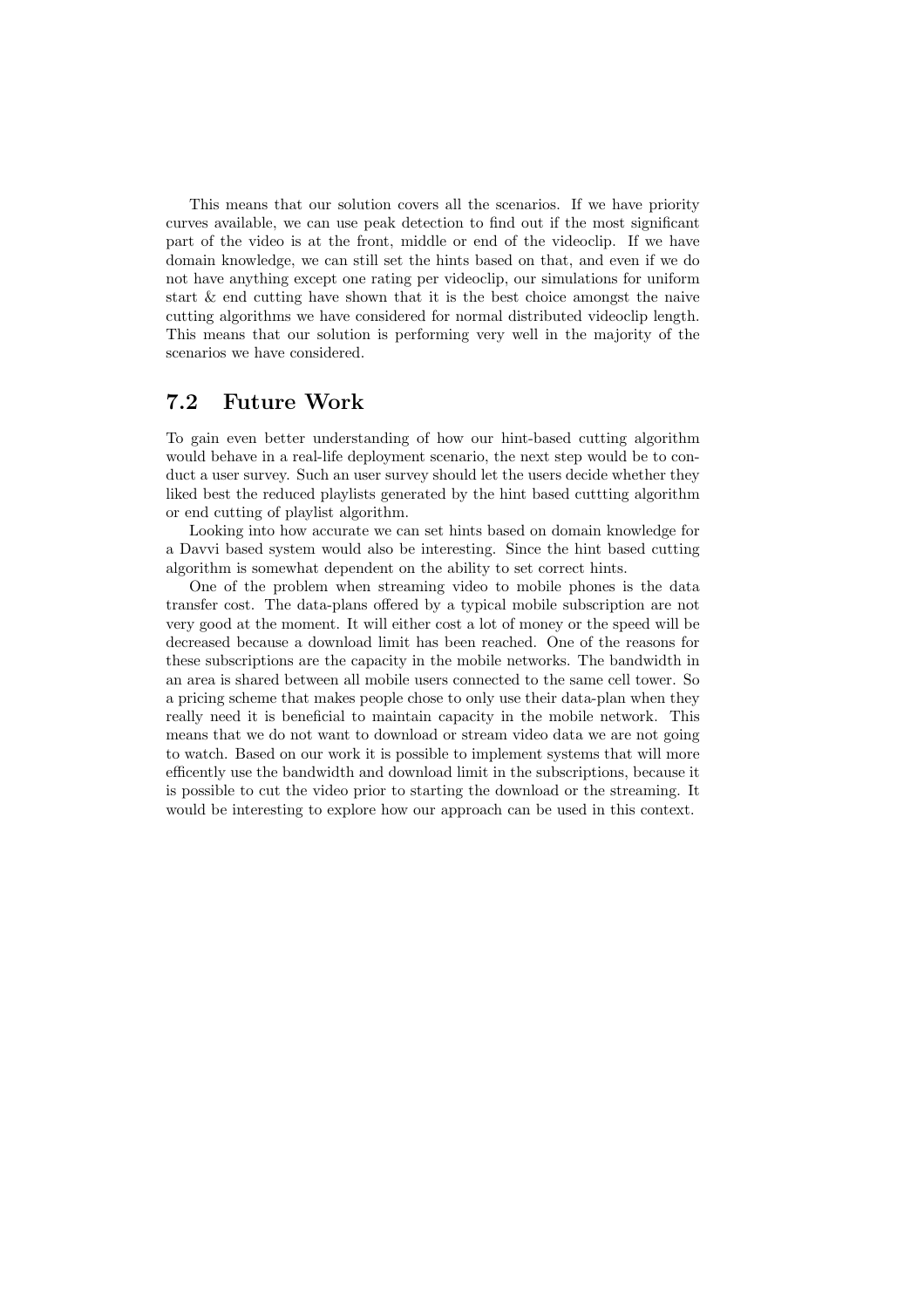This means that our solution covers all the scenarios. If we have priority curves available, we can use peak detection to find out if the most significant part of the video is at the front, middle or end of the videoclip. If we have domain knowledge, we can still set the hints based on that, and even if we do not have anything except one rating per videoclip, our simulations for uniform start & end cutting have shown that it is the best choice amongst the naive cutting algorithms we have considered for normal distributed videoclip length. This means that our solution is performing very well in the majority of the scenarios we have considered.

## 7.2 Future Work

To gain even better understanding of how our hint-based cutting algorithm would behave in a real-life deployment scenario, the next step would be to conduct a user survey. Such an user survey should let the users decide whether they liked best the reduced playlists generated by the hint based cuttting algorithm or end cutting of playlist algorithm.

Looking into how accurate we can set hints based on domain knowledge for a Davvi based system would also be interesting. Since the hint based cutting algorithm is somewhat dependent on the ability to set correct hints.

One of the problem when streaming video to mobile phones is the data transfer cost. The data-plans offered by a typical mobile subscription are not very good at the moment. It will either cost a lot of money or the speed will be decreased because a download limit has been reached. One of the reasons for these subscriptions are the capacity in the mobile networks. The bandwidth in an area is shared between all mobile users connected to the same cell tower. So a pricing scheme that makes people chose to only use their data-plan when they really need it is beneficial to maintain capacity in the mobile network. This means that we do not want to download or stream video data we are not going to watch. Based on our work it is possible to implement systems that will more efficently use the bandwidth and download limit in the subscriptions, because it is possible to cut the video prior to starting the download or the streaming. It would be interesting to explore how our approach can be used in this context.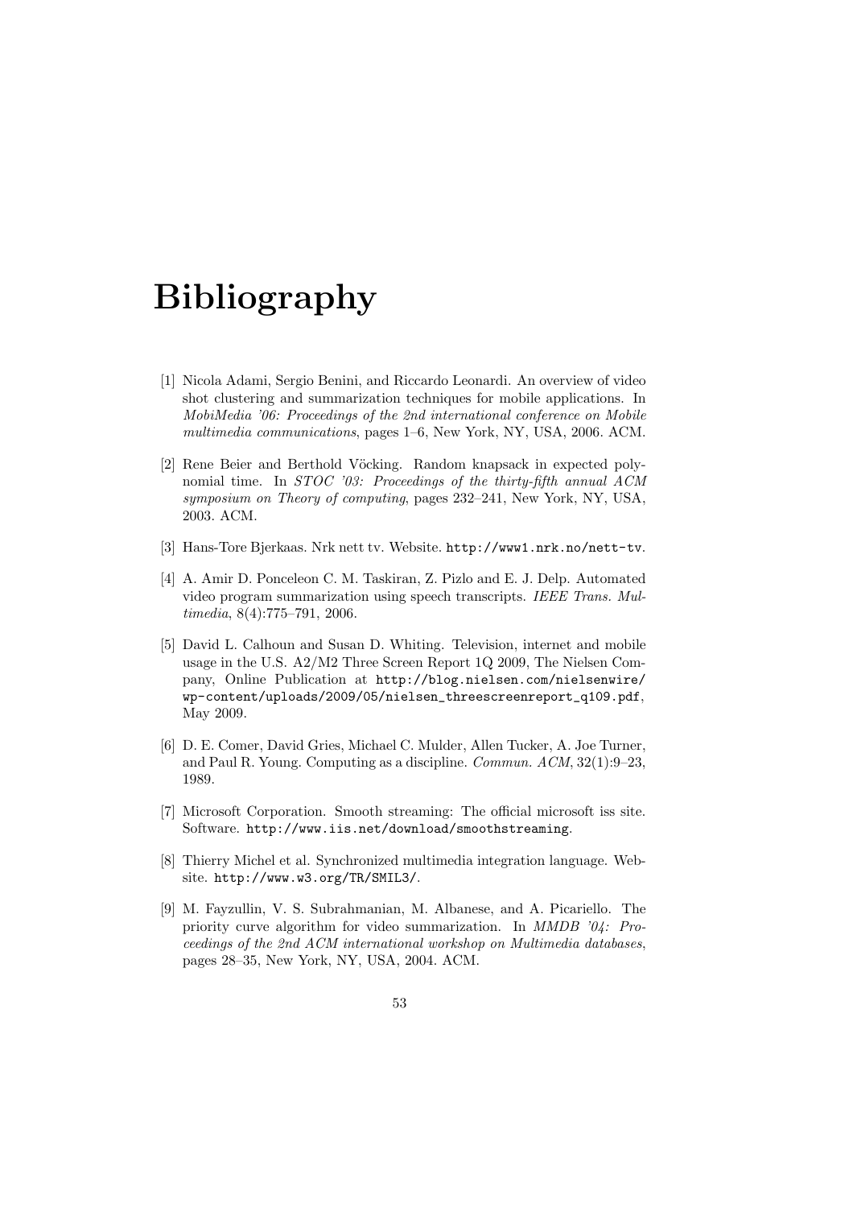# Bibliography

[1] Nicola Adami, Sergio Benini, and Riccardo Leonardi. An overview of video shot clustering and summarization techniques for mobile applications. In *MobiMedia '06: Proceedings of the 2nd international conference on Mobile multimedia communications*, pages 1–6, New York, NY, USA, 2006. ACM.

[2] Rene Beier and Berthold Vöcking. Random knapsack in expected polynomial time. In *STOC '03: Proceedings of the thirty-fifth annual ACM symposium on Theory of computing*, pages 232–241, New York, NY, USA, 2003. ACM.

[3] Hans-Tore Bjerkaas. Nrk nett tv. Website. `http://www1.nrk.no/nett-tv`.

[4] A. Amir D. Ponceleon C. M. Taskiran, Z. Pizlo and E. J. Delp. Automated video program summarization using speech transcripts. *IEEE Trans. Multimedia*, 8(4):775–791, 2006.

[5] David L. Calhoun and Susan D. Whiting. Television, internet and mobile usage in the U.S. A2/M2 Three Screen Report 1Q 2009, The Nielsen Company, Online Publication at `http://blog.nielsen.com/nielsenwire/wp-content/uploads/2009/05/nielsen_threescreenreport_q109.pdf`, May 2009.

[6] D. E. Comer, David Gries, Michael C. Mulder, Allen Tucker, A. Joe Turner, and Paul R. Young. Computing as a discipline. *Commun. ACM*, 32(1):9–23, 1989.

[7] Microsoft Corporation. Smooth streaming: The official microsoft iss site. Software. `http://www.iis.net/download/smoothstreaming`.

[8] Thierry Michel et al. Synchronized multimedia integration language. Website. `http://www.w3.org/TR/SMIL3/`.

[9] M. Fayzullin, V. S. Subrahmanian, M. Albanese, and A. Picariello. The priority curve algorithm for video summarization. In *MMDB '04: Proceedings of the 2nd ACM international workshop on Multimedia databases*, pages 28–35, New York, NY, USA, 2004. ACM.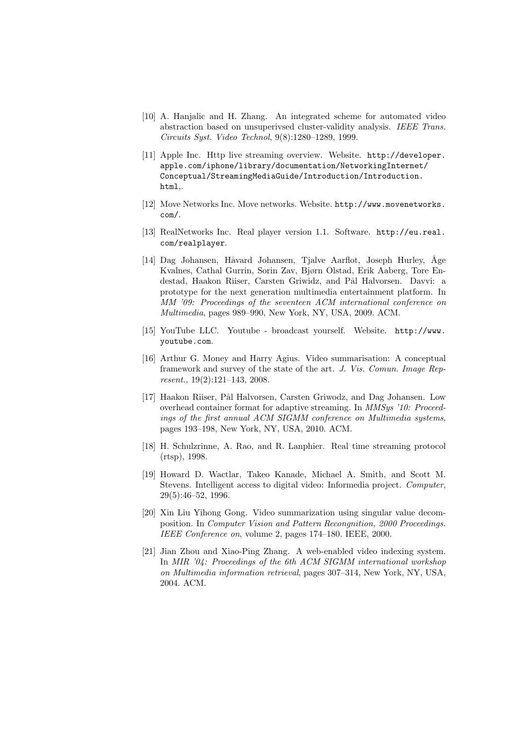[10] A. Hanjalic and H. Zhang. An integrated scheme for automated video abstraction based on unsuperivsed cluster-validity analysis. *IEEE Trans. Circuits Syst. Video Technol*, 9(8):1280–1289, 1999.

[11] Apple Inc. Http live streaming overview. Website. `http://developer.apple.com/iphone/library/documentation/NetworkingInternet/Conceptual/StreamingMediaGuide/Introduction/Introduction.html`,.

[12] Move Networks Inc. Move networks. Website. `http://www.movenetworks.com/`.

[13] RealNetworks Inc. Real player version 1.1. Software. `http://eu.real.com/realplayer`.

[14] Dag Johansen, Håvard Johansen, Tjalve Aarflot, Joseph Hurley, Åge Kvalnes, Cathal Gurrin, Sorin Zav, Bjørn Olstad, Erik Aaberg, Tore Endestad, Haakon Riiser, Carsten Griwidz, and Pål Halvorsen. Davvi: a prototype for the next generation multimedia entertainment platform. In *MM '09: Proceedings of the seventeen ACM international conference on Multimedia*, pages 989–990, New York, NY, USA, 2009. ACM.

[15] YouTube LLC. Youtube - broadcast yourself. Website. `http://www.youtube.com`.

[16] Arthur G. Money and Harry Agius. Video summarisation: A conceptual framework and survey of the state of the art. *J. Vis. Comun. Image Represent.*, 19(2):121–143, 2008.

[17] Haakon Riiser, Pål Halvorsen, Carsten Griwodz, and Dag Johansen. Low overhead container format for adaptive streaming. In *MMSys '10: Proceedings of the first annual ACM SIGMM conference on Multimedia systems*, pages 193–198, New York, NY, USA, 2010. ACM.

[18] H. Schulzrinne, A. Rao, and R. Lanphier. Real time streaming protocol (rtsp), 1998.

[19] Howard D. Wactlar, Takeo Kanade, Michael A. Smith, and Scott M. Stevens. Intelligent access to digital video: Informedia project. *Computer*, 29(5):46–52, 1996.

[20] Xin Liu Yihong Gong. Video summarization using singular value decomposition. In *Computer Vision and Pattern Recongnition, 2000 Proceedings. IEEE Conference on*, volume 2, pages 174–180. IEEE, 2000.

[21] Jian Zhou and Xiao-Ping Zhang. A web-enabled video indexing system. In *MIR '04: Proceedings of the 6th ACM SIGMM international workshop on Multimedia information retrieval*, pages 307–314, New York, NY, USA, 2004. ACM.